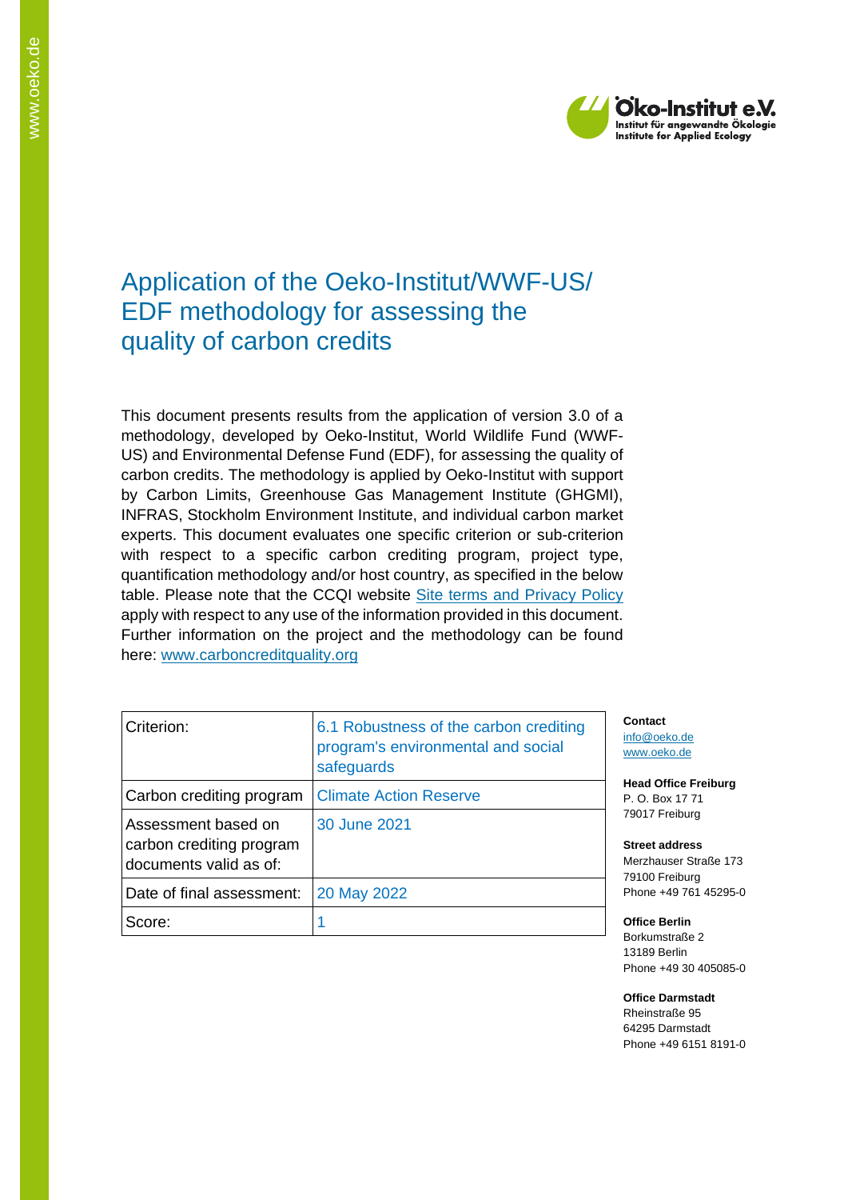# Application of the Oeko-Institut/WWF-US/ EDF methodology for assessing the quality of carbon credits

This document presents results from the application of version 3.0 of a methodology, developed by Oeko-Institut, World Wildlife Fund (WWF-US) and Environmental Defense Fund (EDF), for assessing the quality of carbon credits. The methodology is applied by Oeko-Institut with support by Carbon Limits, Greenhouse Gas Management Institute (GHGMI), INFRAS, Stockholm Environment Institute, and individual carbon market experts. This document evaluates one specific criterion or sub-criterion with respect to a specific carbon crediting program, project type, quantification methodology and/or host country, as specified in the below table. Please note that the CCQI website [Site terms and Privacy Policy] apply with respect to any use of the information provided in this document. Further information on the project and the methodology can be found here: www.carboncreditquality.org

| Criterion: | 6.1 Robustness of the carbon crediting program's environmental and social safeguards |
|---|---|
| Carbon crediting program | Climate Action Reserve |
| Assessment based on carbon crediting program documents valid as of: | 30 June 2021 |
| Date of final assessment: | 20 May 2022 |
| Score: | 1 |

**Contact**
info@oeko.de
www.oeko.de

**Head Office Freiburg**
P. O. Box 17 71
79017 Freiburg

**Street address**
Merzhauser Straße 173
79100 Freiburg
Phone +49 761 45295-0

**Office Berlin**
Borkumstraße 2
13189 Berlin
Phone +49 30 405085-0

**Office Darmstadt**
Rheinstraße 95
64295 Darmstadt
Phone +49 6151 8191-0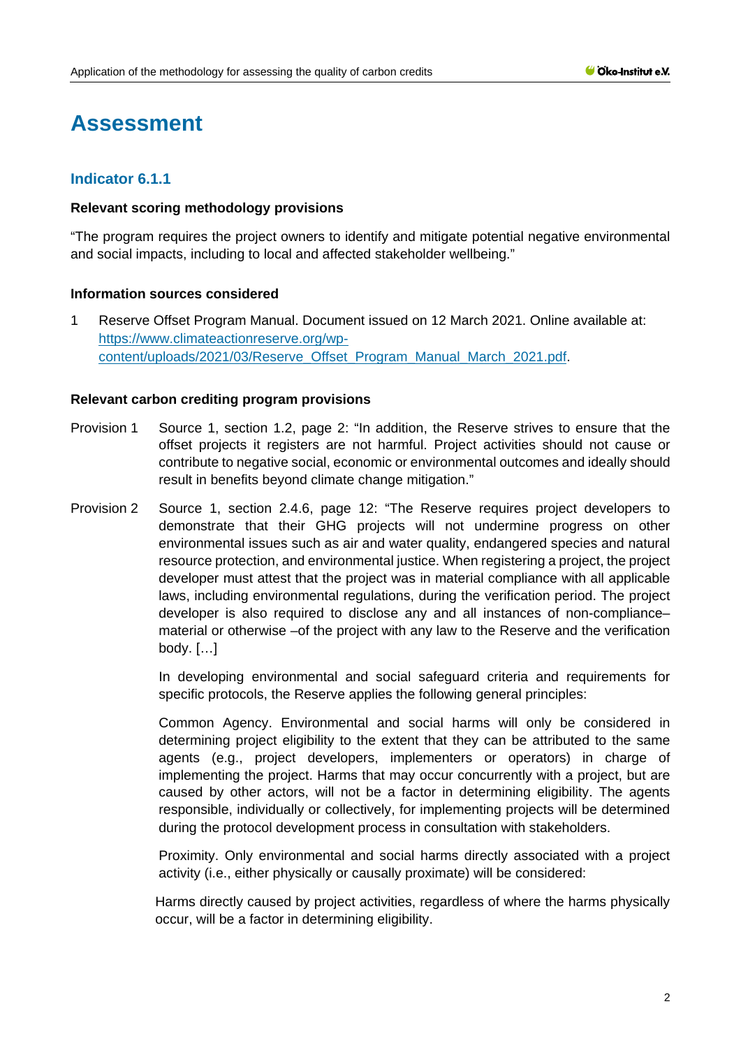# Assessment

## Indicator 6.1.1

### Relevant scoring methodology provisions

"The program requires the project owners to identify and mitigate potential negative environmental and social impacts, including to local and affected stakeholder wellbeing."

### Information sources considered

1 Reserve Offset Program Manual. Document issued on 12 March 2021. Online available at: https://www.climateactionreserve.org/wp-content/uploads/2021/03/Reserve_Offset_Program_Manual_March_2021.pdf.

### Relevant carbon crediting program provisions

Provision 1 Source 1, section 1.2, page 2: "In addition, the Reserve strives to ensure that the offset projects it registers are not harmful. Project activities should not cause or contribute to negative social, economic or environmental outcomes and ideally should result in benefits beyond climate change mitigation."

Provision 2 Source 1, section 2.4.6, page 12: "The Reserve requires project developers to demonstrate that their GHG projects will not undermine progress on other environmental issues such as air and water quality, endangered species and natural resource protection, and environmental justice. When registering a project, the project developer must attest that the project was in material compliance with all applicable laws, including environmental regulations, during the verification period. The project developer is also required to disclose any and all instances of non-compliance– material or otherwise –of the project with any law to the Reserve and the verification body. […]

In developing environmental and social safeguard criteria and requirements for specific protocols, the Reserve applies the following general principles:

Common Agency. Environmental and social harms will only be considered in determining project eligibility to the extent that they can be attributed to the same agents (e.g., project developers, implementers or operators) in charge of implementing the project. Harms that may occur concurrently with a project, but are caused by other actors, will not be a factor in determining eligibility. The agents responsible, individually or collectively, for implementing projects will be determined during the protocol development process in consultation with stakeholders.

Proximity. Only environmental and social harms directly associated with a project activity (i.e., either physically or causally proximate) will be considered:

Harms directly caused by project activities, regardless of where the harms physically occur, will be a factor in determining eligibility.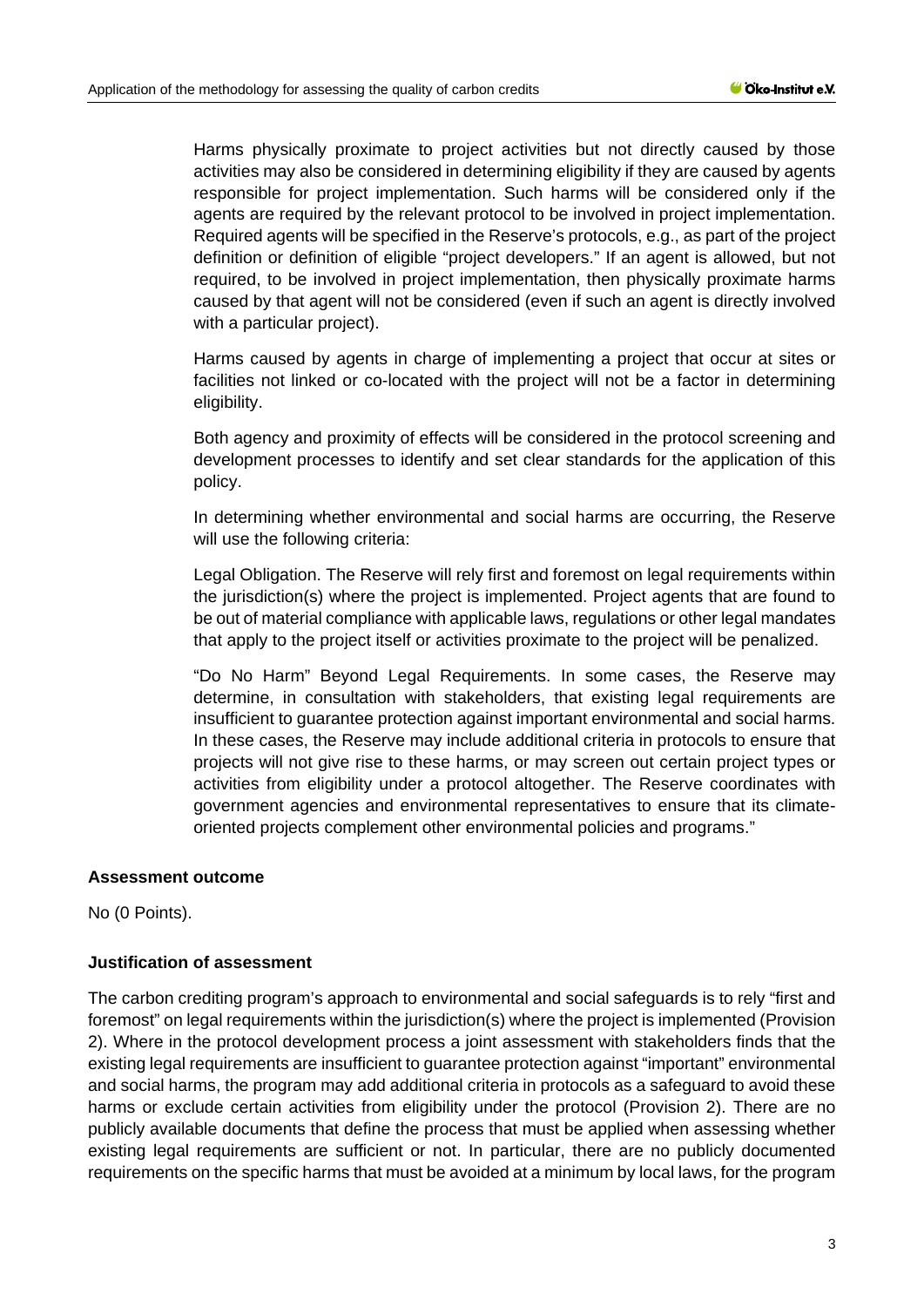Harms physically proximate to project activities but not directly caused by those activities may also be considered in determining eligibility if they are caused by agents responsible for project implementation. Such harms will be considered only if the agents are required by the relevant protocol to be involved in project implementation. Required agents will be specified in the Reserve's protocols, e.g., as part of the project definition or definition of eligible "project developers." If an agent is allowed, but not required, to be involved in project implementation, then physically proximate harms caused by that agent will not be considered (even if such an agent is directly involved with a particular project).

Harms caused by agents in charge of implementing a project that occur at sites or facilities not linked or co-located with the project will not be a factor in determining eligibility.

Both agency and proximity of effects will be considered in the protocol screening and development processes to identify and set clear standards for the application of this policy.

In determining whether environmental and social harms are occurring, the Reserve will use the following criteria:

Legal Obligation. The Reserve will rely first and foremost on legal requirements within the jurisdiction(s) where the project is implemented. Project agents that are found to be out of material compliance with applicable laws, regulations or other legal mandates that apply to the project itself or activities proximate to the project will be penalized.

"Do No Harm" Beyond Legal Requirements. In some cases, the Reserve may determine, in consultation with stakeholders, that existing legal requirements are insufficient to guarantee protection against important environmental and social harms. In these cases, the Reserve may include additional criteria in protocols to ensure that projects will not give rise to these harms, or may screen out certain project types or activities from eligibility under a protocol altogether. The Reserve coordinates with government agencies and environmental representatives to ensure that its climate-oriented projects complement other environmental policies and programs."

**Assessment outcome**

No (0 Points).

**Justification of assessment**

The carbon crediting program's approach to environmental and social safeguards is to rely "first and foremost" on legal requirements within the jurisdiction(s) where the project is implemented (Provision 2). Where in the protocol development process a joint assessment with stakeholders finds that the existing legal requirements are insufficient to guarantee protection against "important" environmental and social harms, the program may add additional criteria in protocols as a safeguard to avoid these harms or exclude certain activities from eligibility under the protocol (Provision 2). There are no publicly available documents that define the process that must be applied when assessing whether existing legal requirements are sufficient or not. In particular, there are no publicly documented requirements on the specific harms that must be avoided at a minimum by local laws, for the program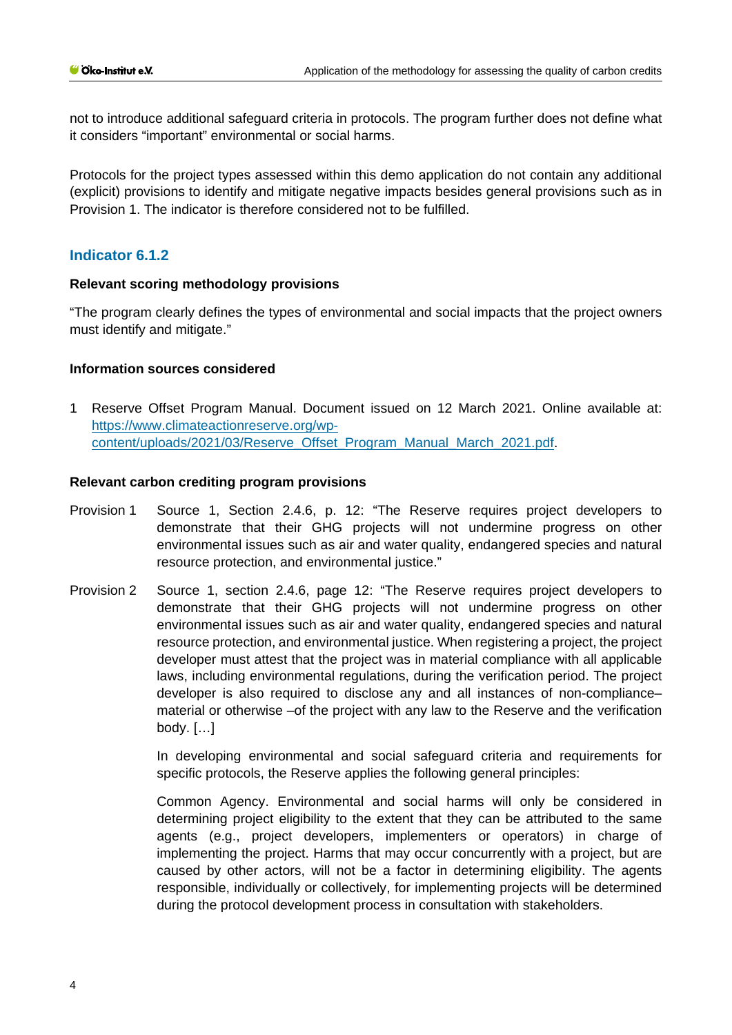not to introduce additional safeguard criteria in protocols. The program further does not define what it considers "important" environmental or social harms.

Protocols for the project types assessed within this demo application do not contain any additional (explicit) provisions to identify and mitigate negative impacts besides general provisions such as in Provision 1. The indicator is therefore considered not to be fulfilled.

### Indicator 6.1.2

**Relevant scoring methodology provisions**

"The program clearly defines the types of environmental and social impacts that the project owners must identify and mitigate."

**Information sources considered**

1 Reserve Offset Program Manual. Document issued on 12 March 2021. Online available at: [https://www.climateactionreserve.org/wp-content/uploads/2021/03/Reserve_Offset_Program_Manual_March_2021.pdf](https://www.climateactionreserve.org/wp-content/uploads/2021/03/Reserve_Offset_Program_Manual_March_2021.pdf).

**Relevant carbon crediting program provisions**

Provision 1 Source 1, Section 2.4.6, p. 12: "The Reserve requires project developers to demonstrate that their GHG projects will not undermine progress on other environmental issues such as air and water quality, endangered species and natural resource protection, and environmental justice."

Provision 2 Source 1, section 2.4.6, page 12: "The Reserve requires project developers to demonstrate that their GHG projects will not undermine progress on other environmental issues such as air and water quality, endangered species and natural resource protection, and environmental justice. When registering a project, the project developer must attest that the project was in material compliance with all applicable laws, including environmental regulations, during the verification period. The project developer is also required to disclose any and all instances of non-compliance– material or otherwise –of the project with any law to the Reserve and the verification body. […]

In developing environmental and social safeguard criteria and requirements for specific protocols, the Reserve applies the following general principles:

Common Agency. Environmental and social harms will only be considered in determining project eligibility to the extent that they can be attributed to the same agents (e.g., project developers, implementers or operators) in charge of implementing the project. Harms that may occur concurrently with a project, but are caused by other actors, will not be a factor in determining eligibility. The agents responsible, individually or collectively, for implementing projects will be determined during the protocol development process in consultation with stakeholders.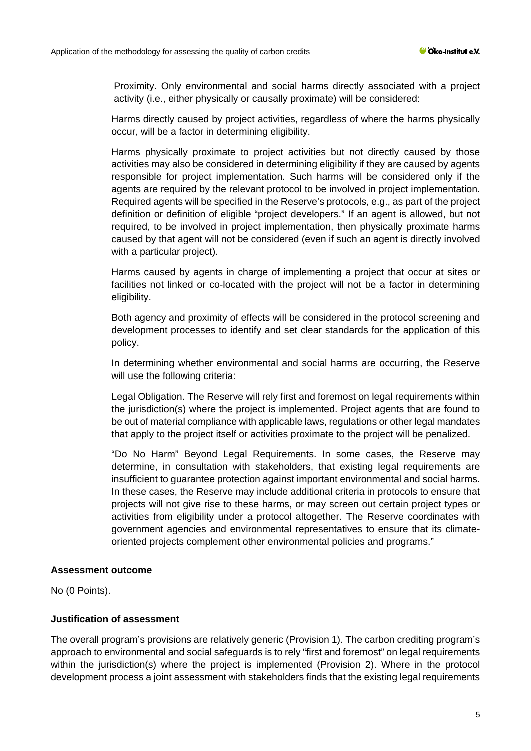Proximity. Only environmental and social harms directly associated with a project activity (i.e., either physically or causally proximate) will be considered:

Harms directly caused by project activities, regardless of where the harms physically occur, will be a factor in determining eligibility.

Harms physically proximate to project activities but not directly caused by those activities may also be considered in determining eligibility if they are caused by agents responsible for project implementation. Such harms will be considered only if the agents are required by the relevant protocol to be involved in project implementation. Required agents will be specified in the Reserve's protocols, e.g., as part of the project definition or definition of eligible "project developers." If an agent is allowed, but not required, to be involved in project implementation, then physically proximate harms caused by that agent will not be considered (even if such an agent is directly involved with a particular project).

Harms caused by agents in charge of implementing a project that occur at sites or facilities not linked or co-located with the project will not be a factor in determining eligibility.

Both agency and proximity of effects will be considered in the protocol screening and development processes to identify and set clear standards for the application of this policy.

In determining whether environmental and social harms are occurring, the Reserve will use the following criteria:

Legal Obligation. The Reserve will rely first and foremost on legal requirements within the jurisdiction(s) where the project is implemented. Project agents that are found to be out of material compliance with applicable laws, regulations or other legal mandates that apply to the project itself or activities proximate to the project will be penalized.

"Do No Harm" Beyond Legal Requirements. In some cases, the Reserve may determine, in consultation with stakeholders, that existing legal requirements are insufficient to guarantee protection against important environmental and social harms. In these cases, the Reserve may include additional criteria in protocols to ensure that projects will not give rise to these harms, or may screen out certain project types or activities from eligibility under a protocol altogether. The Reserve coordinates with government agencies and environmental representatives to ensure that its climate-oriented projects complement other environmental policies and programs."

**Assessment outcome**

No (0 Points).

**Justification of assessment**

The overall program's provisions are relatively generic (Provision 1). The carbon crediting program's approach to environmental and social safeguards is to rely "first and foremost" on legal requirements within the jurisdiction(s) where the project is implemented (Provision 2). Where in the protocol development process a joint assessment with stakeholders finds that the existing legal requirements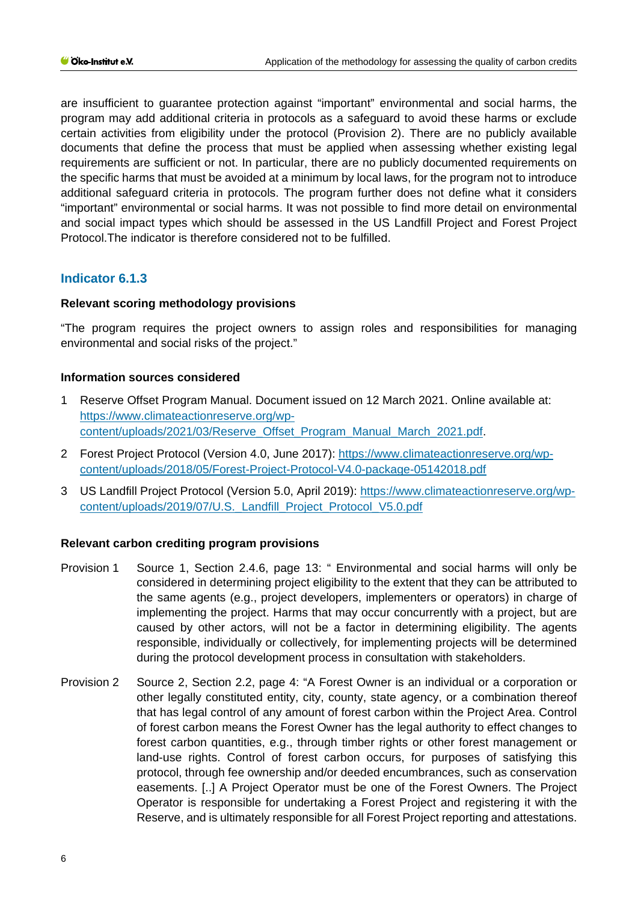are insufficient to guarantee protection against “important” environmental and social harms, the program may add additional criteria in protocols as a safeguard to avoid these harms or exclude certain activities from eligibility under the protocol (Provision 2). There are no publicly available documents that define the process that must be applied when assessing whether existing legal requirements are sufficient or not. In particular, there are no publicly documented requirements on the specific harms that must be avoided at a minimum by local laws, for the program not to introduce additional safeguard criteria in protocols. The program further does not define what it considers “important” environmental or social harms. It was not possible to find more detail on environmental and social impact types which should be assessed in the US Landfill Project and Forest Project Protocol.The indicator is therefore considered not to be fulfilled.

## Indicator 6.1.3

**Relevant scoring methodology provisions**

“The program requires the project owners to assign roles and responsibilities for managing environmental and social risks of the project.”

**Information sources considered**

1 Reserve Offset Program Manual. Document issued on 12 March 2021. Online available at: https://www.climateactionreserve.org/wp-content/uploads/2021/03/Reserve_Offset_Program_Manual_March_2021.pdf.

2 Forest Project Protocol (Version 4.0, June 2017): https://www.climateactionreserve.org/wp-content/uploads/2018/05/Forest-Project-Protocol-V4.0-package-05142018.pdf

3 US Landfill Project Protocol (Version 5.0, April 2019): https://www.climateactionreserve.org/wp-content/uploads/2019/07/U.S._Landfill_Project_Protocol_V5.0.pdf

**Relevant carbon crediting program provisions**

Provision 1 Source 1, Section 2.4.6, page 13: “ Environmental and social harms will only be considered in determining project eligibility to the extent that they can be attributed to the same agents (e.g., project developers, implementers or operators) in charge of implementing the project. Harms that may occur concurrently with a project, but are caused by other actors, will not be a factor in determining eligibility. The agents responsible, individually or collectively, for implementing projects will be determined during the protocol development process in consultation with stakeholders.

Provision 2 Source 2, Section 2.2, page 4: “A Forest Owner is an individual or a corporation or other legally constituted entity, city, county, state agency, or a combination thereof that has legal control of any amount of forest carbon within the Project Area. Control of forest carbon means the Forest Owner has the legal authority to effect changes to forest carbon quantities, e.g., through timber rights or other forest management or land-use rights. Control of forest carbon occurs, for purposes of satisfying this protocol, through fee ownership and/or deeded encumbrances, such as conservation easements. [..] A Project Operator must be one of the Forest Owners. The Project Operator is responsible for undertaking a Forest Project and registering it with the Reserve, and is ultimately responsible for all Forest Project reporting and attestations.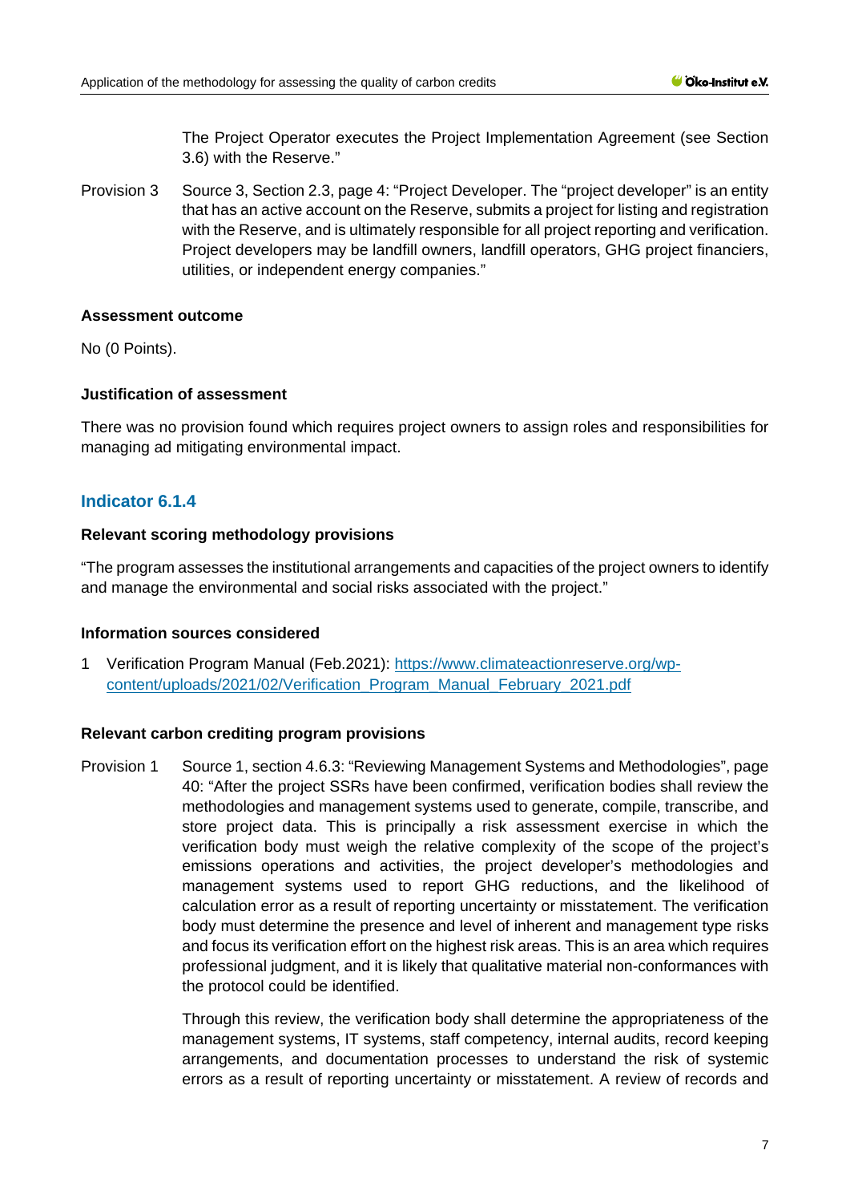The Project Operator executes the Project Implementation Agreement (see Section 3.6) with the Reserve."

Provision 3 Source 3, Section 2.3, page 4: "Project Developer. The "project developer" is an entity that has an active account on the Reserve, submits a project for listing and registration with the Reserve, and is ultimately responsible for all project reporting and verification. Project developers may be landfill owners, landfill operators, GHG project financiers, utilities, or independent energy companies."

**Assessment outcome**

No (0 Points).

**Justification of assessment**

There was no provision found which requires project owners to assign roles and responsibilities for managing ad mitigating environmental impact.

### Indicator 6.1.4

**Relevant scoring methodology provisions**

"The program assesses the institutional arrangements and capacities of the project owners to identify and manage the environmental and social risks associated with the project."

**Information sources considered**

1 Verification Program Manual (Feb.2021): https://www.climateactionreserve.org/wp-content/uploads/2021/02/Verification_Program_Manual_February_2021.pdf

**Relevant carbon crediting program provisions**

Provision 1 Source 1, section 4.6.3: "Reviewing Management Systems and Methodologies", page 40: "After the project SSRs have been confirmed, verification bodies shall review the methodologies and management systems used to generate, compile, transcribe, and store project data. This is principally a risk assessment exercise in which the verification body must weigh the relative complexity of the scope of the project's emissions operations and activities, the project developer's methodologies and management systems used to report GHG reductions, and the likelihood of calculation error as a result of reporting uncertainty or misstatement. The verification body must determine the presence and level of inherent and management type risks and focus its verification effort on the highest risk areas. This is an area which requires professional judgment, and it is likely that qualitative material non-conformances with the protocol could be identified.

Through this review, the verification body shall determine the appropriateness of the management systems, IT systems, staff competency, internal audits, record keeping arrangements, and documentation processes to understand the risk of systemic errors as a result of reporting uncertainty or misstatement. A review of records and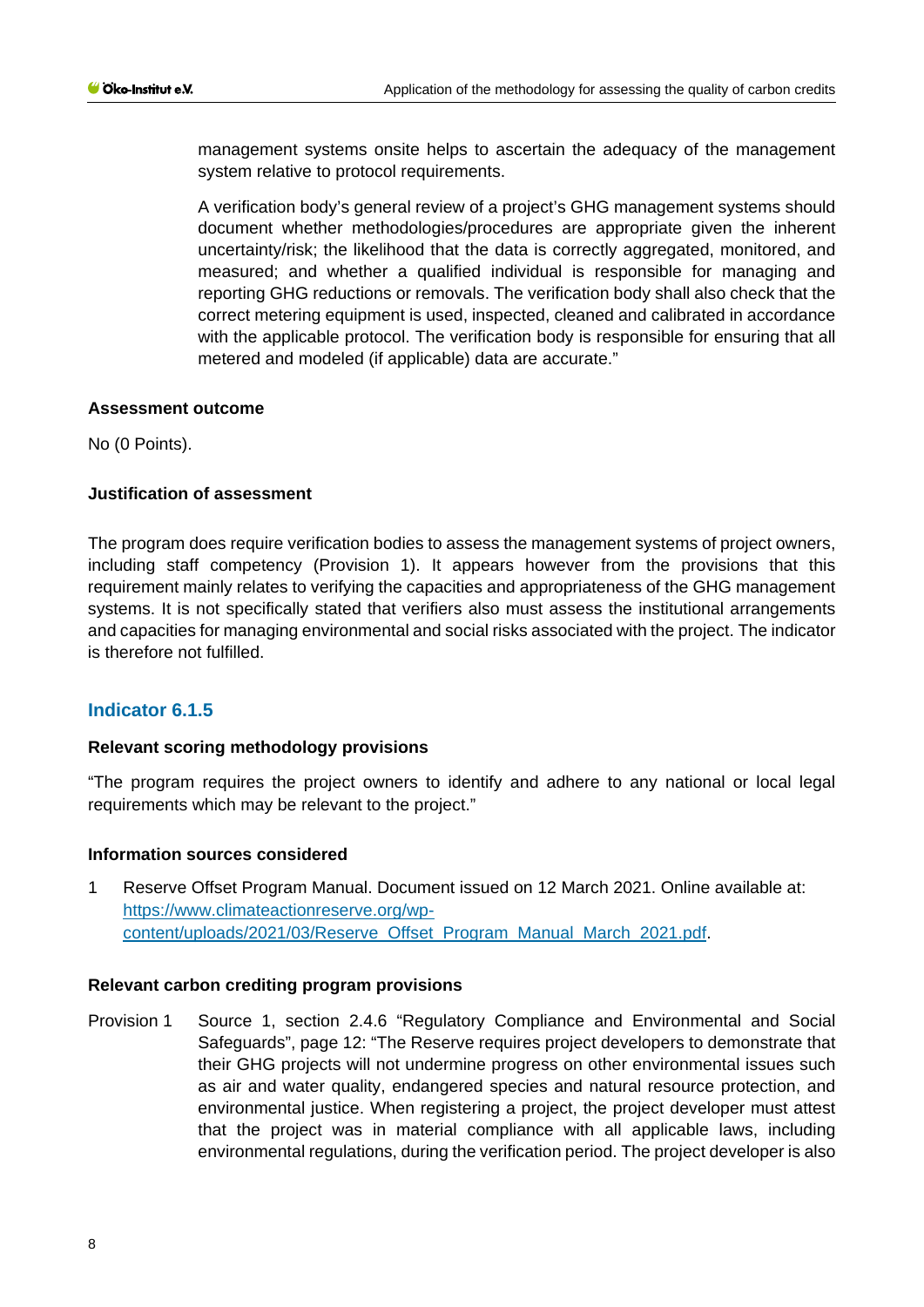management systems onsite helps to ascertain the adequacy of the management system relative to protocol requirements.

A verification body's general review of a project's GHG management systems should document whether methodologies/procedures are appropriate given the inherent uncertainty/risk; the likelihood that the data is correctly aggregated, monitored, and measured; and whether a qualified individual is responsible for managing and reporting GHG reductions or removals. The verification body shall also check that the correct metering equipment is used, inspected, cleaned and calibrated in accordance with the applicable protocol. The verification body is responsible for ensuring that all metered and modeled (if applicable) data are accurate."

**Assessment outcome**

No (0 Points).

**Justification of assessment**

The program does require verification bodies to assess the management systems of project owners, including staff competency (Provision 1). It appears however from the provisions that this requirement mainly relates to verifying the capacities and appropriateness of the GHG management systems. It is not specifically stated that verifiers also must assess the institutional arrangements and capacities for managing environmental and social risks associated with the project. The indicator is therefore not fulfilled.

## Indicator 6.1.5

**Relevant scoring methodology provisions**

"The program requires the project owners to identify and adhere to any national or local legal requirements which may be relevant to the project."

**Information sources considered**

1 Reserve Offset Program Manual. Document issued on 12 March 2021. Online available at: [https://www.climateactionreserve.org/wp-content/uploads/2021/03/Reserve_Offset_Program_Manual_March_2021.pdf](https://www.climateactionreserve.org/wp-content/uploads/2021/03/Reserve_Offset_Program_Manual_March_2021.pdf).

**Relevant carbon crediting program provisions**

Provision 1 Source 1, section 2.4.6 "Regulatory Compliance and Environmental and Social Safeguards", page 12: "The Reserve requires project developers to demonstrate that their GHG projects will not undermine progress on other environmental issues such as air and water quality, endangered species and natural resource protection, and environmental justice. When registering a project, the project developer must attest that the project was in material compliance with all applicable laws, including environmental regulations, during the verification period. The project developer is also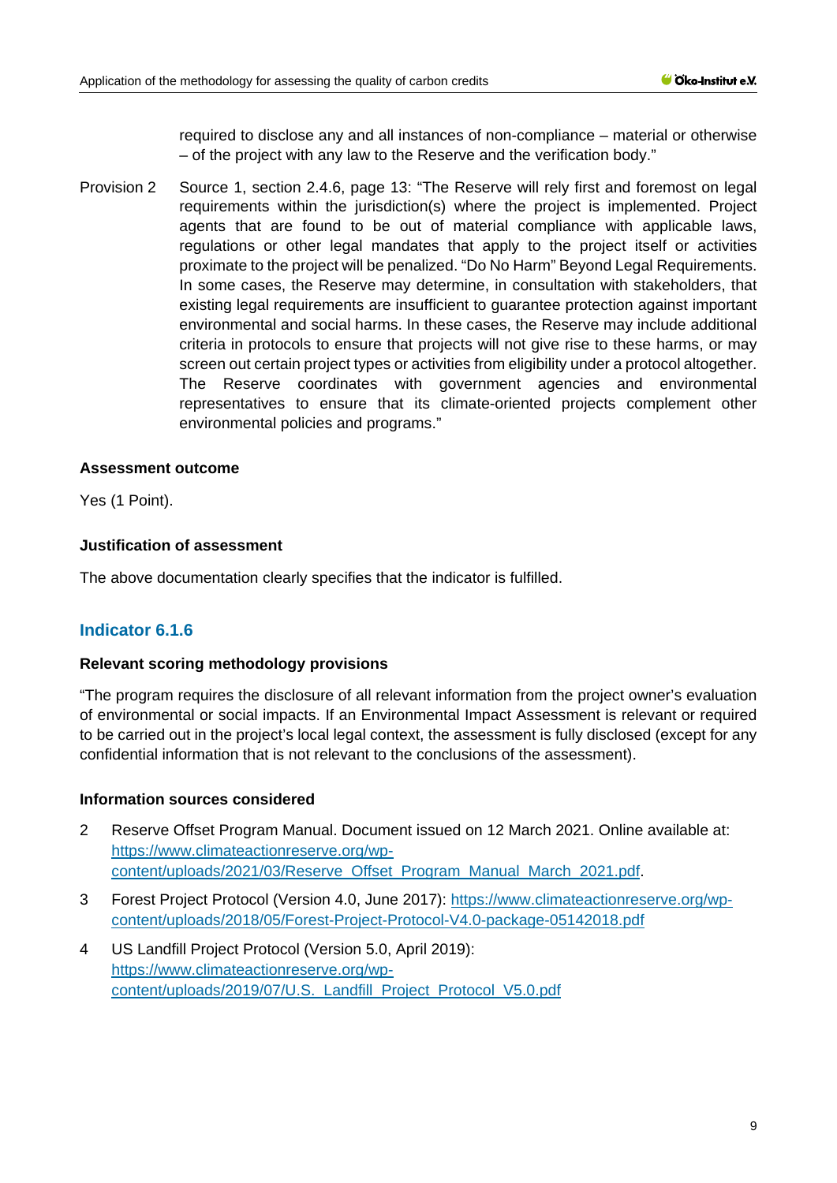required to disclose any and all instances of non-compliance – material or otherwise – of the project with any law to the Reserve and the verification body."

Provision 2 Source 1, section 2.4.6, page 13: "The Reserve will rely first and foremost on legal requirements within the jurisdiction(s) where the project is implemented. Project agents that are found to be out of material compliance with applicable laws, regulations or other legal mandates that apply to the project itself or activities proximate to the project will be penalized. "Do No Harm" Beyond Legal Requirements. In some cases, the Reserve may determine, in consultation with stakeholders, that existing legal requirements are insufficient to guarantee protection against important environmental and social harms. In these cases, the Reserve may include additional criteria in protocols to ensure that projects will not give rise to these harms, or may screen out certain project types or activities from eligibility under a protocol altogether. The Reserve coordinates with government agencies and environmental representatives to ensure that its climate-oriented projects complement other environmental policies and programs."

**Assessment outcome**

Yes (1 Point).

**Justification of assessment**

The above documentation clearly specifies that the indicator is fulfilled.

## Indicator 6.1.6

**Relevant scoring methodology provisions**

"The program requires the disclosure of all relevant information from the project owner's evaluation of environmental or social impacts. If an Environmental Impact Assessment is relevant or required to be carried out in the project's local legal context, the assessment is fully disclosed (except for any confidential information that is not relevant to the conclusions of the assessment).

**Information sources considered**

2 Reserve Offset Program Manual. Document issued on 12 March 2021. Online available at: https://www.climateactionreserve.org/wp-content/uploads/2021/03/Reserve_Offset_Program_Manual_March_2021.pdf.

3 Forest Project Protocol (Version 4.0, June 2017): https://www.climateactionreserve.org/wp-content/uploads/2018/05/Forest-Project-Protocol-V4.0-package-05142018.pdf

4 US Landfill Project Protocol (Version 5.0, April 2019): https://www.climateactionreserve.org/wp-content/uploads/2019/07/U.S._Landfill_Project_Protocol_V5.0.pdf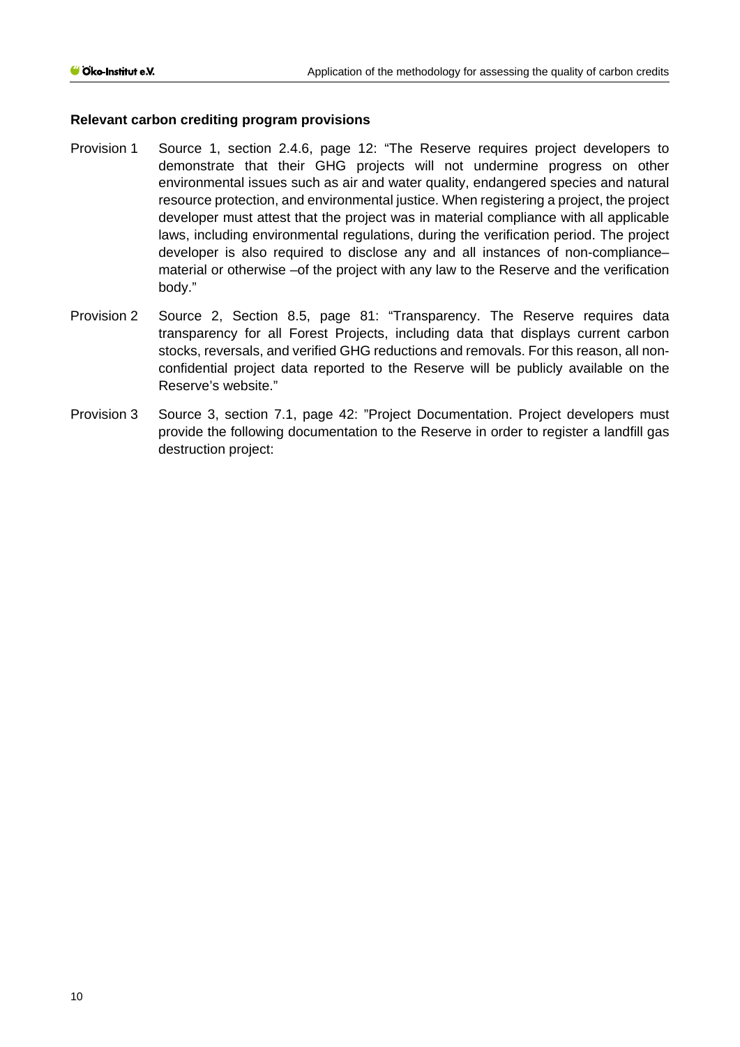**Relevant carbon crediting program provisions**

Provision 1 Source 1, section 2.4.6, page 12: "The Reserve requires project developers to demonstrate that their GHG projects will not undermine progress on other environmental issues such as air and water quality, endangered species and natural resource protection, and environmental justice. When registering a project, the project developer must attest that the project was in material compliance with all applicable laws, including environmental regulations, during the verification period. The project developer is also required to disclose any and all instances of non-compliance–material or otherwise –of the project with any law to the Reserve and the verification body."

Provision 2 Source 2, Section 8.5, page 81: "Transparency. The Reserve requires data transparency for all Forest Projects, including data that displays current carbon stocks, reversals, and verified GHG reductions and removals. For this reason, all non-confidential project data reported to the Reserve will be publicly available on the Reserve's website."

Provision 3 Source 3, section 7.1, page 42: "Project Documentation. Project developers must provide the following documentation to the Reserve in order to register a landfill gas destruction project: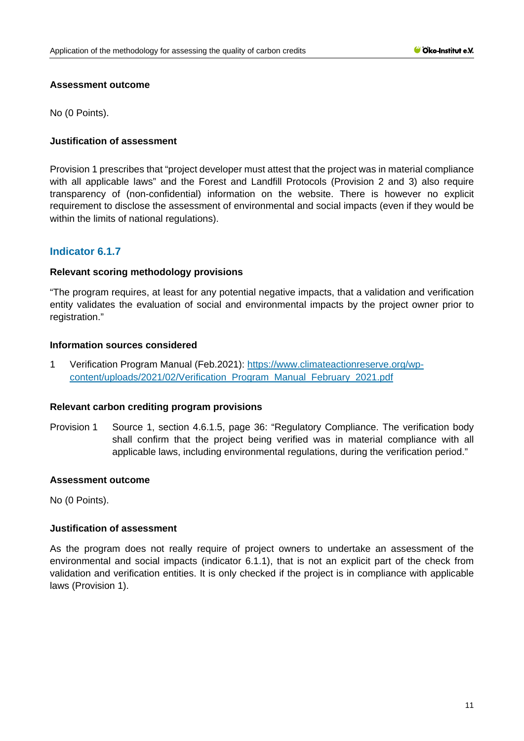#### Assessment outcome

No (0 Points).

#### Justification of assessment

Provision 1 prescribes that "project developer must attest that the project was in material compliance with all applicable laws" and the Forest and Landfill Protocols (Provision 2 and 3) also require transparency of (non-confidential) information on the website. There is however no explicit requirement to disclose the assessment of environmental and social impacts (even if they would be within the limits of national regulations).

### Indicator 6.1.7

#### Relevant scoring methodology provisions

"The program requires, at least for any potential negative impacts, that a validation and verification entity validates the evaluation of social and environmental impacts by the project owner prior to registration."

#### Information sources considered

1 Verification Program Manual (Feb.2021): [https://www.climateactionreserve.org/wp-content/uploads/2021/02/Verification_Program_Manual_February_2021.pdf](https://www.climateactionreserve.org/wp-content/uploads/2021/02/Verification_Program_Manual_February_2021.pdf)

#### Relevant carbon crediting program provisions

Provision 1 Source 1, section 4.6.1.5, page 36: "Regulatory Compliance. The verification body shall confirm that the project being verified was in material compliance with all applicable laws, including environmental regulations, during the verification period."

#### Assessment outcome

No (0 Points).

#### Justification of assessment

As the program does not really require of project owners to undertake an assessment of the environmental and social impacts (indicator 6.1.1), that is not an explicit part of the check from validation and verification entities. It is only checked if the project is in compliance with applicable laws (Provision 1).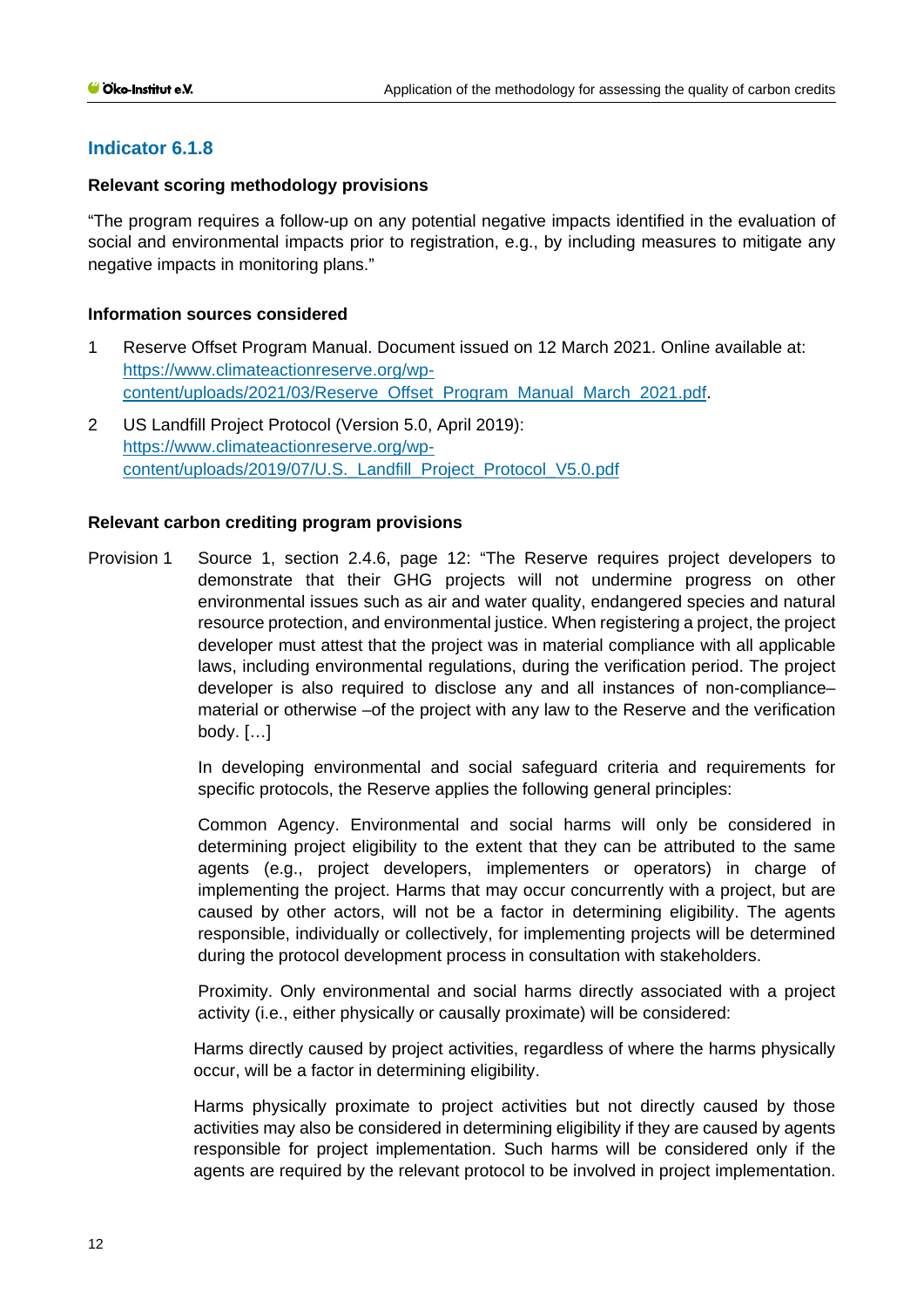## Indicator 6.1.8

**Relevant scoring methodology provisions**

"The program requires a follow-up on any potential negative impacts identified in the evaluation of social and environmental impacts prior to registration, e.g., by including measures to mitigate any negative impacts in monitoring plans."

**Information sources considered**

1. Reserve Offset Program Manual. Document issued on 12 March 2021. Online available at: https://www.climateactionreserve.org/wp-content/uploads/2021/03/Reserve_Offset_Program_Manual_March_2021.pdf.
2. US Landfill Project Protocol (Version 5.0, April 2019): https://www.climateactionreserve.org/wp-content/uploads/2019/07/U.S._Landfill_Project_Protocol_V5.0.pdf

**Relevant carbon crediting program provisions**

Provision 1 Source 1, section 2.4.6, page 12: "The Reserve requires project developers to demonstrate that their GHG projects will not undermine progress on other environmental issues such as air and water quality, endangered species and natural resource protection, and environmental justice. When registering a project, the project developer must attest that the project was in material compliance with all applicable laws, including environmental regulations, during the verification period. The project developer is also required to disclose any and all instances of non-compliance–material or otherwise –of the project with any law to the Reserve and the verification body. […]

In developing environmental and social safeguard criteria and requirements for specific protocols, the Reserve applies the following general principles:

Common Agency. Environmental and social harms will only be considered in determining project eligibility to the extent that they can be attributed to the same agents (e.g., project developers, implementers or operators) in charge of implementing the project. Harms that may occur concurrently with a project, but are caused by other actors, will not be a factor in determining eligibility. The agents responsible, individually or collectively, for implementing projects will be determined during the protocol development process in consultation with stakeholders.

Proximity. Only environmental and social harms directly associated with a project activity (i.e., either physically or causally proximate) will be considered:

Harms directly caused by project activities, regardless of where the harms physically occur, will be a factor in determining eligibility.

Harms physically proximate to project activities but not directly caused by those activities may also be considered in determining eligibility if they are caused by agents responsible for project implementation. Such harms will be considered only if the agents are required by the relevant protocol to be involved in project implementation.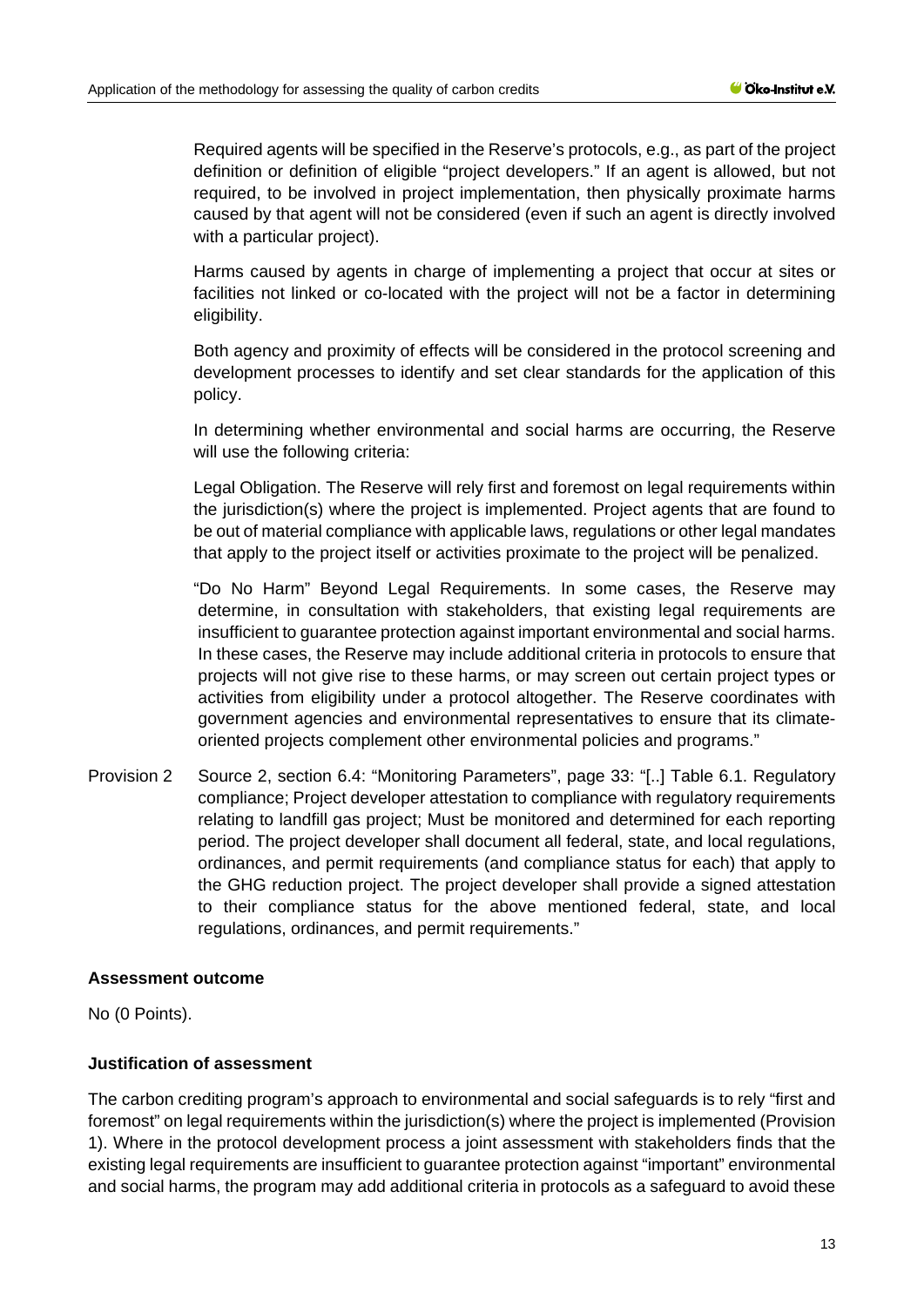Required agents will be specified in the Reserve's protocols, e.g., as part of the project definition or definition of eligible "project developers." If an agent is allowed, but not required, to be involved in project implementation, then physically proximate harms caused by that agent will not be considered (even if such an agent is directly involved with a particular project).

Harms caused by agents in charge of implementing a project that occur at sites or facilities not linked or co-located with the project will not be a factor in determining eligibility.

Both agency and proximity of effects will be considered in the protocol screening and development processes to identify and set clear standards for the application of this policy.

In determining whether environmental and social harms are occurring, the Reserve will use the following criteria:

Legal Obligation. The Reserve will rely first and foremost on legal requirements within the jurisdiction(s) where the project is implemented. Project agents that are found to be out of material compliance with applicable laws, regulations or other legal mandates that apply to the project itself or activities proximate to the project will be penalized.

"Do No Harm" Beyond Legal Requirements. In some cases, the Reserve may determine, in consultation with stakeholders, that existing legal requirements are insufficient to guarantee protection against important environmental and social harms. In these cases, the Reserve may include additional criteria in protocols to ensure that projects will not give rise to these harms, or may screen out certain project types or activities from eligibility under a protocol altogether. The Reserve coordinates with government agencies and environmental representatives to ensure that its climate-oriented projects complement other environmental policies and programs."

Provision 2 Source 2, section 6.4: "Monitoring Parameters", page 33: "[..] Table 6.1. Regulatory compliance; Project developer attestation to compliance with regulatory requirements relating to landfill gas project; Must be monitored and determined for each reporting period. The project developer shall document all federal, state, and local regulations, ordinances, and permit requirements (and compliance status for each) that apply to the GHG reduction project. The project developer shall provide a signed attestation to their compliance status for the above mentioned federal, state, and local regulations, ordinances, and permit requirements."

**Assessment outcome**

No (0 Points).

**Justification of assessment**

The carbon crediting program's approach to environmental and social safeguards is to rely "first and foremost" on legal requirements within the jurisdiction(s) where the project is implemented (Provision 1). Where in the protocol development process a joint assessment with stakeholders finds that the existing legal requirements are insufficient to guarantee protection against "important" environmental and social harms, the program may add additional criteria in protocols as a safeguard to avoid these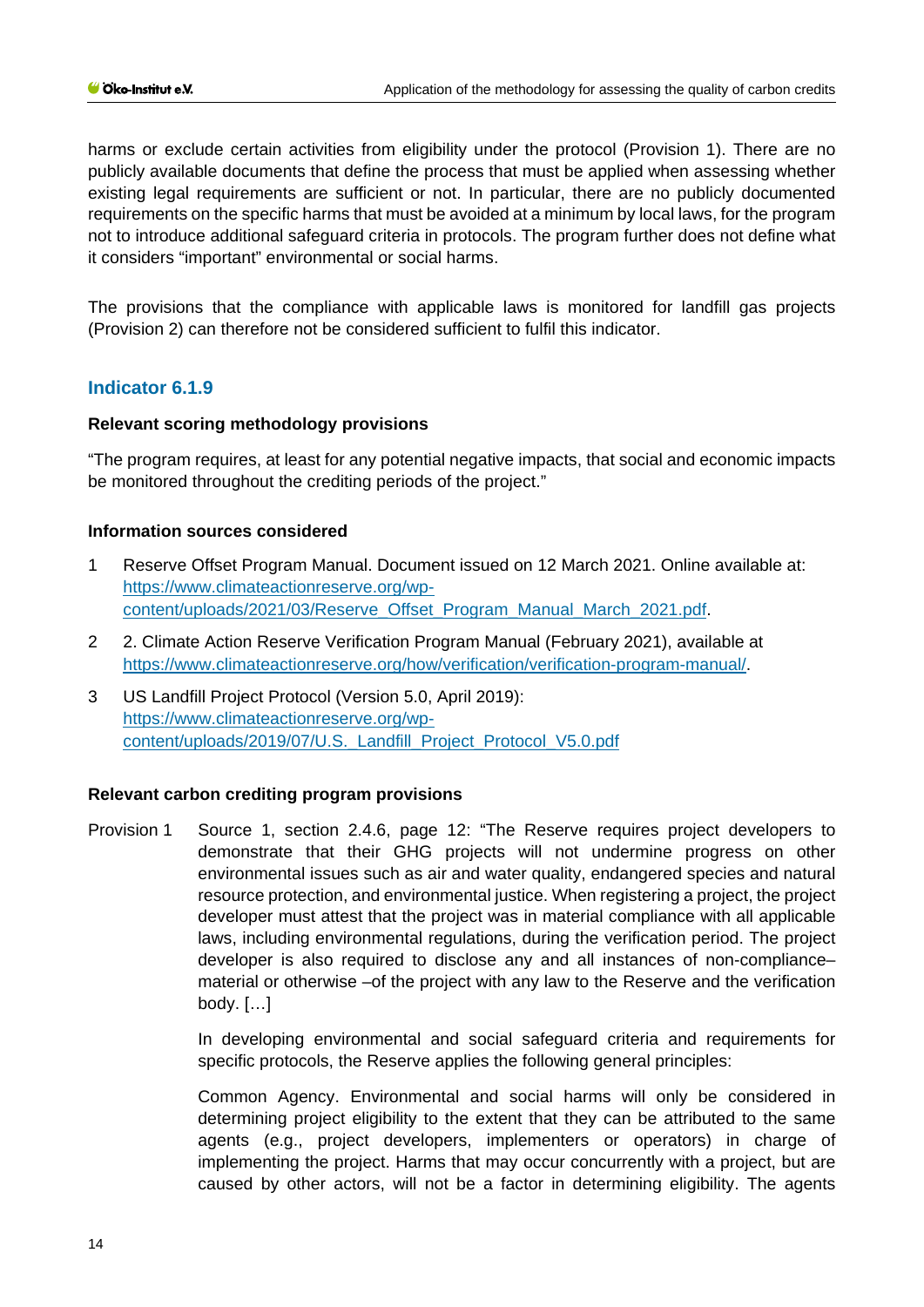harms or exclude certain activities from eligibility under the protocol (Provision 1). There are no publicly available documents that define the process that must be applied when assessing whether existing legal requirements are sufficient or not. In particular, there are no publicly documented requirements on the specific harms that must be avoided at a minimum by local laws, for the program not to introduce additional safeguard criteria in protocols. The program further does not define what it considers "important" environmental or social harms.

The provisions that the compliance with applicable laws is monitored for landfill gas projects (Provision 2) can therefore not be considered sufficient to fulfil this indicator.

## Indicator 6.1.9

**Relevant scoring methodology provisions**

"The program requires, at least for any potential negative impacts, that social and economic impacts be monitored throughout the crediting periods of the project."

**Information sources considered**

1 Reserve Offset Program Manual. Document issued on 12 March 2021. Online available at: https://www.climateactionreserve.org/wp-content/uploads/2021/03/Reserve_Offset_Program_Manual_March_2021.pdf.

2 2. Climate Action Reserve Verification Program Manual (February 2021), available at https://www.climateactionreserve.org/how/verification/verification-program-manual/.

3 US Landfill Project Protocol (Version 5.0, April 2019): https://www.climateactionreserve.org/wp-content/uploads/2019/07/U.S._Landfill_Project_Protocol_V5.0.pdf

**Relevant carbon crediting program provisions**

Provision 1 Source 1, section 2.4.6, page 12: "The Reserve requires project developers to demonstrate that their GHG projects will not undermine progress on other environmental issues such as air and water quality, endangered species and natural resource protection, and environmental justice. When registering a project, the project developer must attest that the project was in material compliance with all applicable laws, including environmental regulations, during the verification period. The project developer is also required to disclose any and all instances of non-compliance– material or otherwise –of the project with any law to the Reserve and the verification body. […]

In developing environmental and social safeguard criteria and requirements for specific protocols, the Reserve applies the following general principles:

Common Agency. Environmental and social harms will only be considered in determining project eligibility to the extent that they can be attributed to the same agents (e.g., project developers, implementers or operators) in charge of implementing the project. Harms that may occur concurrently with a project, but are caused by other actors, will not be a factor in determining eligibility. The agents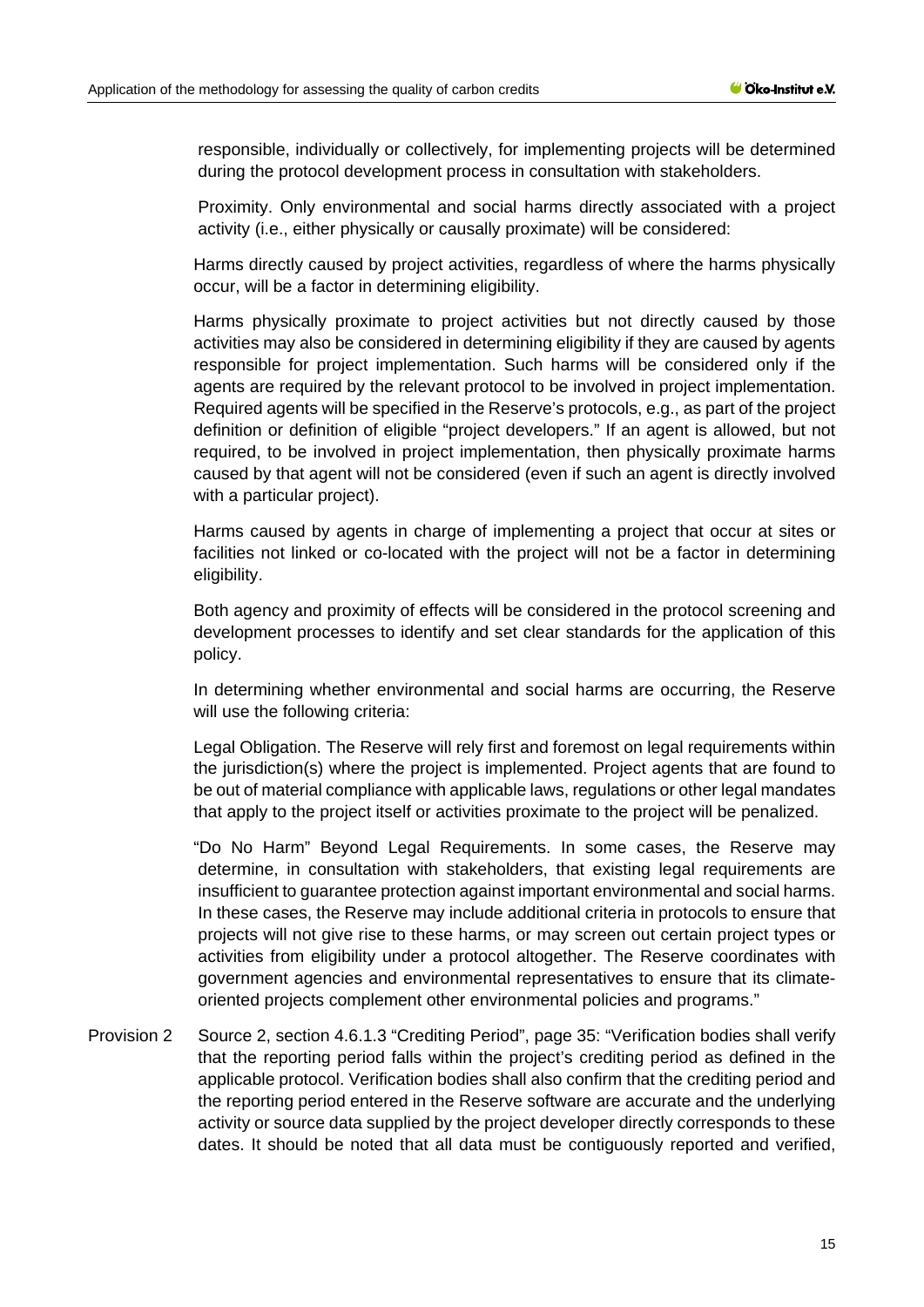responsible, individually or collectively, for implementing projects will be determined during the protocol development process in consultation with stakeholders.

Proximity. Only environmental and social harms directly associated with a project activity (i.e., either physically or causally proximate) will be considered:

Harms directly caused by project activities, regardless of where the harms physically occur, will be a factor in determining eligibility.

Harms physically proximate to project activities but not directly caused by those activities may also be considered in determining eligibility if they are caused by agents responsible for project implementation. Such harms will be considered only if the agents are required by the relevant protocol to be involved in project implementation. Required agents will be specified in the Reserve's protocols, e.g., as part of the project definition or definition of eligible "project developers." If an agent is allowed, but not required, to be involved in project implementation, then physically proximate harms caused by that agent will not be considered (even if such an agent is directly involved with a particular project).

Harms caused by agents in charge of implementing a project that occur at sites or facilities not linked or co-located with the project will not be a factor in determining eligibility.

Both agency and proximity of effects will be considered in the protocol screening and development processes to identify and set clear standards for the application of this policy.

In determining whether environmental and social harms are occurring, the Reserve will use the following criteria:

Legal Obligation. The Reserve will rely first and foremost on legal requirements within the jurisdiction(s) where the project is implemented. Project agents that are found to be out of material compliance with applicable laws, regulations or other legal mandates that apply to the project itself or activities proximate to the project will be penalized.

"Do No Harm" Beyond Legal Requirements. In some cases, the Reserve may determine, in consultation with stakeholders, that existing legal requirements are insufficient to guarantee protection against important environmental and social harms. In these cases, the Reserve may include additional criteria in protocols to ensure that projects will not give rise to these harms, or may screen out certain project types or activities from eligibility under a protocol altogether. The Reserve coordinates with government agencies and environmental representatives to ensure that its climate-oriented projects complement other environmental policies and programs."

Provision 2 Source 2, section 4.6.1.3 "Crediting Period", page 35: "Verification bodies shall verify that the reporting period falls within the project's crediting period as defined in the applicable protocol. Verification bodies shall also confirm that the crediting period and the reporting period entered in the Reserve software are accurate and the underlying activity or source data supplied by the project developer directly corresponds to these dates. It should be noted that all data must be contiguously reported and verified,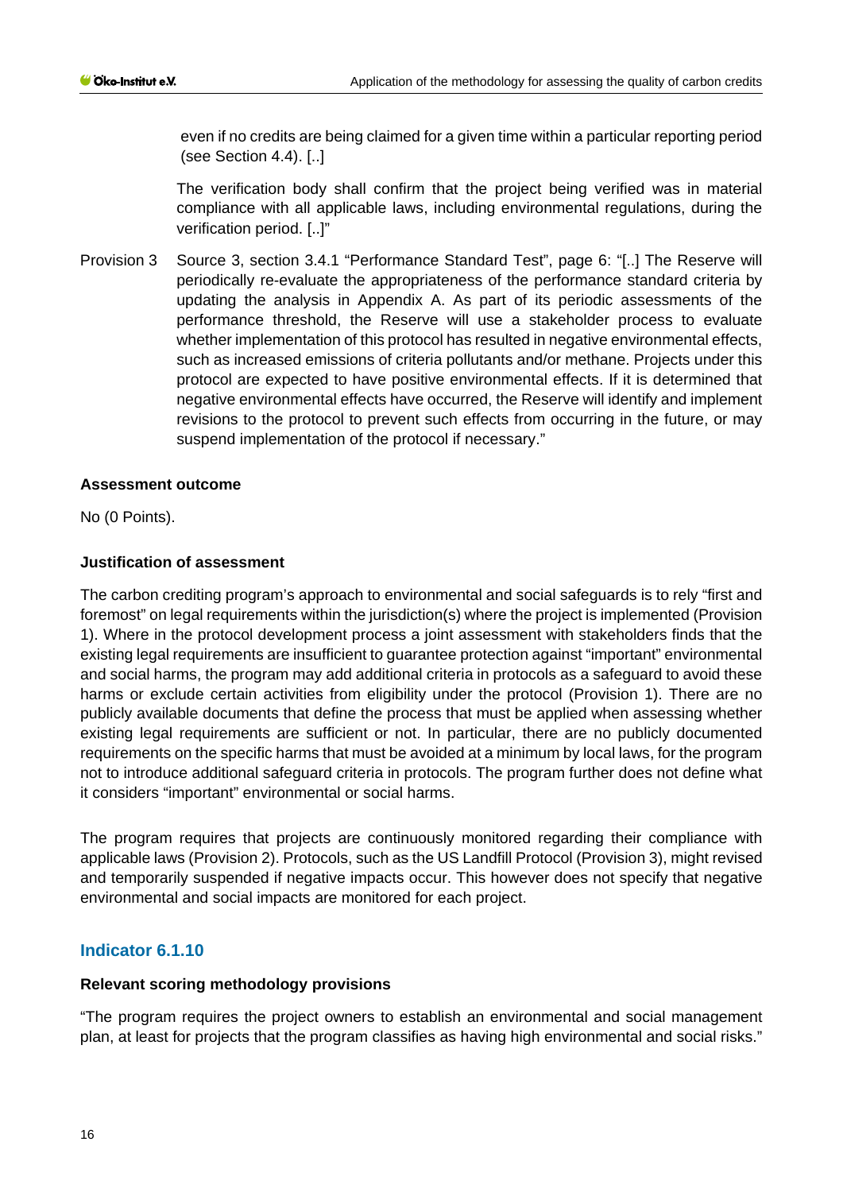even if no credits are being claimed for a given time within a particular reporting period (see Section 4.4). [..]

The verification body shall confirm that the project being verified was in material compliance with all applicable laws, including environmental regulations, during the verification period. [..]"

Provision 3 Source 3, section 3.4.1 "Performance Standard Test", page 6: "[..] The Reserve will periodically re-evaluate the appropriateness of the performance standard criteria by updating the analysis in Appendix A. As part of its periodic assessments of the performance threshold, the Reserve will use a stakeholder process to evaluate whether implementation of this protocol has resulted in negative environmental effects, such as increased emissions of criteria pollutants and/or methane. Projects under this protocol are expected to have positive environmental effects. If it is determined that negative environmental effects have occurred, the Reserve will identify and implement revisions to the protocol to prevent such effects from occurring in the future, or may suspend implementation of the protocol if necessary."

**Assessment outcome**

No (0 Points).

**Justification of assessment**

The carbon crediting program's approach to environmental and social safeguards is to rely "first and foremost" on legal requirements within the jurisdiction(s) where the project is implemented (Provision 1). Where in the protocol development process a joint assessment with stakeholders finds that the existing legal requirements are insufficient to guarantee protection against "important" environmental and social harms, the program may add additional criteria in protocols as a safeguard to avoid these harms or exclude certain activities from eligibility under the protocol (Provision 1). There are no publicly available documents that define the process that must be applied when assessing whether existing legal requirements are sufficient or not. In particular, there are no publicly documented requirements on the specific harms that must be avoided at a minimum by local laws, for the program not to introduce additional safeguard criteria in protocols. The program further does not define what it considers "important" environmental or social harms.

The program requires that projects are continuously monitored regarding their compliance with applicable laws (Provision 2). Protocols, such as the US Landfill Protocol (Provision 3), might revised and temporarily suspended if negative impacts occur. This however does not specify that negative environmental and social impacts are monitored for each project.

## Indicator 6.1.10

**Relevant scoring methodology provisions**

"The program requires the project owners to establish an environmental and social management plan, at least for projects that the program classifies as having high environmental and social risks."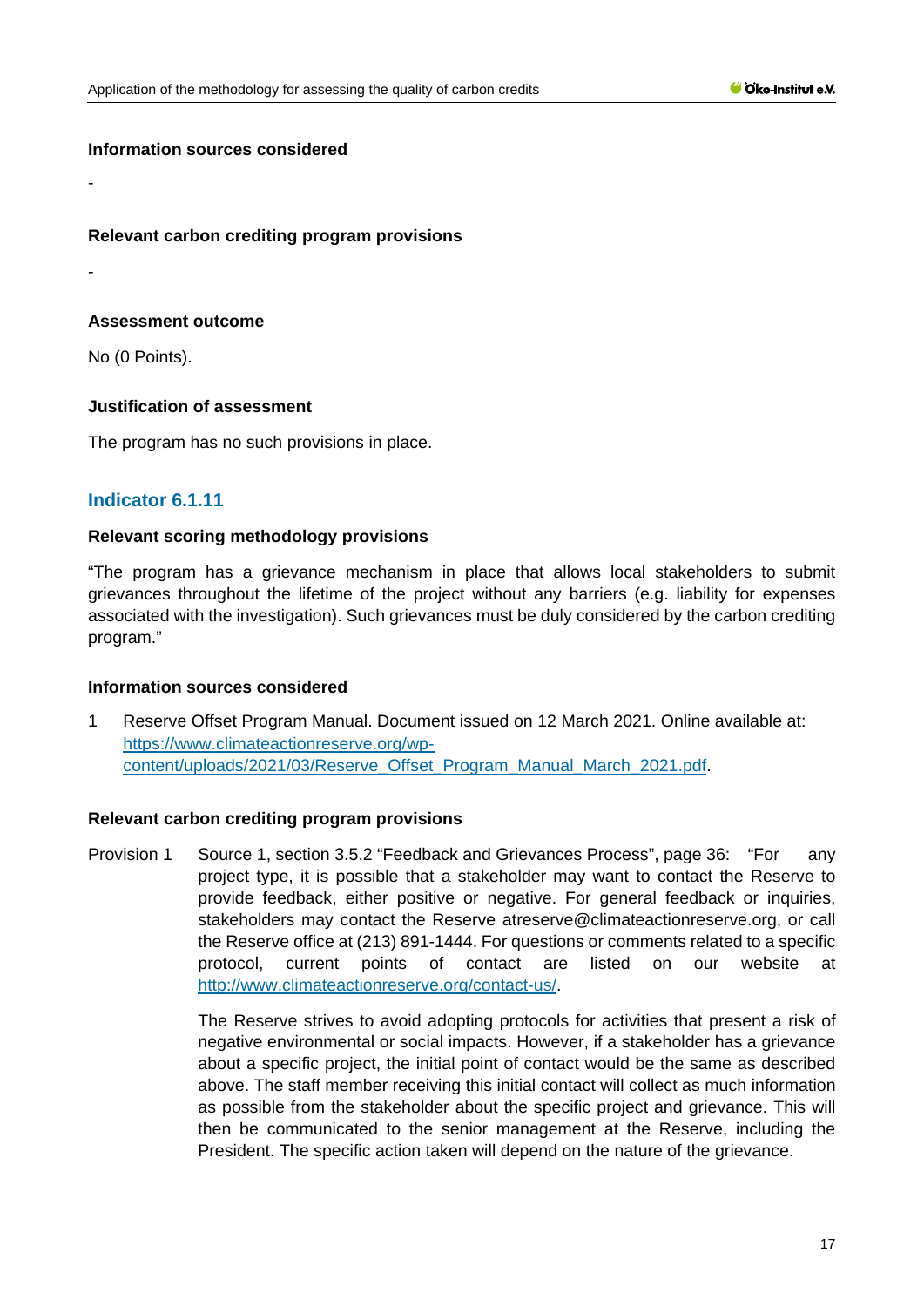**Information sources considered**

-

**Relevant carbon crediting program provisions**

-

**Assessment outcome**

No (0 Points).

**Justification of assessment**

The program has no such provisions in place.

## Indicator 6.1.11

**Relevant scoring methodology provisions**

"The program has a grievance mechanism in place that allows local stakeholders to submit grievances throughout the lifetime of the project without any barriers (e.g. liability for expenses associated with the investigation). Such grievances must be duly considered by the carbon crediting program."

**Information sources considered**

1. Reserve Offset Program Manual. Document issued on 12 March 2021. Online available at: [https://www.climateactionreserve.org/wp-content/uploads/2021/03/Reserve_Offset_Program_Manual_March_2021.pdf](https://www.climateactionreserve.org/wp-content/uploads/2021/03/Reserve_Offset_Program_Manual_March_2021.pdf).

**Relevant carbon crediting program provisions**

Provision 1 Source 1, section 3.5.2 "Feedback and Grievances Process", page 36: "For any project type, it is possible that a stakeholder may want to contact the Reserve to provide feedback, either positive or negative. For general feedback or inquiries, stakeholders may contact the Reserve atreserve@climateactionreserve.org, or call the Reserve office at (213) 891-1444. For questions or comments related to a specific protocol, current points of contact are listed on our website at [http://www.climateactionreserve.org/contact-us/](http://www.climateactionreserve.org/contact-us/).

The Reserve strives to avoid adopting protocols for activities that present a risk of negative environmental or social impacts. However, if a stakeholder has a grievance about a specific project, the initial point of contact would be the same as described above. The staff member receiving this initial contact will collect as much information as possible from the stakeholder about the specific project and grievance. This will then be communicated to the senior management at the Reserve, including the President. The specific action taken will depend on the nature of the grievance.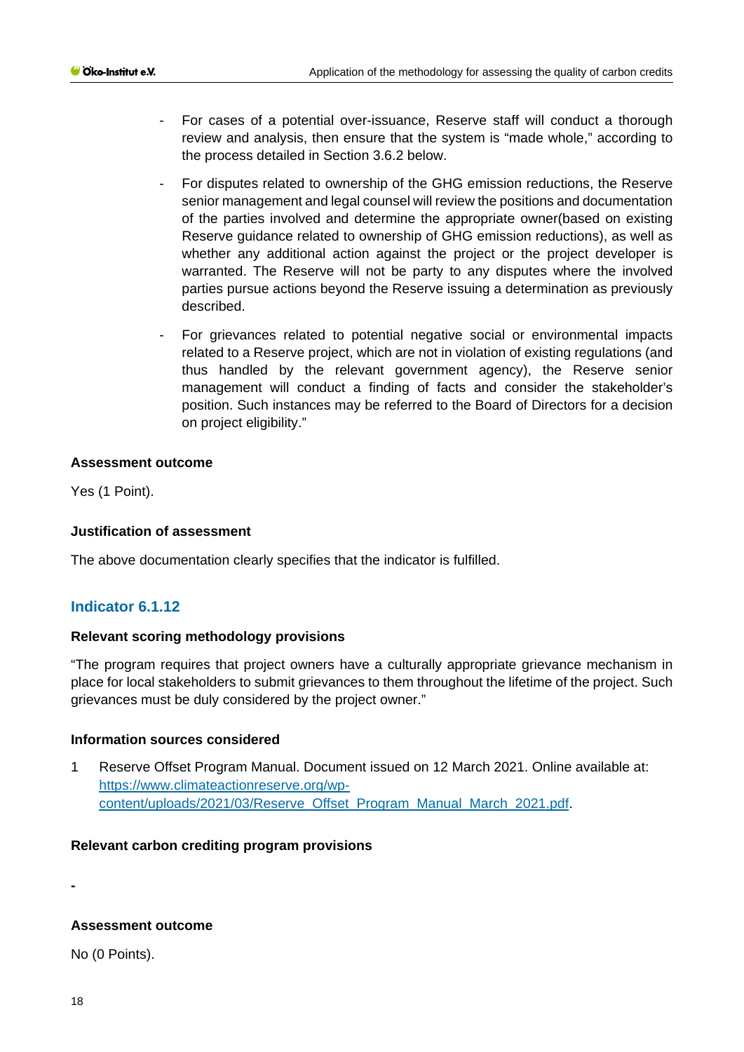- For cases of a potential over-issuance, Reserve staff will conduct a thorough review and analysis, then ensure that the system is "made whole," according to the process detailed in Section 3.6.2 below.
- For disputes related to ownership of the GHG emission reductions, the Reserve senior management and legal counsel will review the positions and documentation of the parties involved and determine the appropriate owner(based on existing Reserve guidance related to ownership of GHG emission reductions), as well as whether any additional action against the project or the project developer is warranted. The Reserve will not be party to any disputes where the involved parties pursue actions beyond the Reserve issuing a determination as previously described.
- For grievances related to potential negative social or environmental impacts related to a Reserve project, which are not in violation of existing regulations (and thus handled by the relevant government agency), the Reserve senior management will conduct a finding of facts and consider the stakeholder's position. Such instances may be referred to the Board of Directors for a decision on project eligibility."

**Assessment outcome**

Yes (1 Point).

**Justification of assessment**

The above documentation clearly specifies that the indicator is fulfilled.

### Indicator 6.1.12

**Relevant scoring methodology provisions**

"The program requires that project owners have a culturally appropriate grievance mechanism in place for local stakeholders to submit grievances to them throughout the lifetime of the project. Such grievances must be duly considered by the project owner."

**Information sources considered**

1 Reserve Offset Program Manual. Document issued on 12 March 2021. Online available at: [https://www.climateactionreserve.org/wp-content/uploads/2021/03/Reserve_Offset_Program_Manual_March_2021.pdf](https://www.climateactionreserve.org/wp-content/uploads/2021/03/Reserve_Offset_Program_Manual_March_2021.pdf).

**Relevant carbon crediting program provisions**

-

**Assessment outcome**

No (0 Points).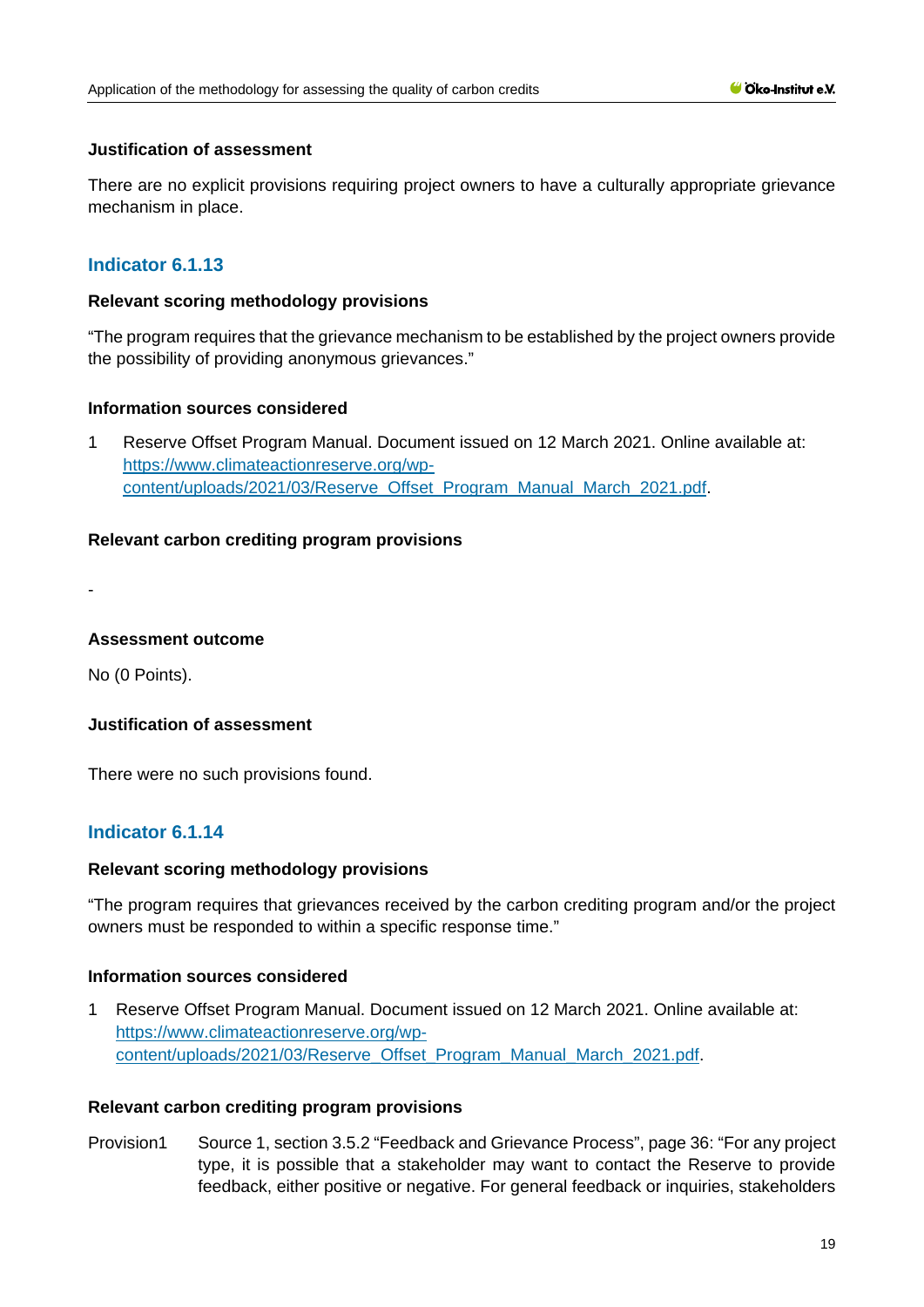**Justification of assessment**

There are no explicit provisions requiring project owners to have a culturally appropriate grievance mechanism in place.

## Indicator 6.1.13

**Relevant scoring methodology provisions**

"The program requires that the grievance mechanism to be established by the project owners provide the possibility of providing anonymous grievances."

**Information sources considered**

1 Reserve Offset Program Manual. Document issued on 12 March 2021. Online available at: https://www.climateactionreserve.org/wp-content/uploads/2021/03/Reserve_Offset_Program_Manual_March_2021.pdf.

**Relevant carbon crediting program provisions**

-

**Assessment outcome**

No (0 Points).

**Justification of assessment**

There were no such provisions found.

## Indicator 6.1.14

**Relevant scoring methodology provisions**

"The program requires that grievances received by the carbon crediting program and/or the project owners must be responded to within a specific response time."

**Information sources considered**

1 Reserve Offset Program Manual. Document issued on 12 March 2021. Online available at: https://www.climateactionreserve.org/wp-content/uploads/2021/03/Reserve_Offset_Program_Manual_March_2021.pdf.

**Relevant carbon crediting program provisions**

Provision1 Source 1, section 3.5.2 "Feedback and Grievance Process", page 36: "For any project type, it is possible that a stakeholder may want to contact the Reserve to provide feedback, either positive or negative. For general feedback or inquiries, stakeholders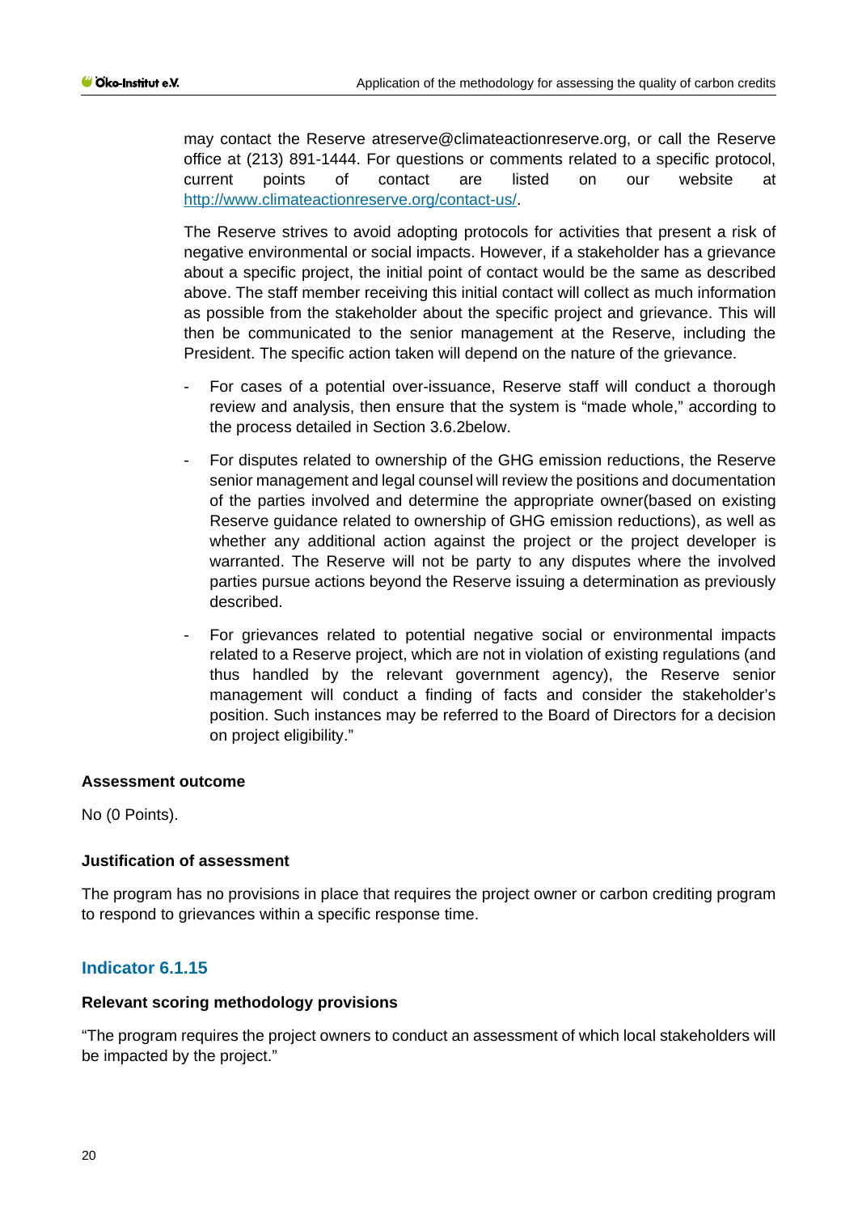may contact the Reserve atreserve@climateactionreserve.org, or call the Reserve office at (213) 891-1444. For questions or comments related to a specific protocol, current points of contact are listed on our website at http://www.climateactionreserve.org/contact-us/.

The Reserve strives to avoid adopting protocols for activities that present a risk of negative environmental or social impacts. However, if a stakeholder has a grievance about a specific project, the initial point of contact would be the same as described above. The staff member receiving this initial contact will collect as much information as possible from the stakeholder about the specific project and grievance. This will then be communicated to the senior management at the Reserve, including the President. The specific action taken will depend on the nature of the grievance.

- For cases of a potential over-issuance, Reserve staff will conduct a thorough review and analysis, then ensure that the system is "made whole," according to the process detailed in Section 3.6.2below.
- For disputes related to ownership of the GHG emission reductions, the Reserve senior management and legal counsel will review the positions and documentation of the parties involved and determine the appropriate owner(based on existing Reserve guidance related to ownership of GHG emission reductions), as well as whether any additional action against the project or the project developer is warranted. The Reserve will not be party to any disputes where the involved parties pursue actions beyond the Reserve issuing a determination as previously described.
- For grievances related to potential negative social or environmental impacts related to a Reserve project, which are not in violation of existing regulations (and thus handled by the relevant government agency), the Reserve senior management will conduct a finding of facts and consider the stakeholder's position. Such instances may be referred to the Board of Directors for a decision on project eligibility."

**Assessment outcome**

No (0 Points).

**Justification of assessment**

The program has no provisions in place that requires the project owner or carbon crediting program to respond to grievances within a specific response time.

## Indicator 6.1.15

**Relevant scoring methodology provisions**

"The program requires the project owners to conduct an assessment of which local stakeholders will be impacted by the project."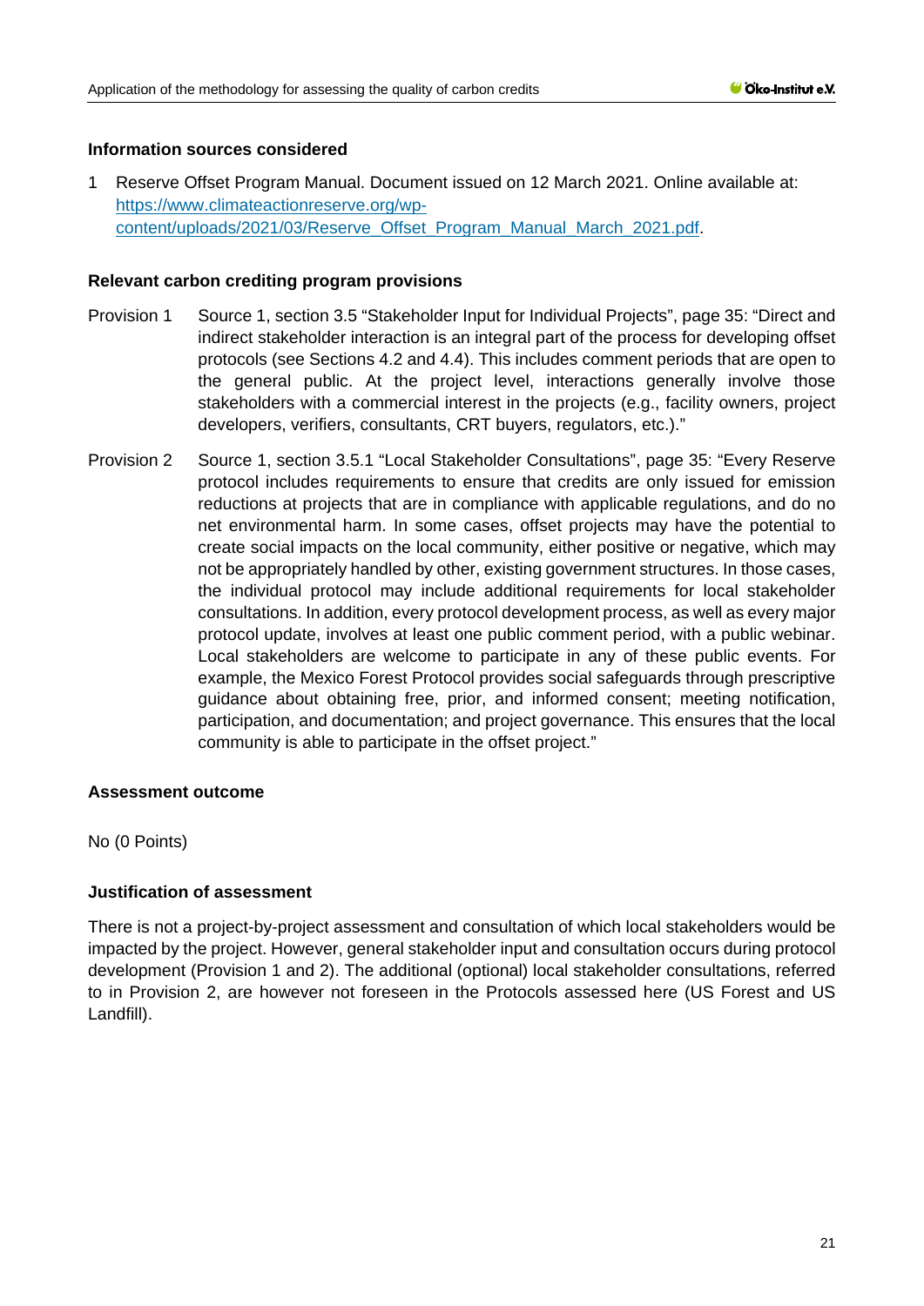#### Information sources considered

1 Reserve Offset Program Manual. Document issued on 12 March 2021. Online available at: [https://www.climateactionreserve.org/wp-content/uploads/2021/03/Reserve_Offset_Program_Manual_March_2021.pdf](https://www.climateactionreserve.org/wp-content/uploads/2021/03/Reserve_Offset_Program_Manual_March_2021.pdf).

#### Relevant carbon crediting program provisions

Provision 1 Source 1, section 3.5 "Stakeholder Input for Individual Projects", page 35: "Direct and indirect stakeholder interaction is an integral part of the process for developing offset protocols (see Sections 4.2 and 4.4). This includes comment periods that are open to the general public. At the project level, interactions generally involve those stakeholders with a commercial interest in the projects (e.g., facility owners, project developers, verifiers, consultants, CRT buyers, regulators, etc.)."

Provision 2 Source 1, section 3.5.1 "Local Stakeholder Consultations", page 35: "Every Reserve protocol includes requirements to ensure that credits are only issued for emission reductions at projects that are in compliance with applicable regulations, and do no net environmental harm. In some cases, offset projects may have the potential to create social impacts on the local community, either positive or negative, which may not be appropriately handled by other, existing government structures. In those cases, the individual protocol may include additional requirements for local stakeholder consultations. In addition, every protocol development process, as well as every major protocol update, involves at least one public comment period, with a public webinar. Local stakeholders are welcome to participate in any of these public events. For example, the Mexico Forest Protocol provides social safeguards through prescriptive guidance about obtaining free, prior, and informed consent; meeting notification, participation, and documentation; and project governance. This ensures that the local community is able to participate in the offset project."

#### Assessment outcome

No (0 Points)

#### Justification of assessment

There is not a project-by-project assessment and consultation of which local stakeholders would be impacted by the project. However, general stakeholder input and consultation occurs during protocol development (Provision 1 and 2). The additional (optional) local stakeholder consultations, referred to in Provision 2, are however not foreseen in the Protocols assessed here (US Forest and US Landfill).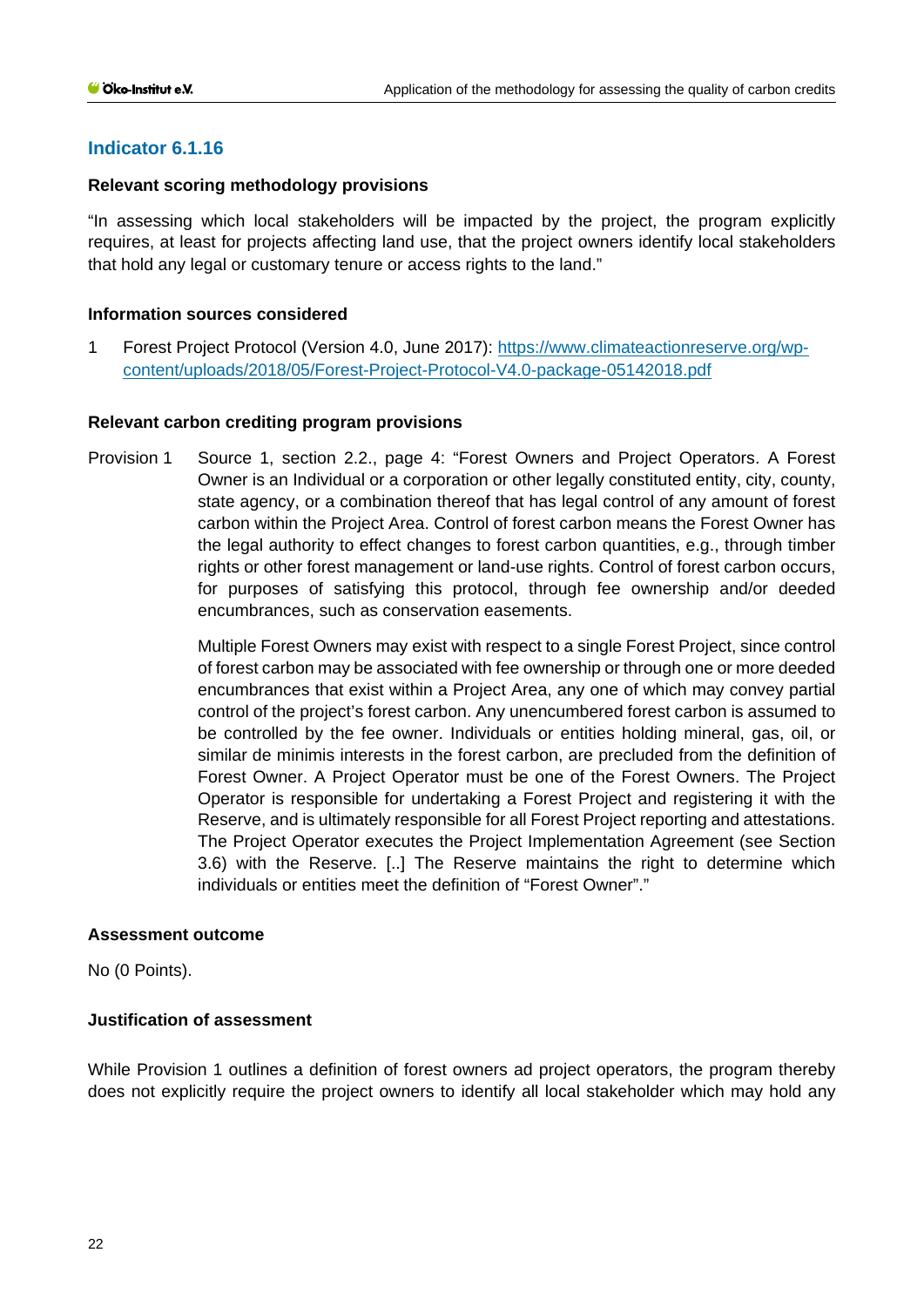### Indicator 6.1.16

**Relevant scoring methodology provisions**

"In assessing which local stakeholders will be impacted by the project, the program explicitly requires, at least for projects affecting land use, that the project owners identify local stakeholders that hold any legal or customary tenure or access rights to the land."

**Information sources considered**

1 Forest Project Protocol (Version 4.0, June 2017): [https://www.climateactionreserve.org/wp-content/uploads/2018/05/Forest-Project-Protocol-V4.0-package-05142018.pdf](https://www.climateactionreserve.org/wp-content/uploads/2018/05/Forest-Project-Protocol-V4.0-package-05142018.pdf)

**Relevant carbon crediting program provisions**

Provision 1 Source 1, section 2.2., page 4: "Forest Owners and Project Operators. A Forest Owner is an Individual or a corporation or other legally constituted entity, city, county, state agency, or a combination thereof that has legal control of any amount of forest carbon within the Project Area. Control of forest carbon means the Forest Owner has the legal authority to effect changes to forest carbon quantities, e.g., through timber rights or other forest management or land-use rights. Control of forest carbon occurs, for purposes of satisfying this protocol, through fee ownership and/or deeded encumbrances, such as conservation easements.

Multiple Forest Owners may exist with respect to a single Forest Project, since control of forest carbon may be associated with fee ownership or through one or more deeded encumbrances that exist within a Project Area, any one of which may convey partial control of the project's forest carbon. Any unencumbered forest carbon is assumed to be controlled by the fee owner. Individuals or entities holding mineral, gas, oil, or similar de minimis interests in the forest carbon, are precluded from the definition of Forest Owner. A Project Operator must be one of the Forest Owners. The Project Operator is responsible for undertaking a Forest Project and registering it with the Reserve, and is ultimately responsible for all Forest Project reporting and attestations. The Project Operator executes the Project Implementation Agreement (see Section 3.6) with the Reserve. [..] The Reserve maintains the right to determine which individuals or entities meet the definition of "Forest Owner"."

**Assessment outcome**

No (0 Points).

**Justification of assessment**

While Provision 1 outlines a definition of forest owners ad project operators, the program thereby does not explicitly require the project owners to identify all local stakeholder which may hold any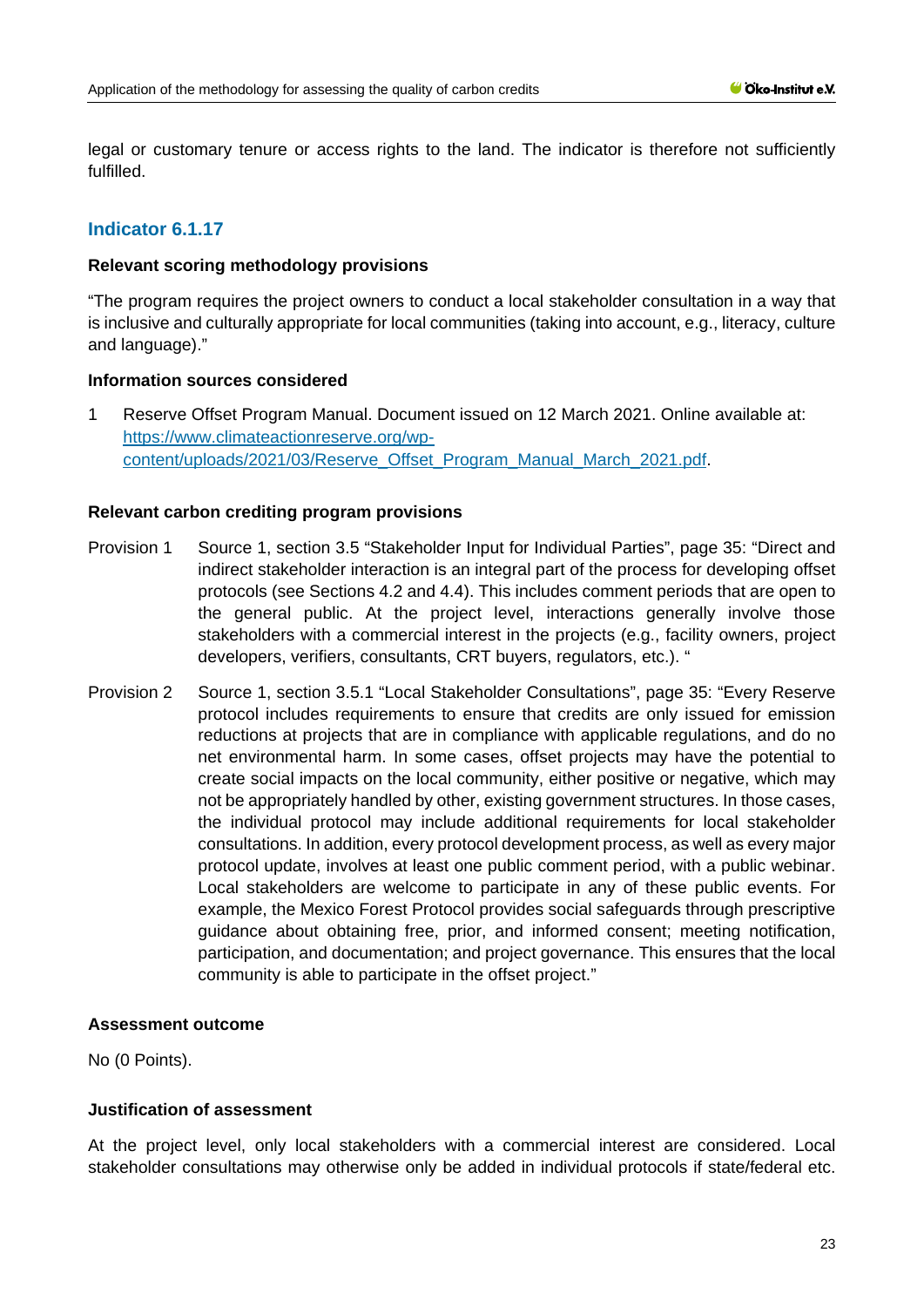legal or customary tenure or access rights to the land. The indicator is therefore not sufficiently fulfilled.

## Indicator 6.1.17

**Relevant scoring methodology provisions**

"The program requires the project owners to conduct a local stakeholder consultation in a way that is inclusive and culturally appropriate for local communities (taking into account, e.g., literacy, culture and language)."

**Information sources considered**

1 Reserve Offset Program Manual. Document issued on 12 March 2021. Online available at: [https://www.climateactionreserve.org/wp-content/uploads/2021/03/Reserve_Offset_Program_Manual_March_2021.pdf](https://www.climateactionreserve.org/wp-content/uploads/2021/03/Reserve_Offset_Program_Manual_March_2021.pdf).

**Relevant carbon crediting program provisions**

Provision 1 Source 1, section 3.5 "Stakeholder Input for Individual Parties", page 35: "Direct and indirect stakeholder interaction is an integral part of the process for developing offset protocols (see Sections 4.2 and 4.4). This includes comment periods that are open to the general public. At the project level, interactions generally involve those stakeholders with a commercial interest in the projects (e.g., facility owners, project developers, verifiers, consultants, CRT buyers, regulators, etc.). "

Provision 2 Source 1, section 3.5.1 "Local Stakeholder Consultations", page 35: "Every Reserve protocol includes requirements to ensure that credits are only issued for emission reductions at projects that are in compliance with applicable regulations, and do no net environmental harm. In some cases, offset projects may have the potential to create social impacts on the local community, either positive or negative, which may not be appropriately handled by other, existing government structures. In those cases, the individual protocol may include additional requirements for local stakeholder consultations. In addition, every protocol development process, as well as every major protocol update, involves at least one public comment period, with a public webinar. Local stakeholders are welcome to participate in any of these public events. For example, the Mexico Forest Protocol provides social safeguards through prescriptive guidance about obtaining free, prior, and informed consent; meeting notification, participation, and documentation; and project governance. This ensures that the local community is able to participate in the offset project."

**Assessment outcome**

No (0 Points).

**Justification of assessment**

At the project level, only local stakeholders with a commercial interest are considered. Local stakeholder consultations may otherwise only be added in individual protocols if state/federal etc.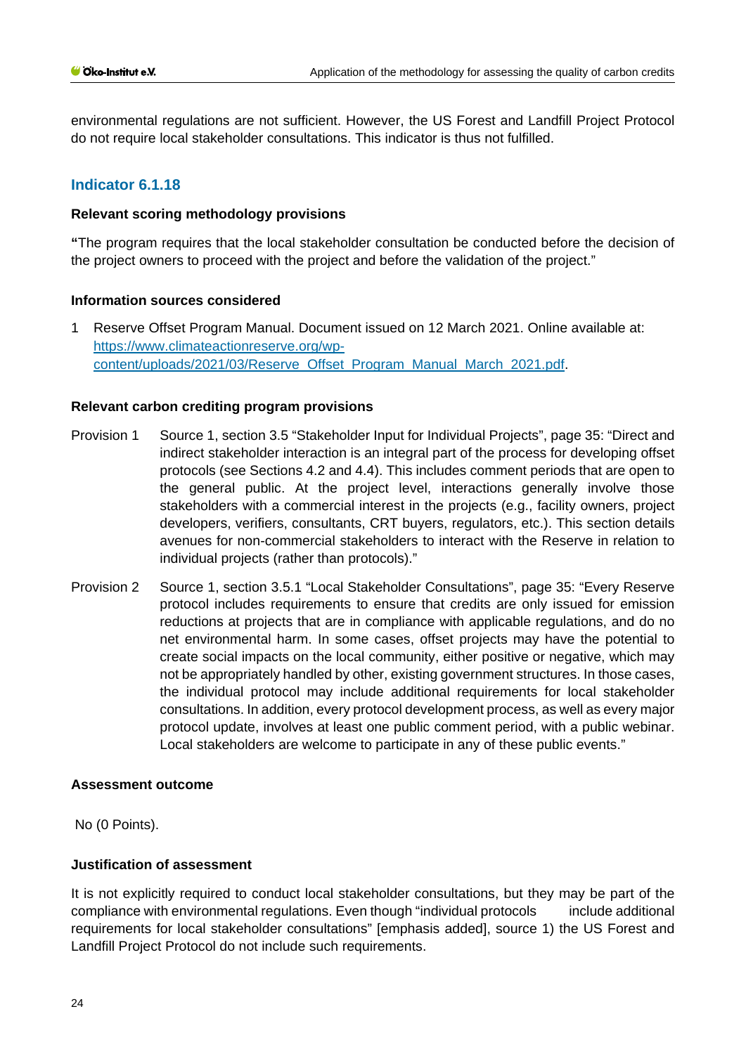environmental regulations are not sufficient. However, the US Forest and Landfill Project Protocol do not require local stakeholder consultations. This indicator is thus not fulfilled.

## Indicator 6.1.18

### Relevant scoring methodology provisions

**"**The program requires that the local stakeholder consultation be conducted before the decision of the project owners to proceed with the project and before the validation of the project."

### Information sources considered

1 Reserve Offset Program Manual. Document issued on 12 March 2021. Online available at: https://www.climateactionreserve.org/wp-content/uploads/2021/03/Reserve_Offset_Program_Manual_March_2021.pdf.

### Relevant carbon crediting program provisions

Provision 1 Source 1, section 3.5 "Stakeholder Input for Individual Projects", page 35: "Direct and indirect stakeholder interaction is an integral part of the process for developing offset protocols (see Sections 4.2 and 4.4). This includes comment periods that are open to the general public. At the project level, interactions generally involve those stakeholders with a commercial interest in the projects (e.g., facility owners, project developers, verifiers, consultants, CRT buyers, regulators, etc.). This section details avenues for non-commercial stakeholders to interact with the Reserve in relation to individual projects (rather than protocols)."

Provision 2 Source 1, section 3.5.1 "Local Stakeholder Consultations", page 35: "Every Reserve protocol includes requirements to ensure that credits are only issued for emission reductions at projects that are in compliance with applicable regulations, and do no net environmental harm. In some cases, offset projects may have the potential to create social impacts on the local community, either positive or negative, which may not be appropriately handled by other, existing government structures. In those cases, the individual protocol may include additional requirements for local stakeholder consultations. In addition, every protocol development process, as well as every major protocol update, involves at least one public comment period, with a public webinar. Local stakeholders are welcome to participate in any of these public events."

### Assessment outcome

No (0 Points).

### Justification of assessment

It is not explicitly required to conduct local stakeholder consultations, but they may be part of the compliance with environmental regulations. Even though "individual protocols include additional requirements for local stakeholder consultations" [emphasis added], source 1) the US Forest and Landfill Project Protocol do not include such requirements.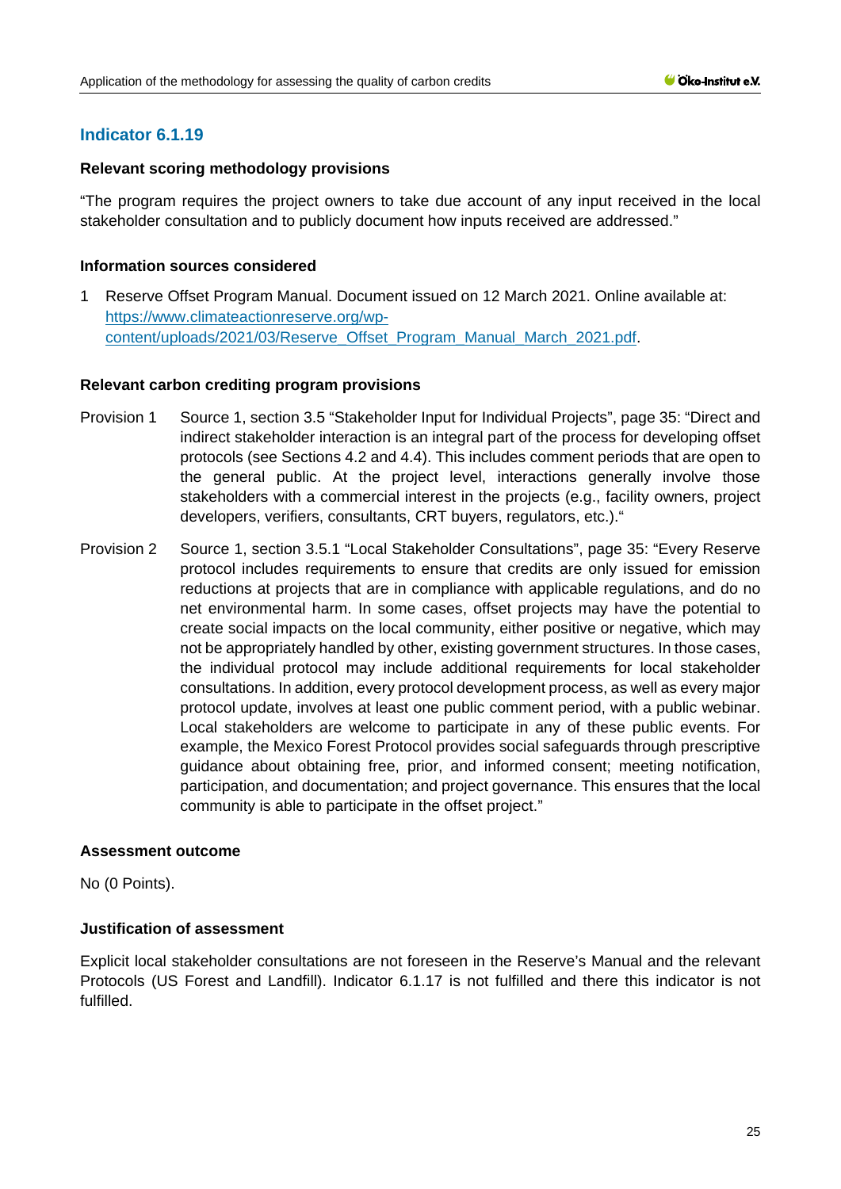## Indicator 6.1.19

### Relevant scoring methodology provisions

"The program requires the project owners to take due account of any input received in the local stakeholder consultation and to publicly document how inputs received are addressed."

### Information sources considered

1. Reserve Offset Program Manual. Document issued on 12 March 2021. Online available at: [https://www.climateactionreserve.org/wp-content/uploads/2021/03/Reserve_Offset_Program_Manual_March_2021.pdf](https://www.climateactionreserve.org/wp-content/uploads/2021/03/Reserve_Offset_Program_Manual_March_2021.pdf).

### Relevant carbon crediting program provisions

Provision 1 Source 1, section 3.5 "Stakeholder Input for Individual Projects", page 35: "Direct and indirect stakeholder interaction is an integral part of the process for developing offset protocols (see Sections 4.2 and 4.4). This includes comment periods that are open to the general public. At the project level, interactions generally involve those stakeholders with a commercial interest in the projects (e.g., facility owners, project developers, verifiers, consultants, CRT buyers, regulators, etc.)."

Provision 2 Source 1, section 3.5.1 "Local Stakeholder Consultations", page 35: "Every Reserve protocol includes requirements to ensure that credits are only issued for emission reductions at projects that are in compliance with applicable regulations, and do no net environmental harm. In some cases, offset projects may have the potential to create social impacts on the local community, either positive or negative, which may not be appropriately handled by other, existing government structures. In those cases, the individual protocol may include additional requirements for local stakeholder consultations. In addition, every protocol development process, as well as every major protocol update, involves at least one public comment period, with a public webinar. Local stakeholders are welcome to participate in any of these public events. For example, the Mexico Forest Protocol provides social safeguards through prescriptive guidance about obtaining free, prior, and informed consent; meeting notification, participation, and documentation; and project governance. This ensures that the local community is able to participate in the offset project."

### Assessment outcome

No (0 Points).

### Justification of assessment

Explicit local stakeholder consultations are not foreseen in the Reserve's Manual and the relevant Protocols (US Forest and Landfill). Indicator 6.1.17 is not fulfilled and there this indicator is not fulfilled.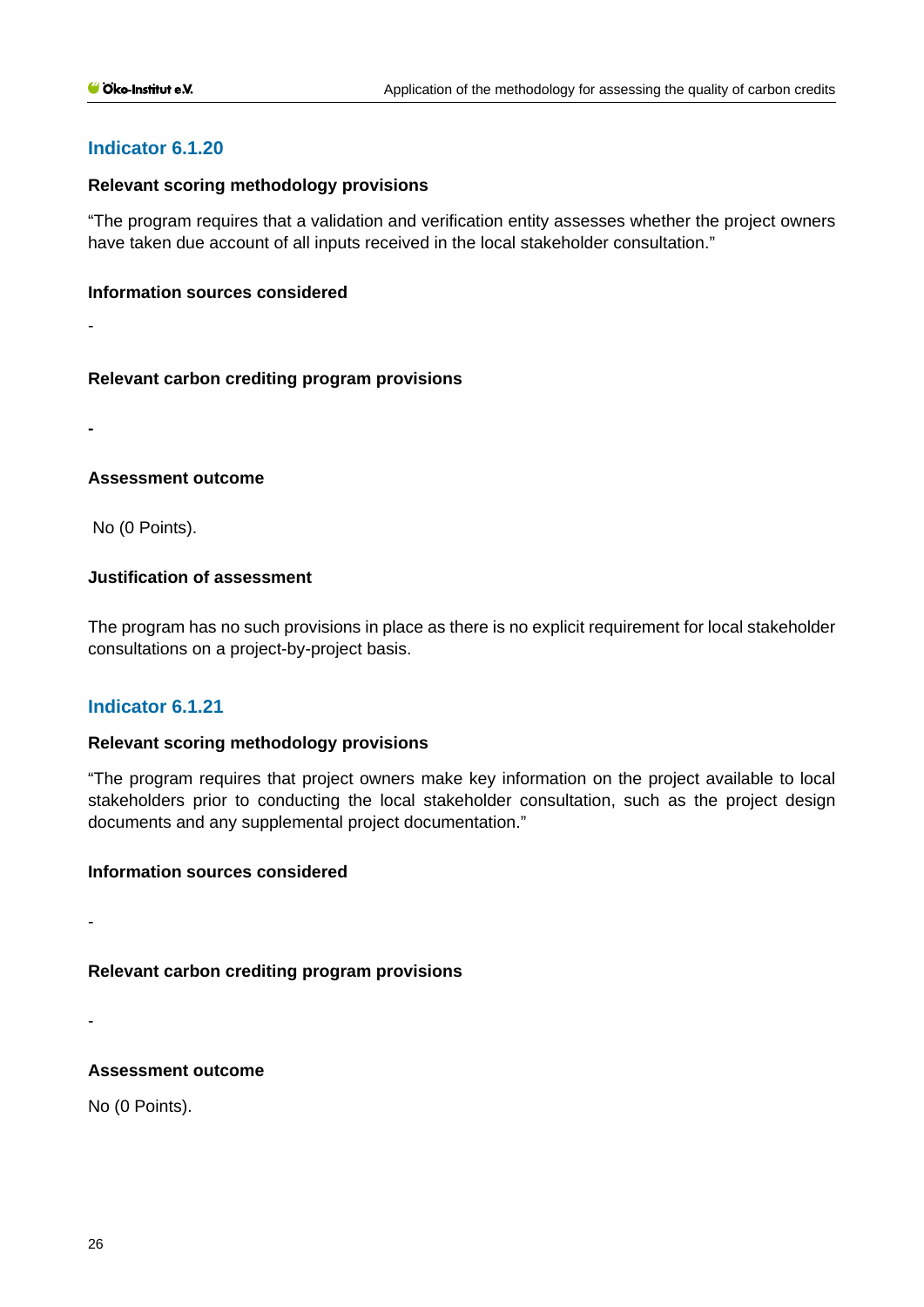## Indicator 6.1.20

**Relevant scoring methodology provisions**

"The program requires that a validation and verification entity assesses whether the project owners have taken due account of all inputs received in the local stakeholder consultation."

**Information sources considered**

-

**Relevant carbon crediting program provisions**

**-**

**Assessment outcome**

No (0 Points).

**Justification of assessment**

The program has no such provisions in place as there is no explicit requirement for local stakeholder consultations on a project-by-project basis.

## Indicator 6.1.21

**Relevant scoring methodology provisions**

"The program requires that project owners make key information on the project available to local stakeholders prior to conducting the local stakeholder consultation, such as the project design documents and any supplemental project documentation."

**Information sources considered**

-

**Relevant carbon crediting program provisions**

-

**Assessment outcome**

No (0 Points).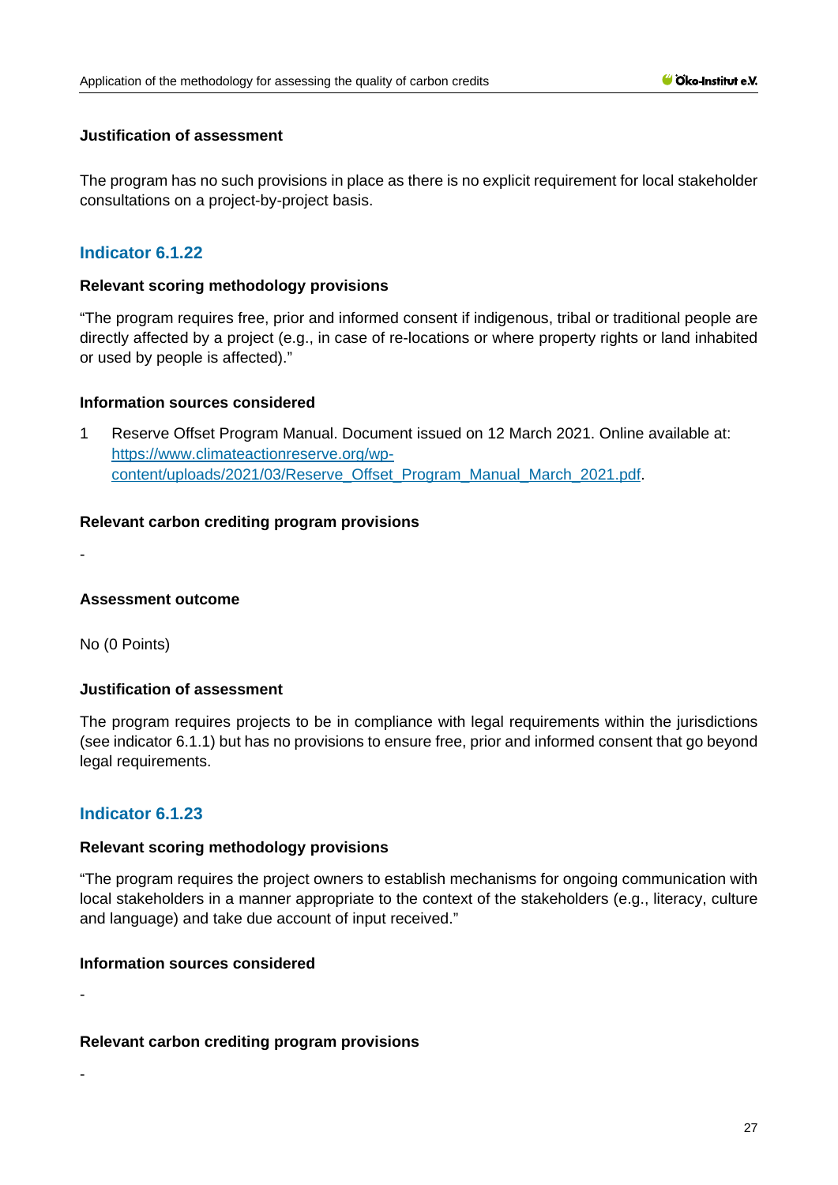#### Justification of assessment

The program has no such provisions in place as there is no explicit requirement for local stakeholder consultations on a project-by-project basis.

### Indicator 6.1.22

#### Relevant scoring methodology provisions

"The program requires free, prior and informed consent if indigenous, tribal or traditional people are directly affected by a project (e.g., in case of re-locations or where property rights or land inhabited or used by people is affected)."

#### Information sources considered

1. Reserve Offset Program Manual. Document issued on 12 March 2021. Online available at: https://www.climateactionreserve.org/wp-content/uploads/2021/03/Reserve_Offset_Program_Manual_March_2021.pdf.

#### Relevant carbon crediting program provisions

-

#### Assessment outcome

No (0 Points)

#### Justification of assessment

The program requires projects to be in compliance with legal requirements within the jurisdictions (see indicator 6.1.1) but has no provisions to ensure free, prior and informed consent that go beyond legal requirements.

### Indicator 6.1.23

#### Relevant scoring methodology provisions

"The program requires the project owners to establish mechanisms for ongoing communication with local stakeholders in a manner appropriate to the context of the stakeholders (e.g., literacy, culture and language) and take due account of input received."

#### Information sources considered

-

#### Relevant carbon crediting program provisions

-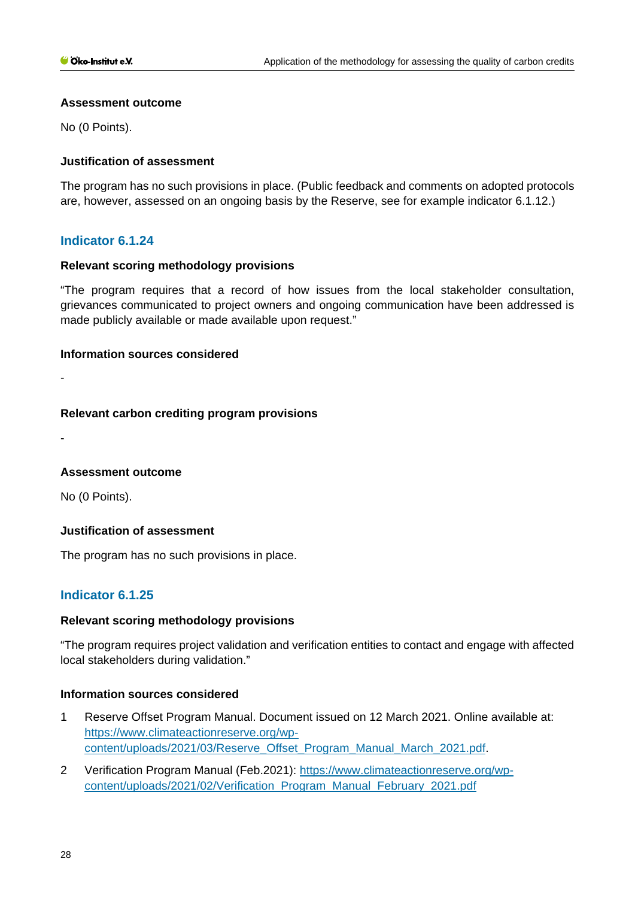**Assessment outcome**

No (0 Points).

**Justification of assessment**

The program has no such provisions in place. (Public feedback and comments on adopted protocols are, however, assessed on an ongoing basis by the Reserve, see for example indicator 6.1.12.)

### Indicator 6.1.24

**Relevant scoring methodology provisions**

"The program requires that a record of how issues from the local stakeholder consultation, grievances communicated to project owners and ongoing communication have been addressed is made publicly available or made available upon request."

**Information sources considered**

-

**Relevant carbon crediting program provisions**

-

**Assessment outcome**

No (0 Points).

**Justification of assessment**

The program has no such provisions in place.

### Indicator 6.1.25

**Relevant scoring methodology provisions**

"The program requires project validation and verification entities to contact and engage with affected local stakeholders during validation."

**Information sources considered**

1. Reserve Offset Program Manual. Document issued on 12 March 2021. Online available at: https://www.climateactionreserve.org/wp-content/uploads/2021/03/Reserve_Offset_Program_Manual_March_2021.pdf.
2. Verification Program Manual (Feb.2021): https://www.climateactionreserve.org/wp-content/uploads/2021/02/Verification_Program_Manual_February_2021.pdf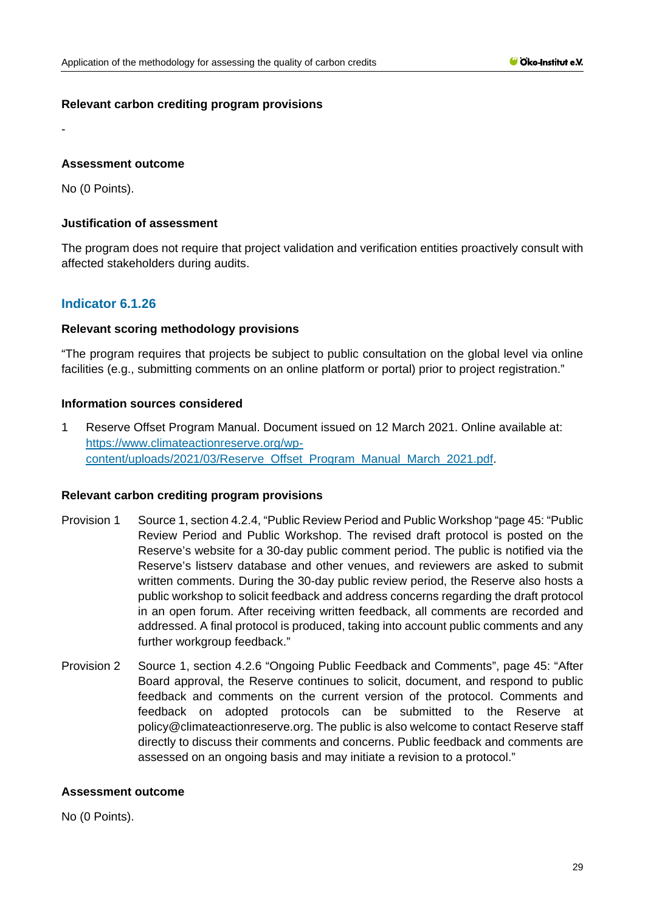### Relevant carbon crediting program provisions

-

### Assessment outcome

No (0 Points).

### Justification of assessment

The program does not require that project validation and verification entities proactively consult with affected stakeholders during audits.

## Indicator 6.1.26

### Relevant scoring methodology provisions

"The program requires that projects be subject to public consultation on the global level via online facilities (e.g., submitting comments on an online platform or portal) prior to project registration."

### Information sources considered

1 Reserve Offset Program Manual. Document issued on 12 March 2021. Online available at: [https://www.climateactionreserve.org/wp-content/uploads/2021/03/Reserve_Offset_Program_Manual_March_2021.pdf](https://www.climateactionreserve.org/wp-content/uploads/2021/03/Reserve_Offset_Program_Manual_March_2021.pdf).

### Relevant carbon crediting program provisions

Provision 1 Source 1, section 4.2.4, "Public Review Period and Public Workshop "page 45: "Public Review Period and Public Workshop. The revised draft protocol is posted on the Reserve's website for a 30-day public comment period. The public is notified via the Reserve's listserv database and other venues, and reviewers are asked to submit written comments. During the 30-day public review period, the Reserve also hosts a public workshop to solicit feedback and address concerns regarding the draft protocol in an open forum. After receiving written feedback, all comments are recorded and addressed. A final protocol is produced, taking into account public comments and any further workgroup feedback."

Provision 2 Source 1, section 4.2.6 "Ongoing Public Feedback and Comments", page 45: "After Board approval, the Reserve continues to solicit, document, and respond to public feedback and comments on the current version of the protocol. Comments and feedback on adopted protocols can be submitted to the Reserve at policy@climateactionreserve.org. The public is also welcome to contact Reserve staff directly to discuss their comments and concerns. Public feedback and comments are assessed on an ongoing basis and may initiate a revision to a protocol."

### Assessment outcome

No (0 Points).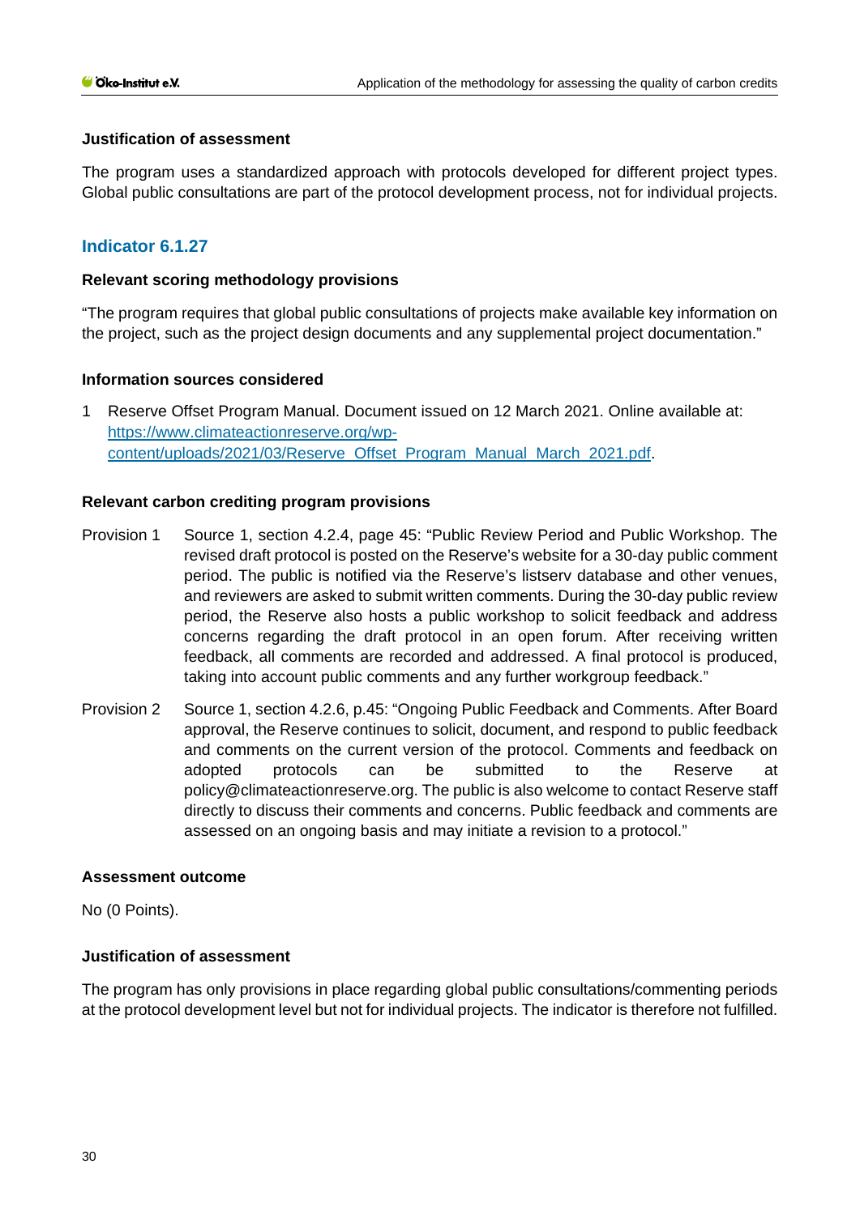### Justification of assessment

The program uses a standardized approach with protocols developed for different project types. Global public consultations are part of the protocol development process, not for individual projects.

## Indicator 6.1.27

### Relevant scoring methodology provisions

"The program requires that global public consultations of projects make available key information on the project, such as the project design documents and any supplemental project documentation."

### Information sources considered

1 Reserve Offset Program Manual. Document issued on 12 March 2021. Online available at: https://www.climateactionreserve.org/wp-content/uploads/2021/03/Reserve_Offset_Program_Manual_March_2021.pdf.

### Relevant carbon crediting program provisions

Provision 1 Source 1, section 4.2.4, page 45: "Public Review Period and Public Workshop. The revised draft protocol is posted on the Reserve's website for a 30-day public comment period. The public is notified via the Reserve's listserv database and other venues, and reviewers are asked to submit written comments. During the 30-day public review period, the Reserve also hosts a public workshop to solicit feedback and address concerns regarding the draft protocol in an open forum. After receiving written feedback, all comments are recorded and addressed. A final protocol is produced, taking into account public comments and any further workgroup feedback."

Provision 2 Source 1, section 4.2.6, p.45: "Ongoing Public Feedback and Comments. After Board approval, the Reserve continues to solicit, document, and respond to public feedback and comments on the current version of the protocol. Comments and feedback on adopted protocols can be submitted to the Reserve at policy@climateactionreserve.org. The public is also welcome to contact Reserve staff directly to discuss their comments and concerns. Public feedback and comments are assessed on an ongoing basis and may initiate a revision to a protocol."

### Assessment outcome

No (0 Points).

### Justification of assessment

The program has only provisions in place regarding global public consultations/commenting periods at the protocol development level but not for individual projects. The indicator is therefore not fulfilled.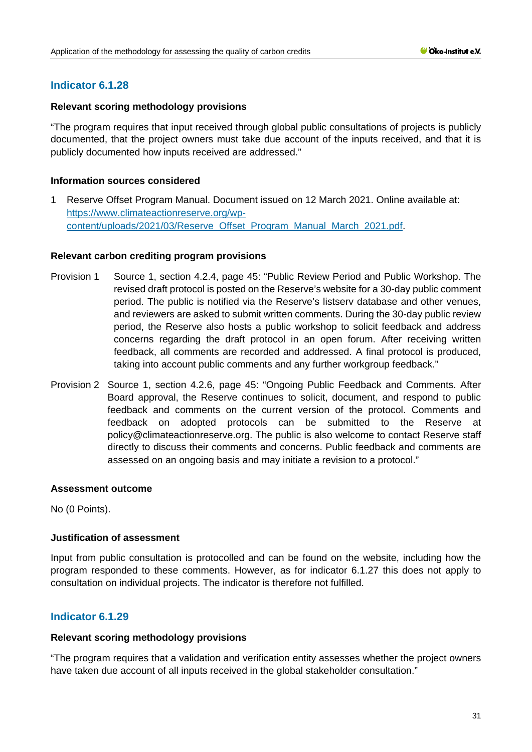## Indicator 6.1.28

**Relevant scoring methodology provisions**

"The program requires that input received through global public consultations of projects is publicly documented, that the project owners must take due account of the inputs received, and that it is publicly documented how inputs received are addressed."

**Information sources considered**

1 Reserve Offset Program Manual. Document issued on 12 March 2021. Online available at: [https://www.climateactionreserve.org/wp-content/uploads/2021/03/Reserve_Offset_Program_Manual_March_2021.pdf](https://www.climateactionreserve.org/wp-content/uploads/2021/03/Reserve_Offset_Program_Manual_March_2021.pdf).

**Relevant carbon crediting program provisions**

Provision 1 Source 1, section 4.2.4, page 45: "Public Review Period and Public Workshop. The revised draft protocol is posted on the Reserve's website for a 30-day public comment period. The public is notified via the Reserve's listserv database and other venues, and reviewers are asked to submit written comments. During the 30-day public review period, the Reserve also hosts a public workshop to solicit feedback and address concerns regarding the draft protocol in an open forum. After receiving written feedback, all comments are recorded and addressed. A final protocol is produced, taking into account public comments and any further workgroup feedback."

Provision 2 Source 1, section 4.2.6, page 45: "Ongoing Public Feedback and Comments. After Board approval, the Reserve continues to solicit, document, and respond to public feedback and comments on the current version of the protocol. Comments and feedback on adopted protocols can be submitted to the Reserve at policy@climateactionreserve.org. The public is also welcome to contact Reserve staff directly to discuss their comments and concerns. Public feedback and comments are assessed on an ongoing basis and may initiate a revision to a protocol."

**Assessment outcome**

No (0 Points).

**Justification of assessment**

Input from public consultation is protocolled and can be found on the website, including how the program responded to these comments. However, as for indicator 6.1.27 this does not apply to consultation on individual projects. The indicator is therefore not fulfilled.

## Indicator 6.1.29

**Relevant scoring methodology provisions**

"The program requires that a validation and verification entity assesses whether the project owners have taken due account of all inputs received in the global stakeholder consultation."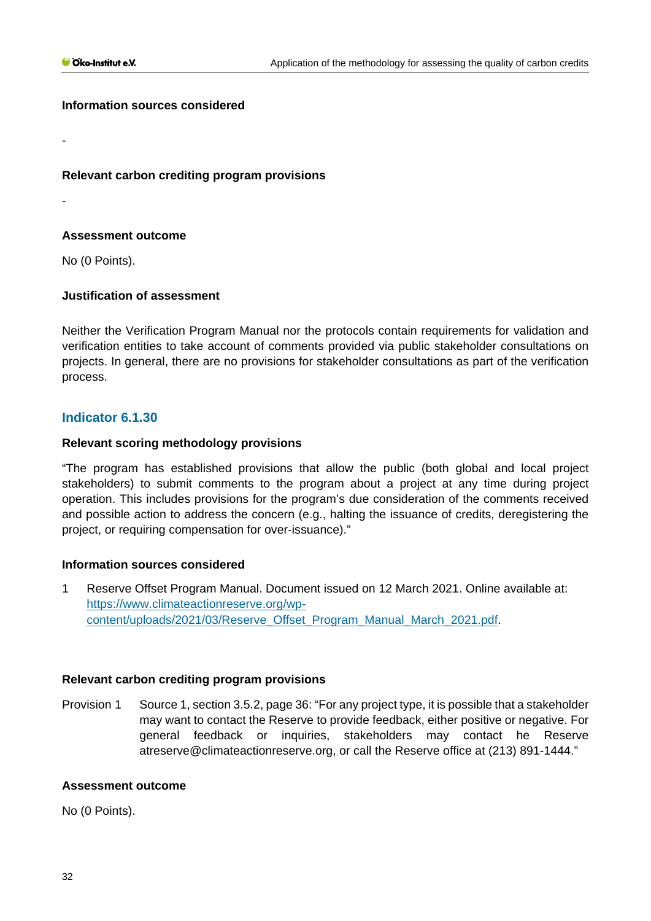#### Information sources considered

-

#### Relevant carbon crediting program provisions

-

#### Assessment outcome

No (0 Points).

#### Justification of assessment

Neither the Verification Program Manual nor the protocols contain requirements for validation and verification entities to take account of comments provided via public stakeholder consultations on projects. In general, there are no provisions for stakeholder consultations as part of the verification process.

### Indicator 6.1.30

#### Relevant scoring methodology provisions

"The program has established provisions that allow the public (both global and local project stakeholders) to submit comments to the program about a project at any time during project operation. This includes provisions for the program's due consideration of the comments received and possible action to address the concern (e.g., halting the issuance of credits, deregistering the project, or requiring compensation for over-issuance)."

#### Information sources considered

1 Reserve Offset Program Manual. Document issued on 12 March 2021. Online available at: [https://www.climateactionreserve.org/wp-content/uploads/2021/03/Reserve_Offset_Program_Manual_March_2021.pdf](https://www.climateactionreserve.org/wp-content/uploads/2021/03/Reserve_Offset_Program_Manual_March_2021.pdf).

#### Relevant carbon crediting program provisions

Provision 1 Source 1, section 3.5.2, page 36: "For any project type, it is possible that a stakeholder may want to contact the Reserve to provide feedback, either positive or negative. For general feedback or inquiries, stakeholders may contact he Reserve atreserve@climateactionreserve.org, or call the Reserve office at (213) 891-1444."

#### Assessment outcome

No (0 Points).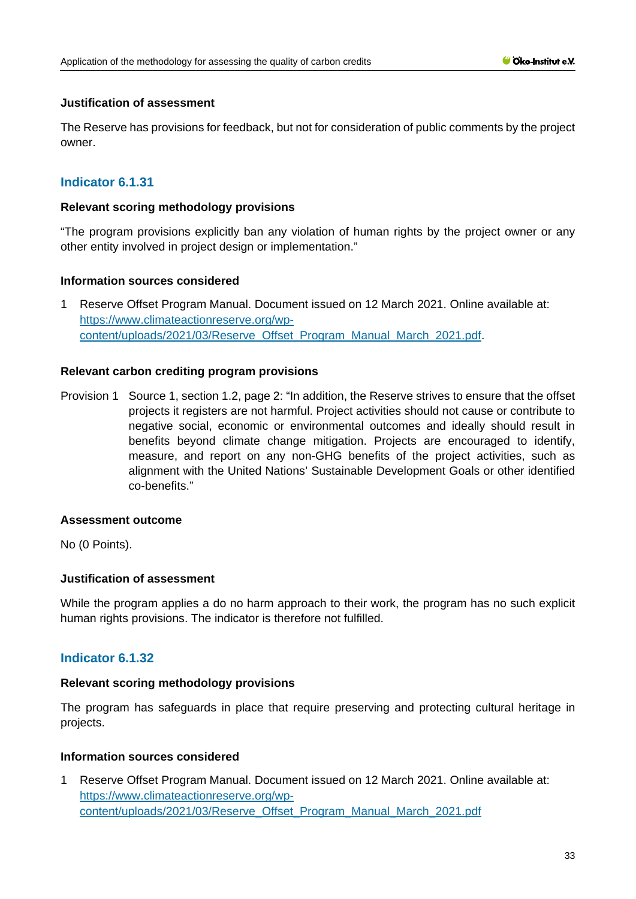#### Justification of assessment

The Reserve has provisions for feedback, but not for consideration of public comments by the project owner.

### Indicator 6.1.31

#### Relevant scoring methodology provisions

"The program provisions explicitly ban any violation of human rights by the project owner or any other entity involved in project design or implementation."

#### Information sources considered

1 Reserve Offset Program Manual. Document issued on 12 March 2021. Online available at: https://www.climateactionreserve.org/wp-content/uploads/2021/03/Reserve_Offset_Program_Manual_March_2021.pdf.

#### Relevant carbon crediting program provisions

Provision 1 Source 1, section 1.2, page 2: "In addition, the Reserve strives to ensure that the offset projects it registers are not harmful. Project activities should not cause or contribute to negative social, economic or environmental outcomes and ideally should result in benefits beyond climate change mitigation. Projects are encouraged to identify, measure, and report on any non-GHG benefits of the project activities, such as alignment with the United Nations' Sustainable Development Goals or other identified co-benefits."

#### Assessment outcome

No (0 Points).

#### Justification of assessment

While the program applies a do no harm approach to their work, the program has no such explicit human rights provisions. The indicator is therefore not fulfilled.

### Indicator 6.1.32

#### Relevant scoring methodology provisions

The program has safeguards in place that require preserving and protecting cultural heritage in projects.

#### Information sources considered

1 Reserve Offset Program Manual. Document issued on 12 March 2021. Online available at: https://www.climateactionreserve.org/wp-content/uploads/2021/03/Reserve_Offset_Program_Manual_March_2021.pdf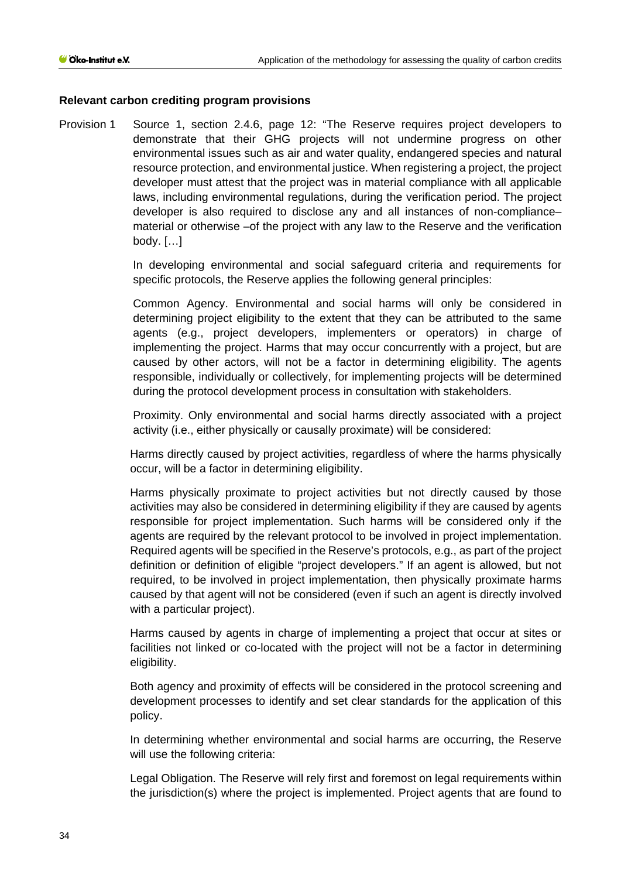**Relevant carbon crediting program provisions**

Provision 1 Source 1, section 2.4.6, page 12: "The Reserve requires project developers to demonstrate that their GHG projects will not undermine progress on other environmental issues such as air and water quality, endangered species and natural resource protection, and environmental justice. When registering a project, the project developer must attest that the project was in material compliance with all applicable laws, including environmental regulations, during the verification period. The project developer is also required to disclose any and all instances of non-compliance–material or otherwise –of the project with any law to the Reserve and the verification body. […]

In developing environmental and social safeguard criteria and requirements for specific protocols, the Reserve applies the following general principles:

Common Agency. Environmental and social harms will only be considered in determining project eligibility to the extent that they can be attributed to the same agents (e.g., project developers, implementers or operators) in charge of implementing the project. Harms that may occur concurrently with a project, but are caused by other actors, will not be a factor in determining eligibility. The agents responsible, individually or collectively, for implementing projects will be determined during the protocol development process in consultation with stakeholders.

Proximity. Only environmental and social harms directly associated with a project activity (i.e., either physically or causally proximate) will be considered:

Harms directly caused by project activities, regardless of where the harms physically occur, will be a factor in determining eligibility.

Harms physically proximate to project activities but not directly caused by those activities may also be considered in determining eligibility if they are caused by agents responsible for project implementation. Such harms will be considered only if the agents are required by the relevant protocol to be involved in project implementation. Required agents will be specified in the Reserve's protocols, e.g., as part of the project definition or definition of eligible "project developers." If an agent is allowed, but not required, to be involved in project implementation, then physically proximate harms caused by that agent will not be considered (even if such an agent is directly involved with a particular project).

Harms caused by agents in charge of implementing a project that occur at sites or facilities not linked or co-located with the project will not be a factor in determining eligibility.

Both agency and proximity of effects will be considered in the protocol screening and development processes to identify and set clear standards for the application of this policy.

In determining whether environmental and social harms are occurring, the Reserve will use the following criteria:

Legal Obligation. The Reserve will rely first and foremost on legal requirements within the jurisdiction(s) where the project is implemented. Project agents that are found to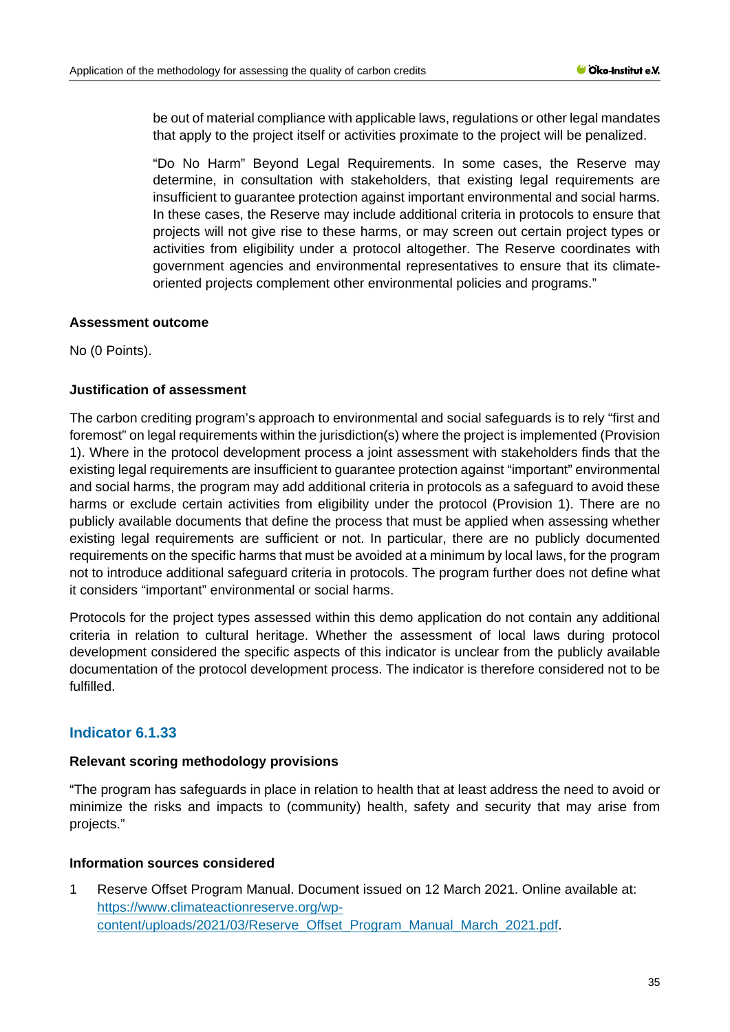be out of material compliance with applicable laws, regulations or other legal mandates that apply to the project itself or activities proximate to the project will be penalized.

"Do No Harm" Beyond Legal Requirements. In some cases, the Reserve may determine, in consultation with stakeholders, that existing legal requirements are insufficient to guarantee protection against important environmental and social harms. In these cases, the Reserve may include additional criteria in protocols to ensure that projects will not give rise to these harms, or may screen out certain project types or activities from eligibility under a protocol altogether. The Reserve coordinates with government agencies and environmental representatives to ensure that its climate-oriented projects complement other environmental policies and programs."

**Assessment outcome**

No (0 Points).

**Justification of assessment**

The carbon crediting program's approach to environmental and social safeguards is to rely "first and foremost" on legal requirements within the jurisdiction(s) where the project is implemented (Provision 1). Where in the protocol development process a joint assessment with stakeholders finds that the existing legal requirements are insufficient to guarantee protection against "important" environmental and social harms, the program may add additional criteria in protocols as a safeguard to avoid these harms or exclude certain activities from eligibility under the protocol (Provision 1). There are no publicly available documents that define the process that must be applied when assessing whether existing legal requirements are sufficient or not. In particular, there are no publicly documented requirements on the specific harms that must be avoided at a minimum by local laws, for the program not to introduce additional safeguard criteria in protocols. The program further does not define what it considers "important" environmental or social harms.

Protocols for the project types assessed within this demo application do not contain any additional criteria in relation to cultural heritage. Whether the assessment of local laws during protocol development considered the specific aspects of this indicator is unclear from the publicly available documentation of the protocol development process. The indicator is therefore considered not to be fulfilled.

## Indicator 6.1.33

**Relevant scoring methodology provisions**

"The program has safeguards in place in relation to health that at least address the need to avoid or minimize the risks and impacts to (community) health, safety and security that may arise from projects."

**Information sources considered**

1. Reserve Offset Program Manual. Document issued on 12 March 2021. Online available at: https://www.climateactionreserve.org/wp-content/uploads/2021/03/Reserve_Offset_Program_Manual_March_2021.pdf.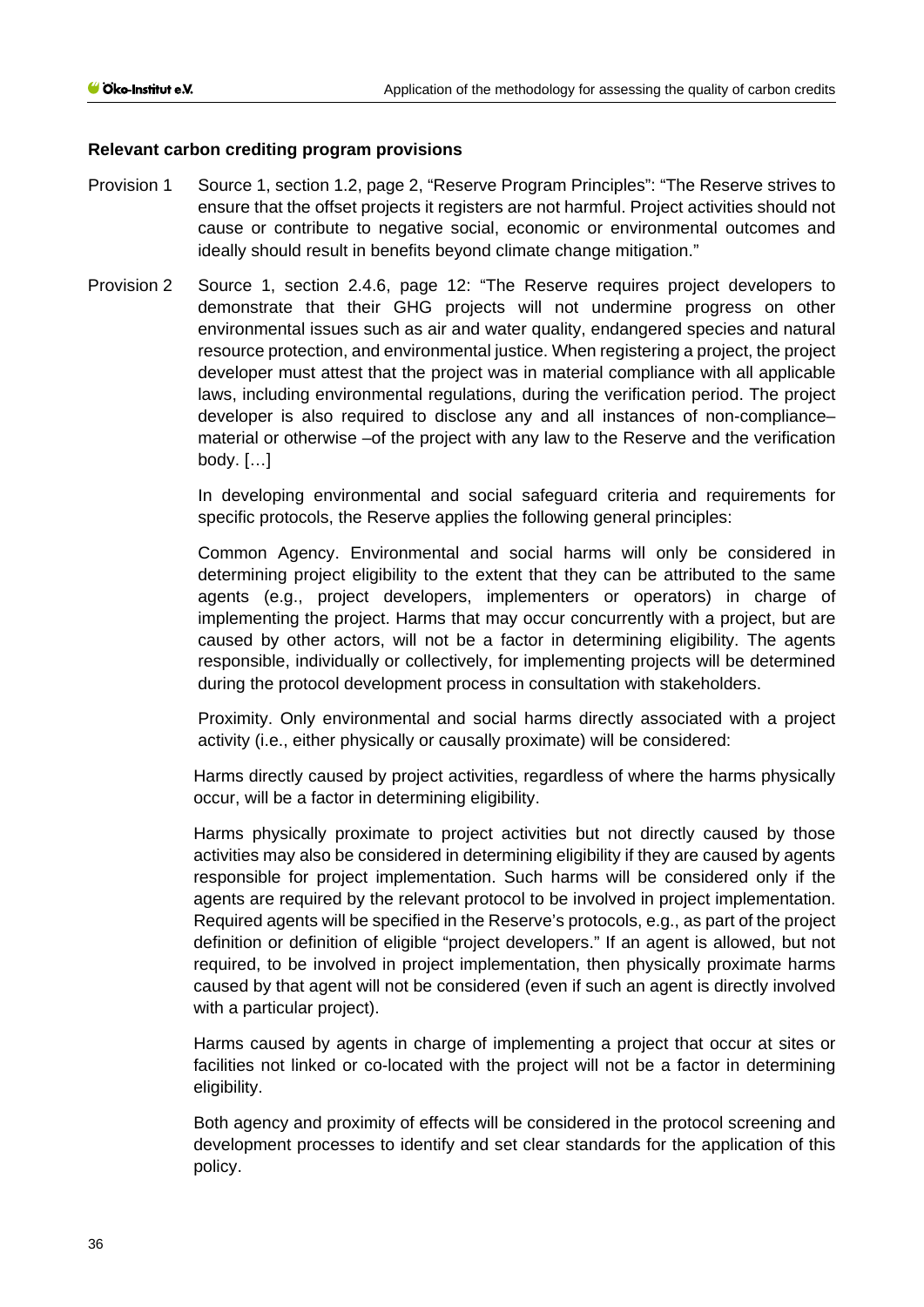**Relevant carbon crediting program provisions**

Provision 1 Source 1, section 1.2, page 2, "Reserve Program Principles": "The Reserve strives to ensure that the offset projects it registers are not harmful. Project activities should not cause or contribute to negative social, economic or environmental outcomes and ideally should result in benefits beyond climate change mitigation."

Provision 2 Source 1, section 2.4.6, page 12: "The Reserve requires project developers to demonstrate that their GHG projects will not undermine progress on other environmental issues such as air and water quality, endangered species and natural resource protection, and environmental justice. When registering a project, the project developer must attest that the project was in material compliance with all applicable laws, including environmental regulations, during the verification period. The project developer is also required to disclose any and all instances of non-compliance–material or otherwise –of the project with any law to the Reserve and the verification body. […]

In developing environmental and social safeguard criteria and requirements for specific protocols, the Reserve applies the following general principles:

Common Agency. Environmental and social harms will only be considered in determining project eligibility to the extent that they can be attributed to the same agents (e.g., project developers, implementers or operators) in charge of implementing the project. Harms that may occur concurrently with a project, but are caused by other actors, will not be a factor in determining eligibility. The agents responsible, individually or collectively, for implementing projects will be determined during the protocol development process in consultation with stakeholders.

Proximity. Only environmental and social harms directly associated with a project activity (i.e., either physically or causally proximate) will be considered:

Harms directly caused by project activities, regardless of where the harms physically occur, will be a factor in determining eligibility.

Harms physically proximate to project activities but not directly caused by those activities may also be considered in determining eligibility if they are caused by agents responsible for project implementation. Such harms will be considered only if the agents are required by the relevant protocol to be involved in project implementation. Required agents will be specified in the Reserve's protocols, e.g., as part of the project definition or definition of eligible "project developers." If an agent is allowed, but not required, to be involved in project implementation, then physically proximate harms caused by that agent will not be considered (even if such an agent is directly involved with a particular project).

Harms caused by agents in charge of implementing a project that occur at sites or facilities not linked or co-located with the project will not be a factor in determining eligibility.

Both agency and proximity of effects will be considered in the protocol screening and development processes to identify and set clear standards for the application of this policy.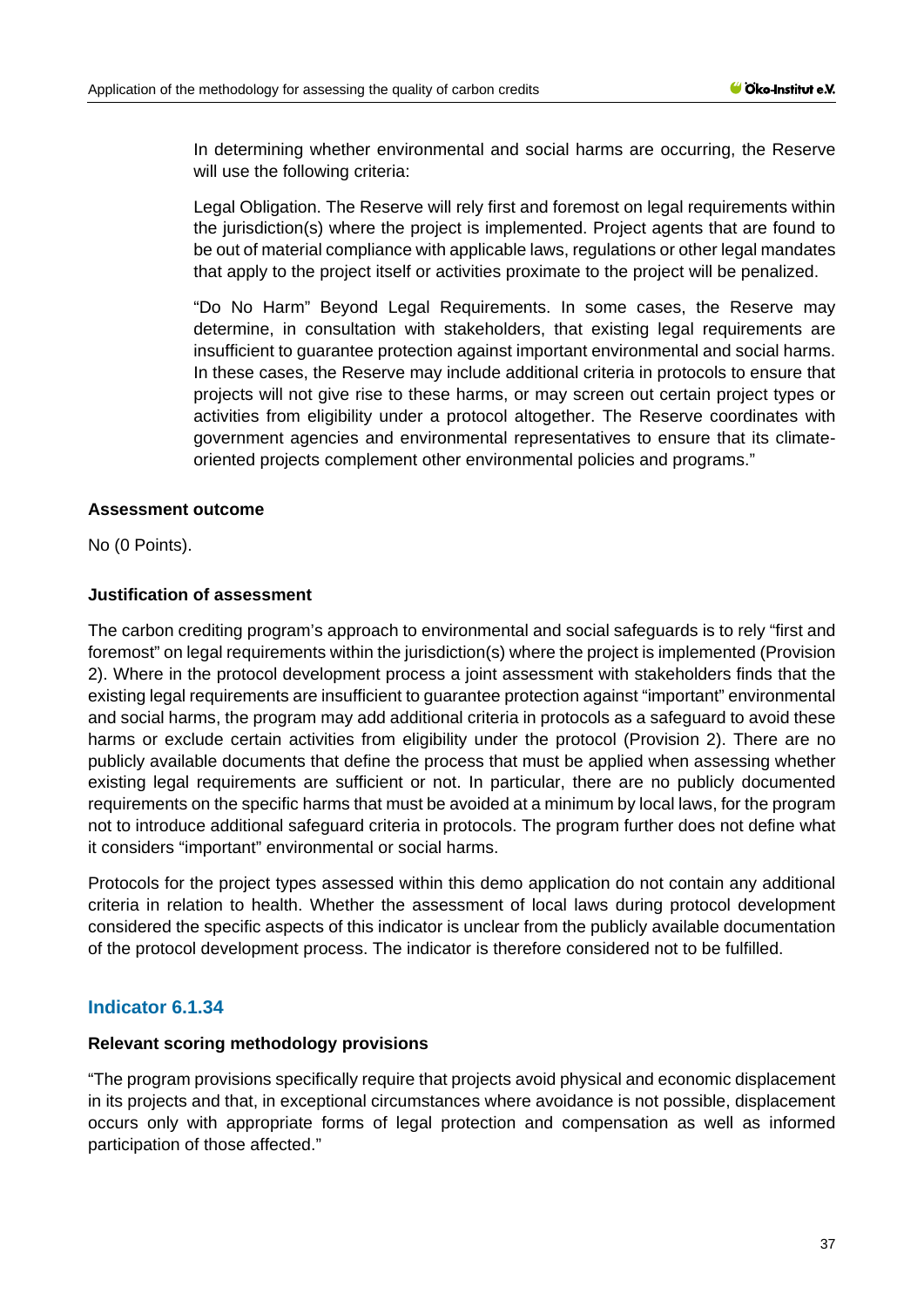In determining whether environmental and social harms are occurring, the Reserve will use the following criteria:

Legal Obligation. The Reserve will rely first and foremost on legal requirements within the jurisdiction(s) where the project is implemented. Project agents that are found to be out of material compliance with applicable laws, regulations or other legal mandates that apply to the project itself or activities proximate to the project will be penalized.

"Do No Harm" Beyond Legal Requirements. In some cases, the Reserve may determine, in consultation with stakeholders, that existing legal requirements are insufficient to guarantee protection against important environmental and social harms. In these cases, the Reserve may include additional criteria in protocols to ensure that projects will not give rise to these harms, or may screen out certain project types or activities from eligibility under a protocol altogether. The Reserve coordinates with government agencies and environmental representatives to ensure that its climate-oriented projects complement other environmental policies and programs."

**Assessment outcome**

No (0 Points).

**Justification of assessment**

The carbon crediting program's approach to environmental and social safeguards is to rely "first and foremost" on legal requirements within the jurisdiction(s) where the project is implemented (Provision 2). Where in the protocol development process a joint assessment with stakeholders finds that the existing legal requirements are insufficient to guarantee protection against "important" environmental and social harms, the program may add additional criteria in protocols as a safeguard to avoid these harms or exclude certain activities from eligibility under the protocol (Provision 2). There are no publicly available documents that define the process that must be applied when assessing whether existing legal requirements are sufficient or not. In particular, there are no publicly documented requirements on the specific harms that must be avoided at a minimum by local laws, for the program not to introduce additional safeguard criteria in protocols. The program further does not define what it considers "important" environmental or social harms.

Protocols for the project types assessed within this demo application do not contain any additional criteria in relation to health. Whether the assessment of local laws during protocol development considered the specific aspects of this indicator is unclear from the publicly available documentation of the protocol development process. The indicator is therefore considered not to be fulfilled.

## Indicator 6.1.34

**Relevant scoring methodology provisions**

"The program provisions specifically require that projects avoid physical and economic displacement in its projects and that, in exceptional circumstances where avoidance is not possible, displacement occurs only with appropriate forms of legal protection and compensation as well as informed participation of those affected."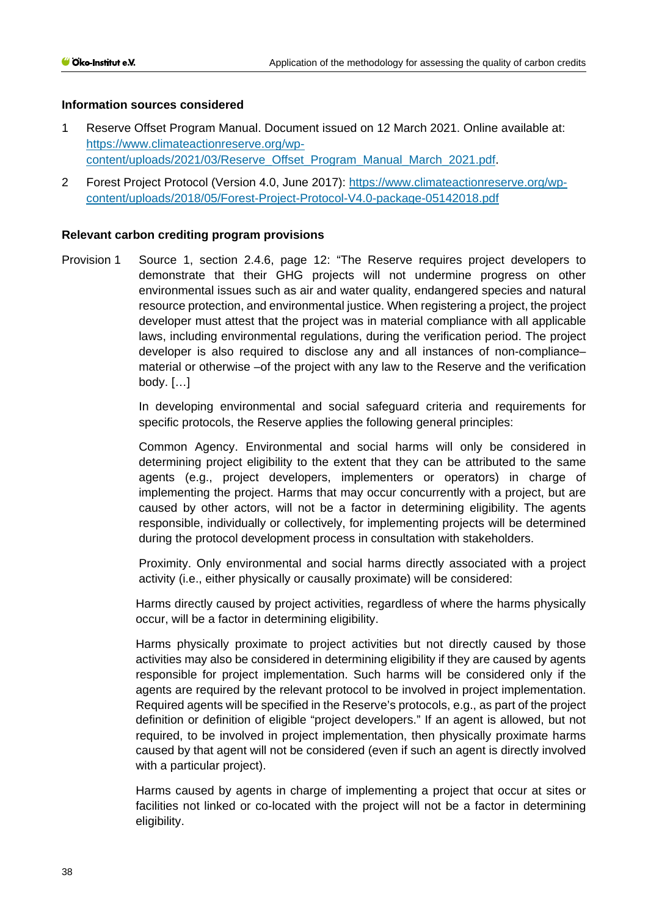**Information sources considered**

1. Reserve Offset Program Manual. Document issued on 12 March 2021. Online available at: [https://www.climateactionreserve.org/wp-content/uploads/2021/03/Reserve_Offset_Program_Manual_March_2021.pdf](https://www.climateactionreserve.org/wp-content/uploads/2021/03/Reserve_Offset_Program_Manual_March_2021.pdf).
2. Forest Project Protocol (Version 4.0, June 2017): [https://www.climateactionreserve.org/wp-content/uploads/2018/05/Forest-Project-Protocol-V4.0-package-05142018.pdf](https://www.climateactionreserve.org/wp-content/uploads/2018/05/Forest-Project-Protocol-V4.0-package-05142018.pdf)

**Relevant carbon crediting program provisions**

Provision 1 Source 1, section 2.4.6, page 12: "The Reserve requires project developers to demonstrate that their GHG projects will not undermine progress on other environmental issues such as air and water quality, endangered species and natural resource protection, and environmental justice. When registering a project, the project developer must attest that the project was in material compliance with all applicable laws, including environmental regulations, during the verification period. The project developer is also required to disclose any and all instances of non-compliance–material or otherwise –of the project with any law to the Reserve and the verification body. […]

In developing environmental and social safeguard criteria and requirements for specific protocols, the Reserve applies the following general principles:

Common Agency. Environmental and social harms will only be considered in determining project eligibility to the extent that they can be attributed to the same agents (e.g., project developers, implementers or operators) in charge of implementing the project. Harms that may occur concurrently with a project, but are caused by other actors, will not be a factor in determining eligibility. The agents responsible, individually or collectively, for implementing projects will be determined during the protocol development process in consultation with stakeholders.

Proximity. Only environmental and social harms directly associated with a project activity (i.e., either physically or causally proximate) will be considered:

Harms directly caused by project activities, regardless of where the harms physically occur, will be a factor in determining eligibility.

Harms physically proximate to project activities but not directly caused by those activities may also be considered in determining eligibility if they are caused by agents responsible for project implementation. Such harms will be considered only if the agents are required by the relevant protocol to be involved in project implementation. Required agents will be specified in the Reserve's protocols, e.g., as part of the project definition or definition of eligible "project developers." If an agent is allowed, but not required, to be involved in project implementation, then physically proximate harms caused by that agent will not be considered (even if such an agent is directly involved with a particular project).

Harms caused by agents in charge of implementing a project that occur at sites or facilities not linked or co-located with the project will not be a factor in determining eligibility.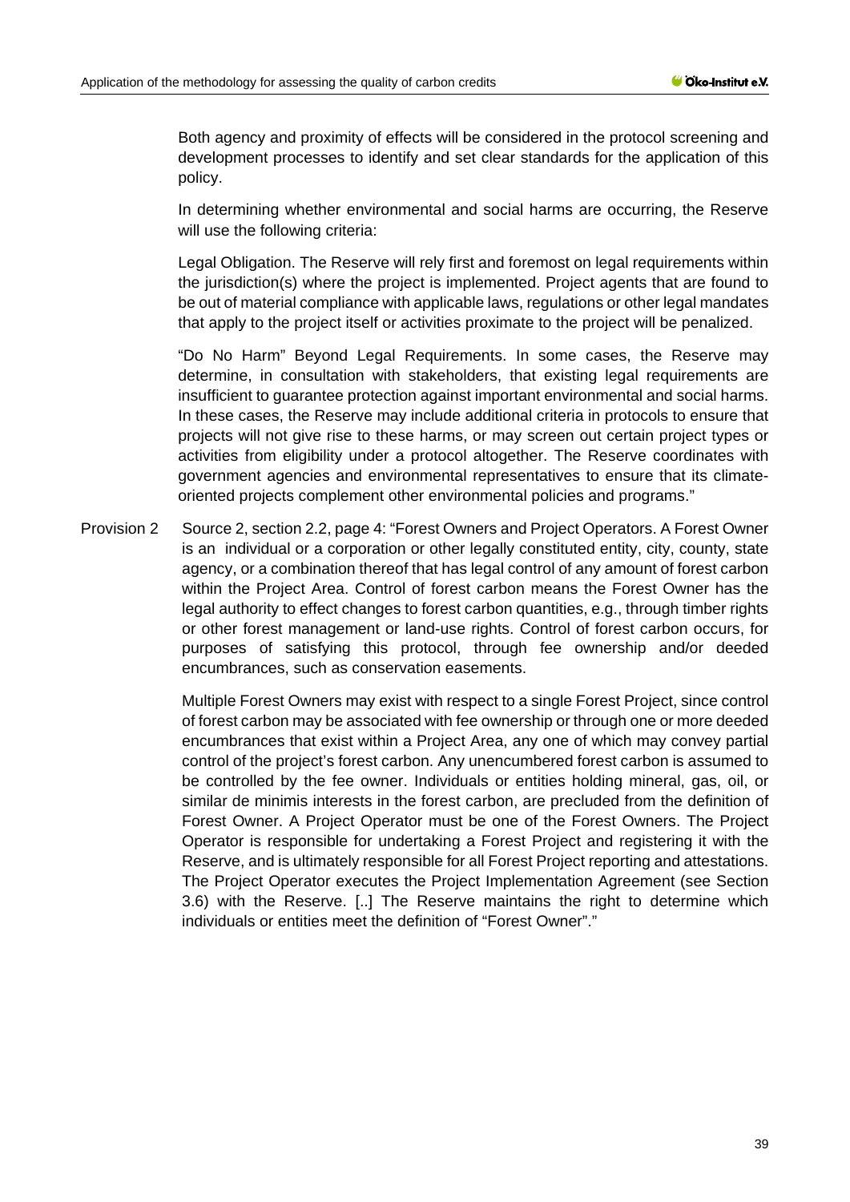Both agency and proximity of effects will be considered in the protocol screening and development processes to identify and set clear standards for the application of this policy.

In determining whether environmental and social harms are occurring, the Reserve will use the following criteria:

Legal Obligation. The Reserve will rely first and foremost on legal requirements within the jurisdiction(s) where the project is implemented. Project agents that are found to be out of material compliance with applicable laws, regulations or other legal mandates that apply to the project itself or activities proximate to the project will be penalized.

"Do No Harm" Beyond Legal Requirements. In some cases, the Reserve may determine, in consultation with stakeholders, that existing legal requirements are insufficient to guarantee protection against important environmental and social harms. In these cases, the Reserve may include additional criteria in protocols to ensure that projects will not give rise to these harms, or may screen out certain project types or activities from eligibility under a protocol altogether. The Reserve coordinates with government agencies and environmental representatives to ensure that its climate-oriented projects complement other environmental policies and programs."

Provision 2 Source 2, section 2.2, page 4: "Forest Owners and Project Operators. A Forest Owner is an individual or a corporation or other legally constituted entity, city, county, state agency, or a combination thereof that has legal control of any amount of forest carbon within the Project Area. Control of forest carbon means the Forest Owner has the legal authority to effect changes to forest carbon quantities, e.g., through timber rights or other forest management or land-use rights. Control of forest carbon occurs, for purposes of satisfying this protocol, through fee ownership and/or deeded encumbrances, such as conservation easements.

Multiple Forest Owners may exist with respect to a single Forest Project, since control of forest carbon may be associated with fee ownership or through one or more deeded encumbrances that exist within a Project Area, any one of which may convey partial control of the project's forest carbon. Any unencumbered forest carbon is assumed to be controlled by the fee owner. Individuals or entities holding mineral, gas, oil, or similar de minimis interests in the forest carbon, are precluded from the definition of Forest Owner. A Project Operator must be one of the Forest Owners. The Project Operator is responsible for undertaking a Forest Project and registering it with the Reserve, and is ultimately responsible for all Forest Project reporting and attestations. The Project Operator executes the Project Implementation Agreement (see Section 3.6) with the Reserve. [..] The Reserve maintains the right to determine which individuals or entities meet the definition of "Forest Owner"."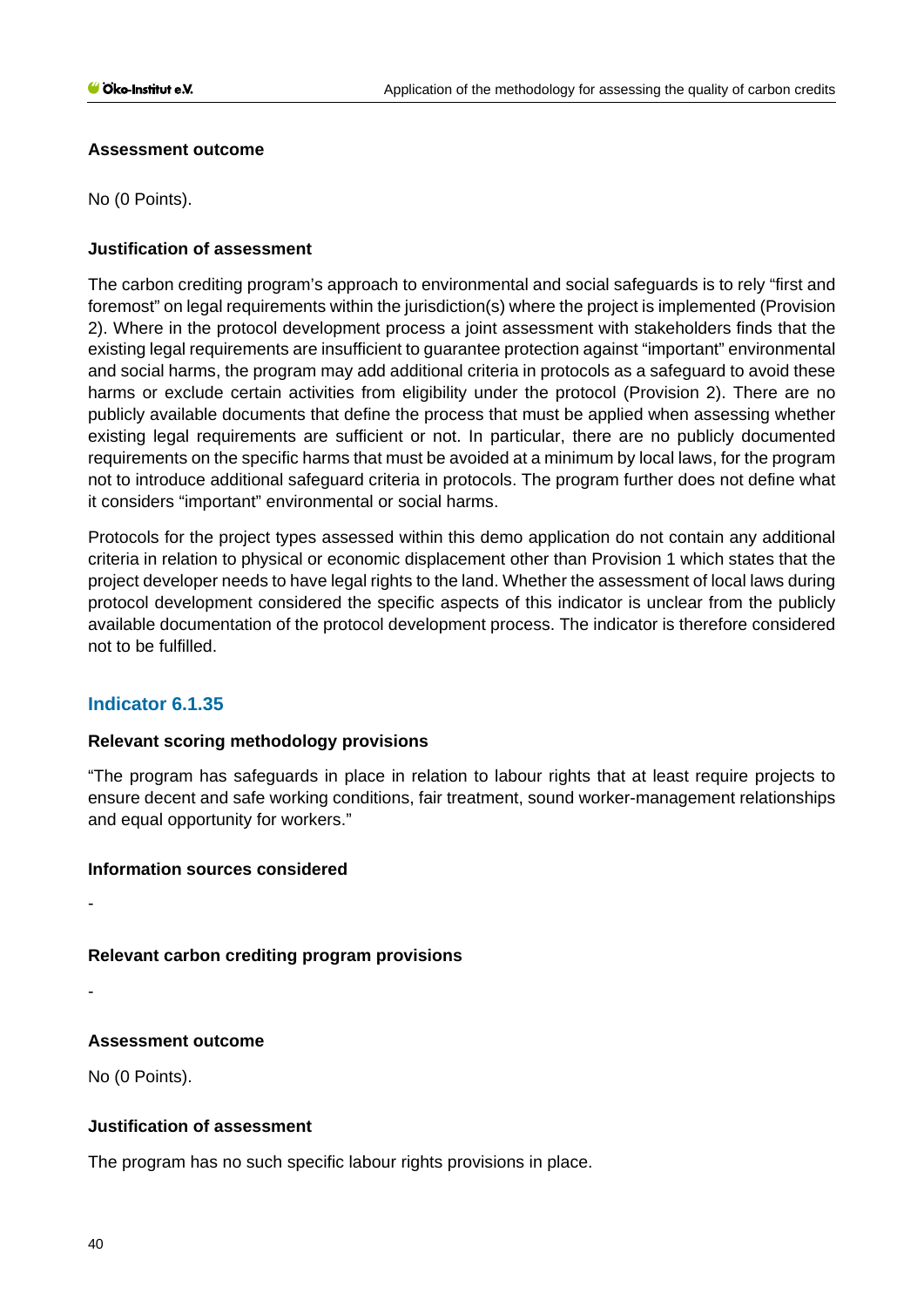**Assessment outcome**

No (0 Points).

**Justification of assessment**

The carbon crediting program's approach to environmental and social safeguards is to rely "first and foremost" on legal requirements within the jurisdiction(s) where the project is implemented (Provision 2). Where in the protocol development process a joint assessment with stakeholders finds that the existing legal requirements are insufficient to guarantee protection against "important" environmental and social harms, the program may add additional criteria in protocols as a safeguard to avoid these harms or exclude certain activities from eligibility under the protocol (Provision 2). There are no publicly available documents that define the process that must be applied when assessing whether existing legal requirements are sufficient or not. In particular, there are no publicly documented requirements on the specific harms that must be avoided at a minimum by local laws, for the program not to introduce additional safeguard criteria in protocols. The program further does not define what it considers "important" environmental or social harms.

Protocols for the project types assessed within this demo application do not contain any additional criteria in relation to physical or economic displacement other than Provision 1 which states that the project developer needs to have legal rights to the land. Whether the assessment of local laws during protocol development considered the specific aspects of this indicator is unclear from the publicly available documentation of the protocol development process. The indicator is therefore considered not to be fulfilled.

## Indicator 6.1.35

**Relevant scoring methodology provisions**

"The program has safeguards in place in relation to labour rights that at least require projects to ensure decent and safe working conditions, fair treatment, sound worker-management relationships and equal opportunity for workers."

**Information sources considered**

-

**Relevant carbon crediting program provisions**

-

**Assessment outcome**

No (0 Points).

**Justification of assessment**

The program has no such specific labour rights provisions in place.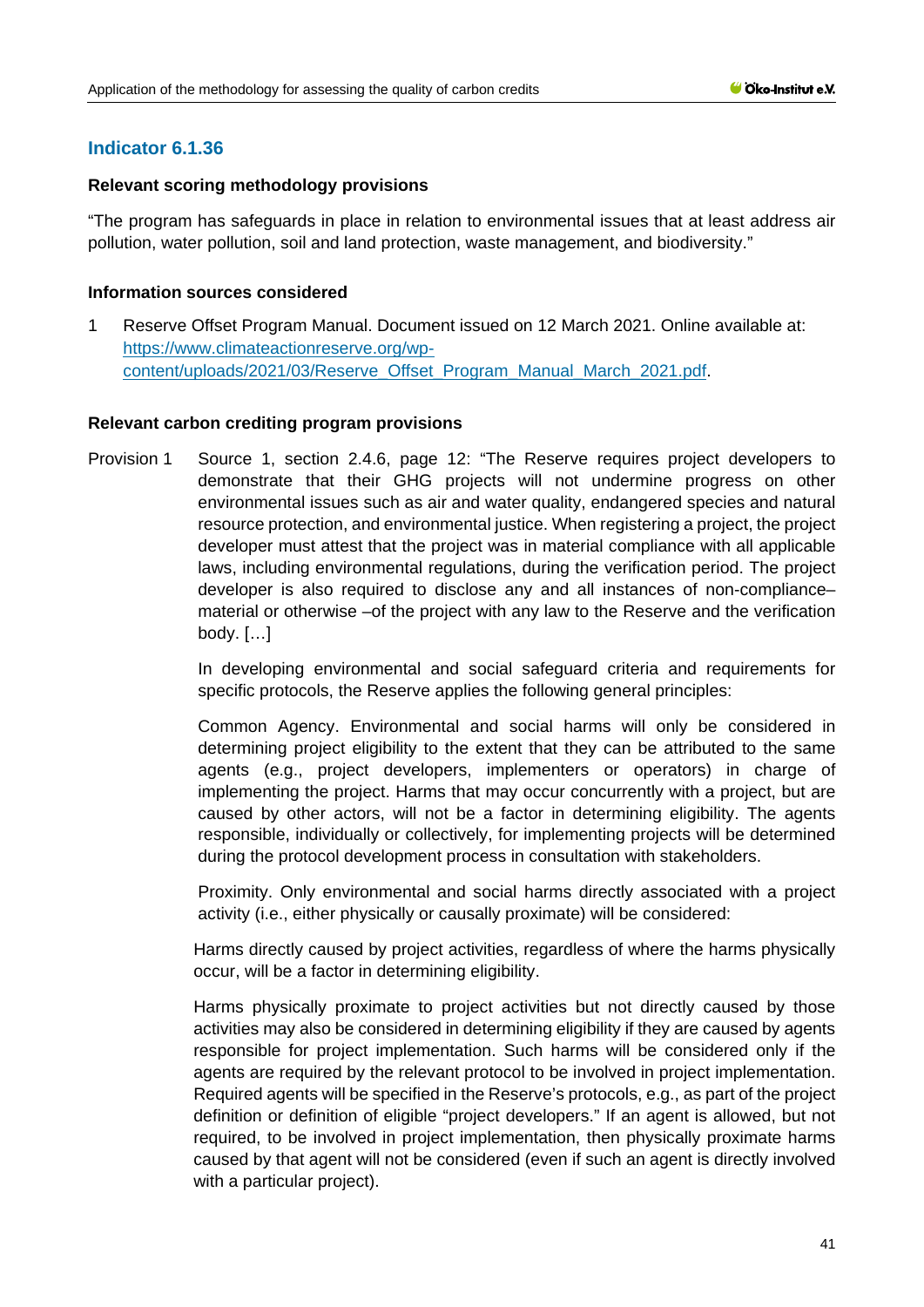## Indicator 6.1.36

**Relevant scoring methodology provisions**

"The program has safeguards in place in relation to environmental issues that at least address air pollution, water pollution, soil and land protection, waste management, and biodiversity."

**Information sources considered**

1 Reserve Offset Program Manual. Document issued on 12 March 2021. Online available at: https://www.climateactionreserve.org/wp-content/uploads/2021/03/Reserve_Offset_Program_Manual_March_2021.pdf.

**Relevant carbon crediting program provisions**

Provision 1 Source 1, section 2.4.6, page 12: "The Reserve requires project developers to demonstrate that their GHG projects will not undermine progress on other environmental issues such as air and water quality, endangered species and natural resource protection, and environmental justice. When registering a project, the project developer must attest that the project was in material compliance with all applicable laws, including environmental regulations, during the verification period. The project developer is also required to disclose any and all instances of non-compliance–material or otherwise –of the project with any law to the Reserve and the verification body. […]

In developing environmental and social safeguard criteria and requirements for specific protocols, the Reserve applies the following general principles:

Common Agency. Environmental and social harms will only be considered in determining project eligibility to the extent that they can be attributed to the same agents (e.g., project developers, implementers or operators) in charge of implementing the project. Harms that may occur concurrently with a project, but are caused by other actors, will not be a factor in determining eligibility. The agents responsible, individually or collectively, for implementing projects will be determined during the protocol development process in consultation with stakeholders.

Proximity. Only environmental and social harms directly associated with a project activity (i.e., either physically or causally proximate) will be considered:

Harms directly caused by project activities, regardless of where the harms physically occur, will be a factor in determining eligibility.

Harms physically proximate to project activities but not directly caused by those activities may also be considered in determining eligibility if they are caused by agents responsible for project implementation. Such harms will be considered only if the agents are required by the relevant protocol to be involved in project implementation. Required agents will be specified in the Reserve's protocols, e.g., as part of the project definition or definition of eligible "project developers." If an agent is allowed, but not required, to be involved in project implementation, then physically proximate harms caused by that agent will not be considered (even if such an agent is directly involved with a particular project).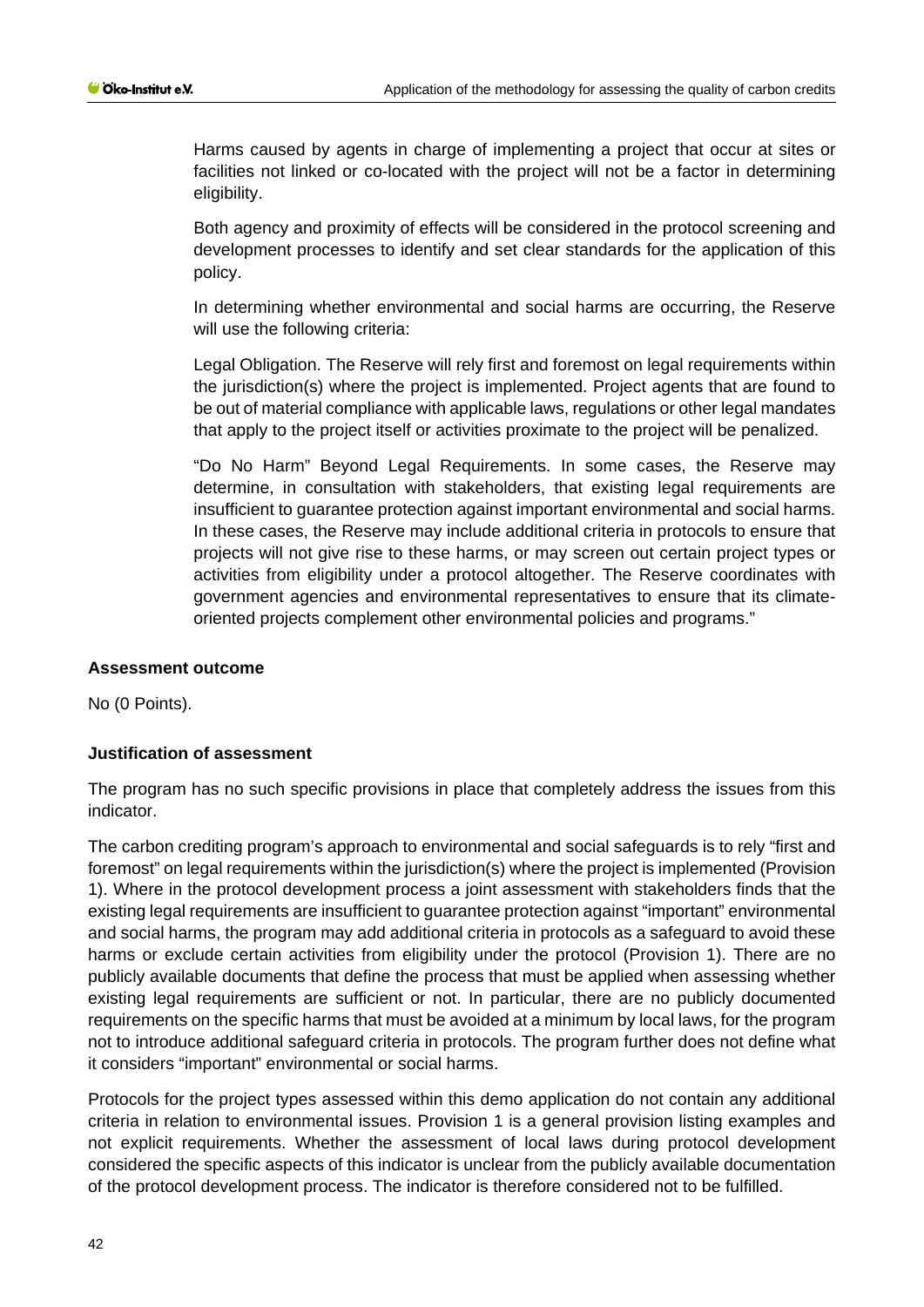Harms caused by agents in charge of implementing a project that occur at sites or facilities not linked or co-located with the project will not be a factor in determining eligibility.

Both agency and proximity of effects will be considered in the protocol screening and development processes to identify and set clear standards for the application of this policy.

In determining whether environmental and social harms are occurring, the Reserve will use the following criteria:

Legal Obligation. The Reserve will rely first and foremost on legal requirements within the jurisdiction(s) where the project is implemented. Project agents that are found to be out of material compliance with applicable laws, regulations or other legal mandates that apply to the project itself or activities proximate to the project will be penalized.

"Do No Harm" Beyond Legal Requirements. In some cases, the Reserve may determine, in consultation with stakeholders, that existing legal requirements are insufficient to guarantee protection against important environmental and social harms. In these cases, the Reserve may include additional criteria in protocols to ensure that projects will not give rise to these harms, or may screen out certain project types or activities from eligibility under a protocol altogether. The Reserve coordinates with government agencies and environmental representatives to ensure that its climate-oriented projects complement other environmental policies and programs."

**Assessment outcome**

No (0 Points).

**Justification of assessment**

The program has no such specific provisions in place that completely address the issues from this indicator.

The carbon crediting program's approach to environmental and social safeguards is to rely "first and foremost" on legal requirements within the jurisdiction(s) where the project is implemented (Provision 1). Where in the protocol development process a joint assessment with stakeholders finds that the existing legal requirements are insufficient to guarantee protection against "important" environmental and social harms, the program may add additional criteria in protocols as a safeguard to avoid these harms or exclude certain activities from eligibility under the protocol (Provision 1). There are no publicly available documents that define the process that must be applied when assessing whether existing legal requirements are sufficient or not. In particular, there are no publicly documented requirements on the specific harms that must be avoided at a minimum by local laws, for the program not to introduce additional safeguard criteria in protocols. The program further does not define what it considers "important" environmental or social harms.

Protocols for the project types assessed within this demo application do not contain any additional criteria in relation to environmental issues. Provision 1 is a general provision listing examples and not explicit requirements. Whether the assessment of local laws during protocol development considered the specific aspects of this indicator is unclear from the publicly available documentation of the protocol development process. The indicator is therefore considered not to be fulfilled.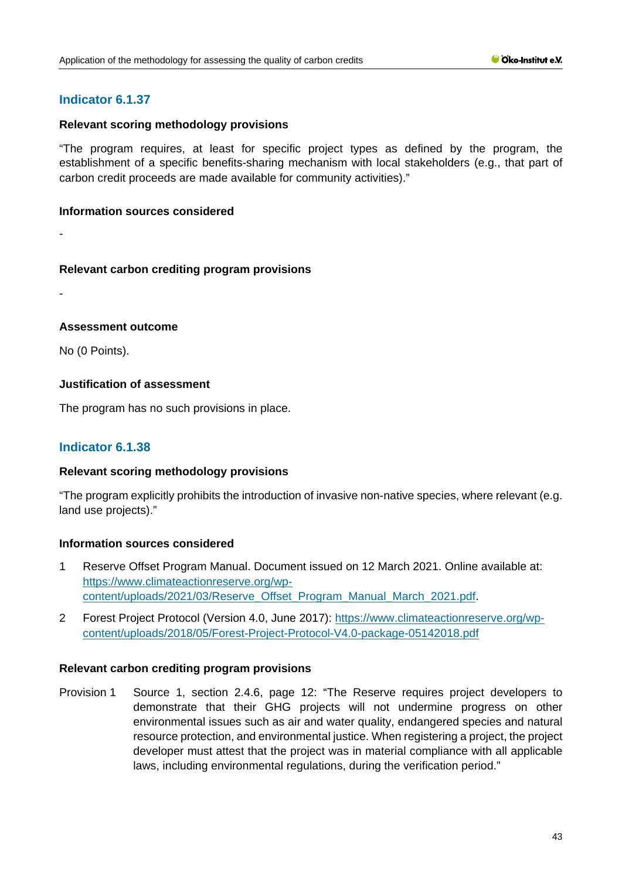### Indicator 6.1.37

**Relevant scoring methodology provisions**

"The program requires, at least for specific project types as defined by the program, the establishment of a specific benefits-sharing mechanism with local stakeholders (e.g., that part of carbon credit proceeds are made available for community activities)."

**Information sources considered**

-

**Relevant carbon crediting program provisions**

-

**Assessment outcome**

No (0 Points).

**Justification of assessment**

The program has no such provisions in place.

### Indicator 6.1.38

**Relevant scoring methodology provisions**

"The program explicitly prohibits the introduction of invasive non-native species, where relevant (e.g. land use projects)."

**Information sources considered**

1. Reserve Offset Program Manual. Document issued on 12 March 2021. Online available at: [https://www.climateactionreserve.org/wp-content/uploads/2021/03/Reserve_Offset_Program_Manual_March_2021.pdf](https://www.climateactionreserve.org/wp-content/uploads/2021/03/Reserve_Offset_Program_Manual_March_2021.pdf).
2. Forest Project Protocol (Version 4.0, June 2017): [https://www.climateactionreserve.org/wp-content/uploads/2018/05/Forest-Project-Protocol-V4.0-package-05142018.pdf](https://www.climateactionreserve.org/wp-content/uploads/2018/05/Forest-Project-Protocol-V4.0-package-05142018.pdf)

**Relevant carbon crediting program provisions**

Provision 1 Source 1, section 2.4.6, page 12: "The Reserve requires project developers to demonstrate that their GHG projects will not undermine progress on other environmental issues such as air and water quality, endangered species and natural resource protection, and environmental justice. When registering a project, the project developer must attest that the project was in material compliance with all applicable laws, including environmental regulations, during the verification period."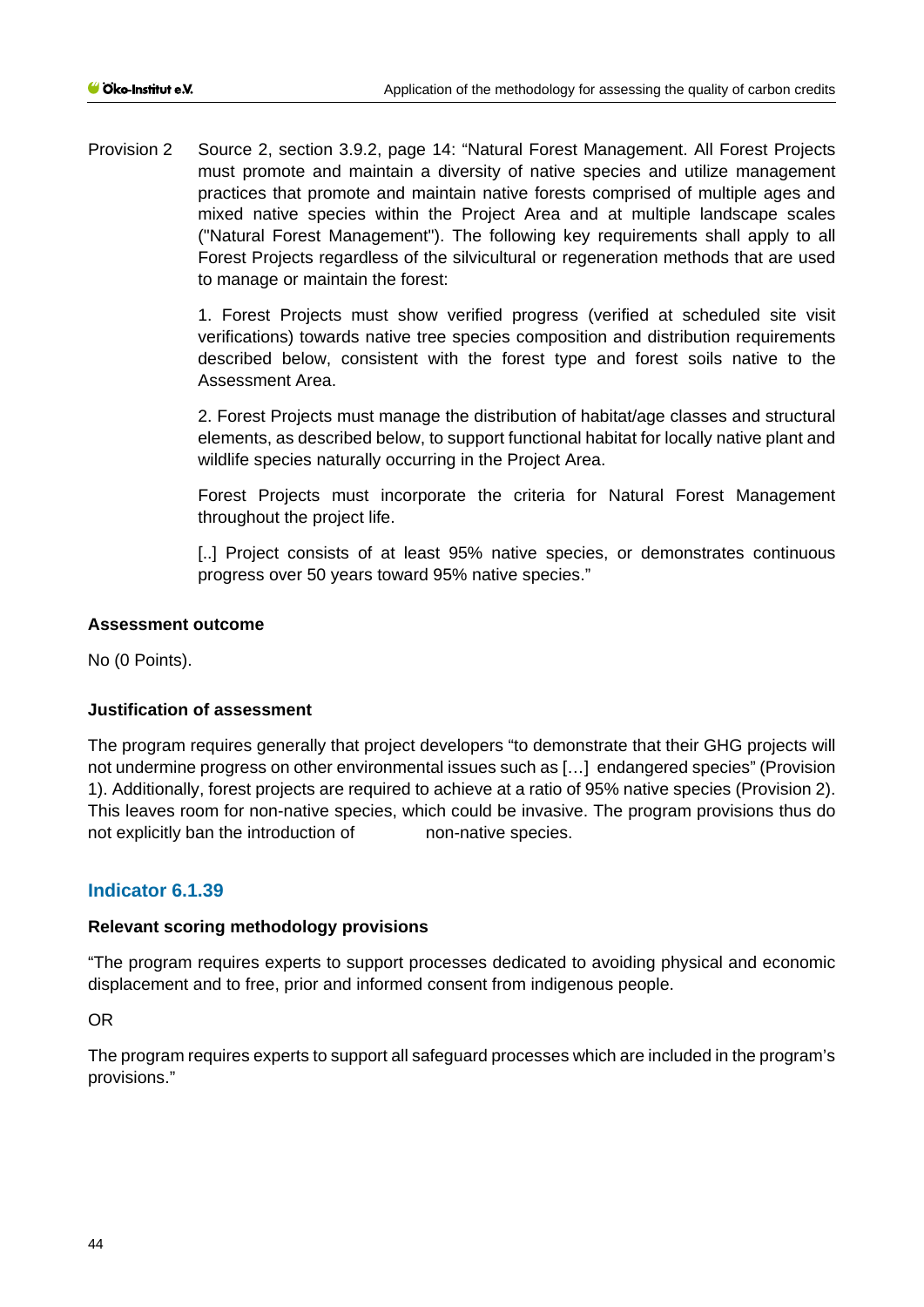Provision 2 Source 2, section 3.9.2, page 14: "Natural Forest Management. All Forest Projects must promote and maintain a diversity of native species and utilize management practices that promote and maintain native forests comprised of multiple ages and mixed native species within the Project Area and at multiple landscape scales ("Natural Forest Management"). The following key requirements shall apply to all Forest Projects regardless of the silvicultural or regeneration methods that are used to manage or maintain the forest:

1. Forest Projects must show verified progress (verified at scheduled site visit verifications) towards native tree species composition and distribution requirements described below, consistent with the forest type and forest soils native to the Assessment Area.

2. Forest Projects must manage the distribution of habitat/age classes and structural elements, as described below, to support functional habitat for locally native plant and wildlife species naturally occurring in the Project Area.

Forest Projects must incorporate the criteria for Natural Forest Management throughout the project life.

[..] Project consists of at least 95% native species, or demonstrates continuous progress over 50 years toward 95% native species."

**Assessment outcome**

No (0 Points).

**Justification of assessment**

The program requires generally that project developers "to demonstrate that their GHG projects will not undermine progress on other environmental issues such as […] endangered species" (Provision 1). Additionally, forest projects are required to achieve at a ratio of 95% native species (Provision 2). This leaves room for non-native species, which could be invasive. The program provisions thus do not explicitly ban the introduction of non-native species.

## Indicator 6.1.39

**Relevant scoring methodology provisions**

"The program requires experts to support processes dedicated to avoiding physical and economic displacement and to free, prior and informed consent from indigenous people.

OR

The program requires experts to support all safeguard processes which are included in the program's provisions."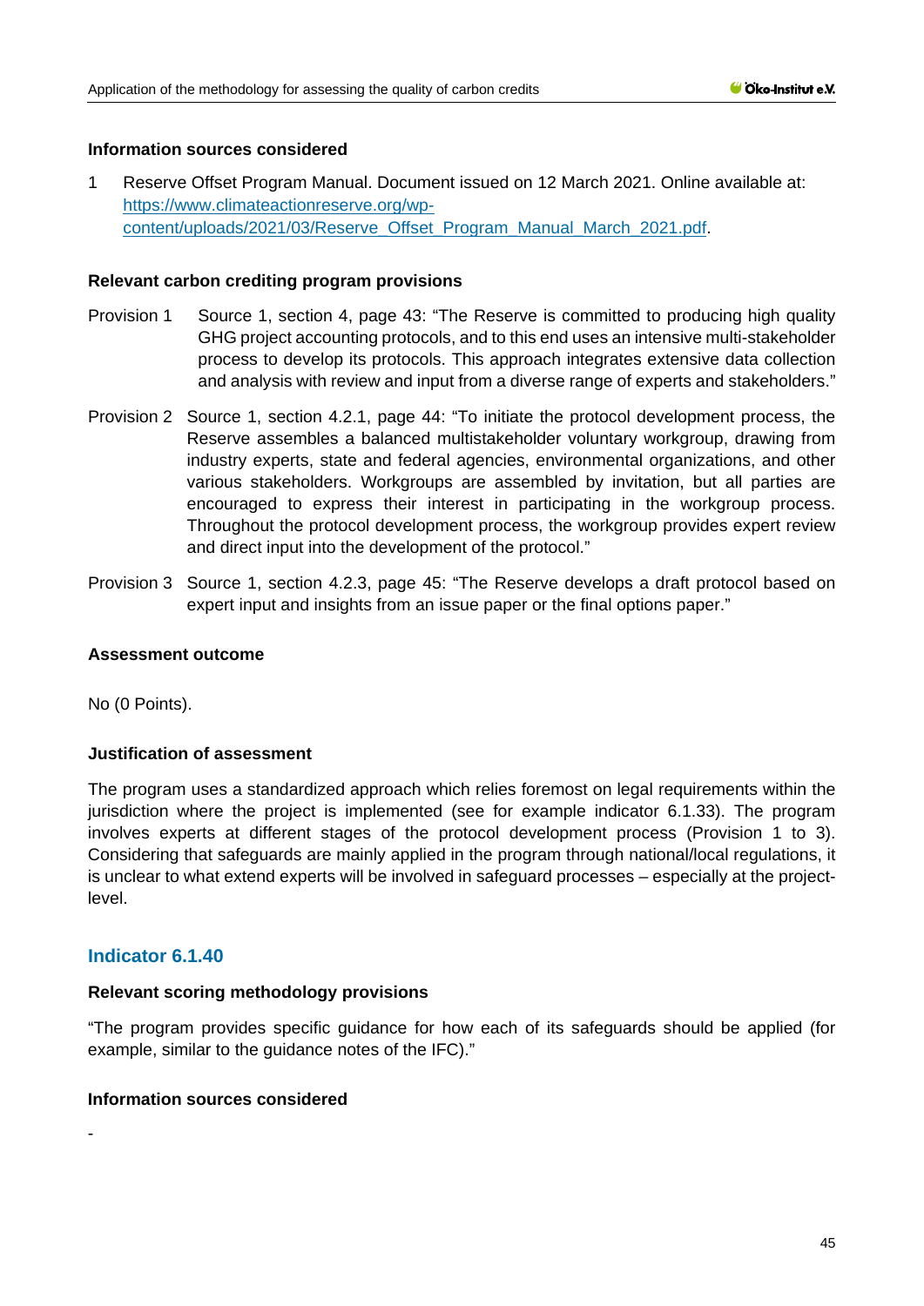**Information sources considered**

1 Reserve Offset Program Manual. Document issued on 12 March 2021. Online available at: [https://www.climateactionreserve.org/wp-content/uploads/2021/03/Reserve_Offset_Program_Manual_March_2021.pdf](https://www.climateactionreserve.org/wp-content/uploads/2021/03/Reserve_Offset_Program_Manual_March_2021.pdf).

**Relevant carbon crediting program provisions**

Provision 1 Source 1, section 4, page 43: "The Reserve is committed to producing high quality GHG project accounting protocols, and to this end uses an intensive multi-stakeholder process to develop its protocols. This approach integrates extensive data collection and analysis with review and input from a diverse range of experts and stakeholders."

Provision 2 Source 1, section 4.2.1, page 44: "To initiate the protocol development process, the Reserve assembles a balanced multistakeholder voluntary workgroup, drawing from industry experts, state and federal agencies, environmental organizations, and other various stakeholders. Workgroups are assembled by invitation, but all parties are encouraged to express their interest in participating in the workgroup process. Throughout the protocol development process, the workgroup provides expert review and direct input into the development of the protocol."

Provision 3 Source 1, section 4.2.3, page 45: "The Reserve develops a draft protocol based on expert input and insights from an issue paper or the final options paper."

**Assessment outcome**

No (0 Points).

**Justification of assessment**

The program uses a standardized approach which relies foremost on legal requirements within the jurisdiction where the project is implemented (see for example indicator 6.1.33). The program involves experts at different stages of the protocol development process (Provision 1 to 3). Considering that safeguards are mainly applied in the program through national/local regulations, it is unclear to what extend experts will be involved in safeguard processes – especially at the project-level.

## Indicator 6.1.40

**Relevant scoring methodology provisions**

"The program provides specific guidance for how each of its safeguards should be applied (for example, similar to the guidance notes of the IFC)."

**Information sources considered**

-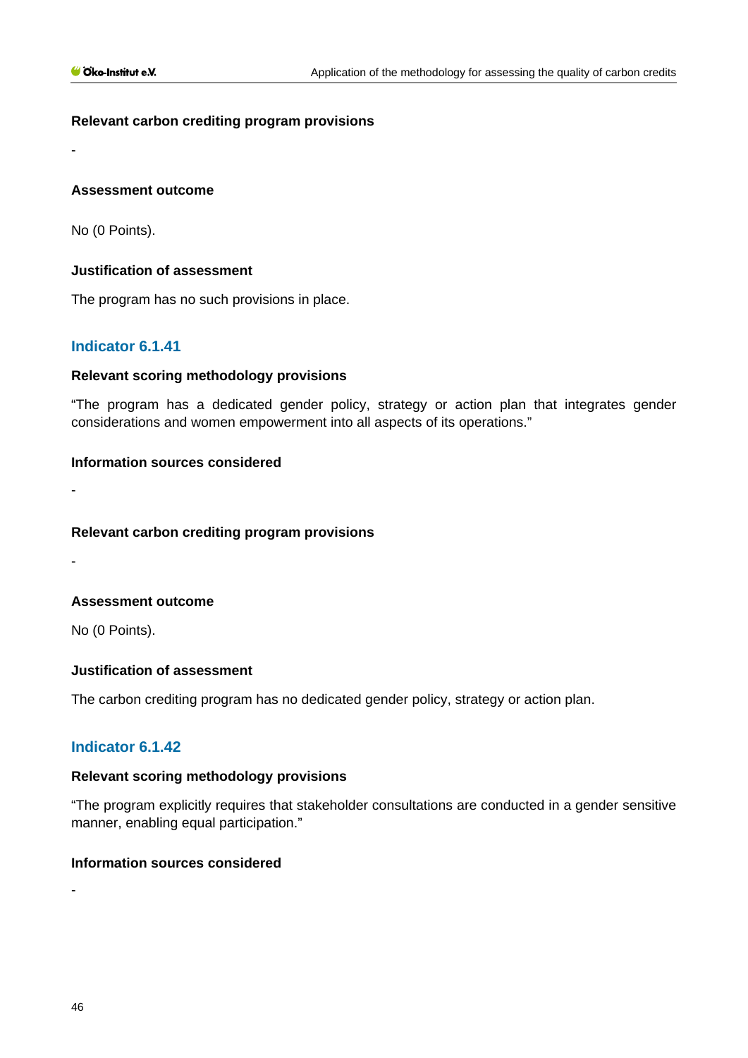#### Relevant carbon crediting program provisions

-

#### Assessment outcome

No (0 Points).

#### Justification of assessment

The program has no such provisions in place.

### Indicator 6.1.41

#### Relevant scoring methodology provisions

"The program has a dedicated gender policy, strategy or action plan that integrates gender considerations and women empowerment into all aspects of its operations."

#### Information sources considered

-

#### Relevant carbon crediting program provisions

-

#### Assessment outcome

No (0 Points).

#### Justification of assessment

The carbon crediting program has no dedicated gender policy, strategy or action plan.

### Indicator 6.1.42

#### Relevant scoring methodology provisions

"The program explicitly requires that stakeholder consultations are conducted in a gender sensitive manner, enabling equal participation."

#### Information sources considered

-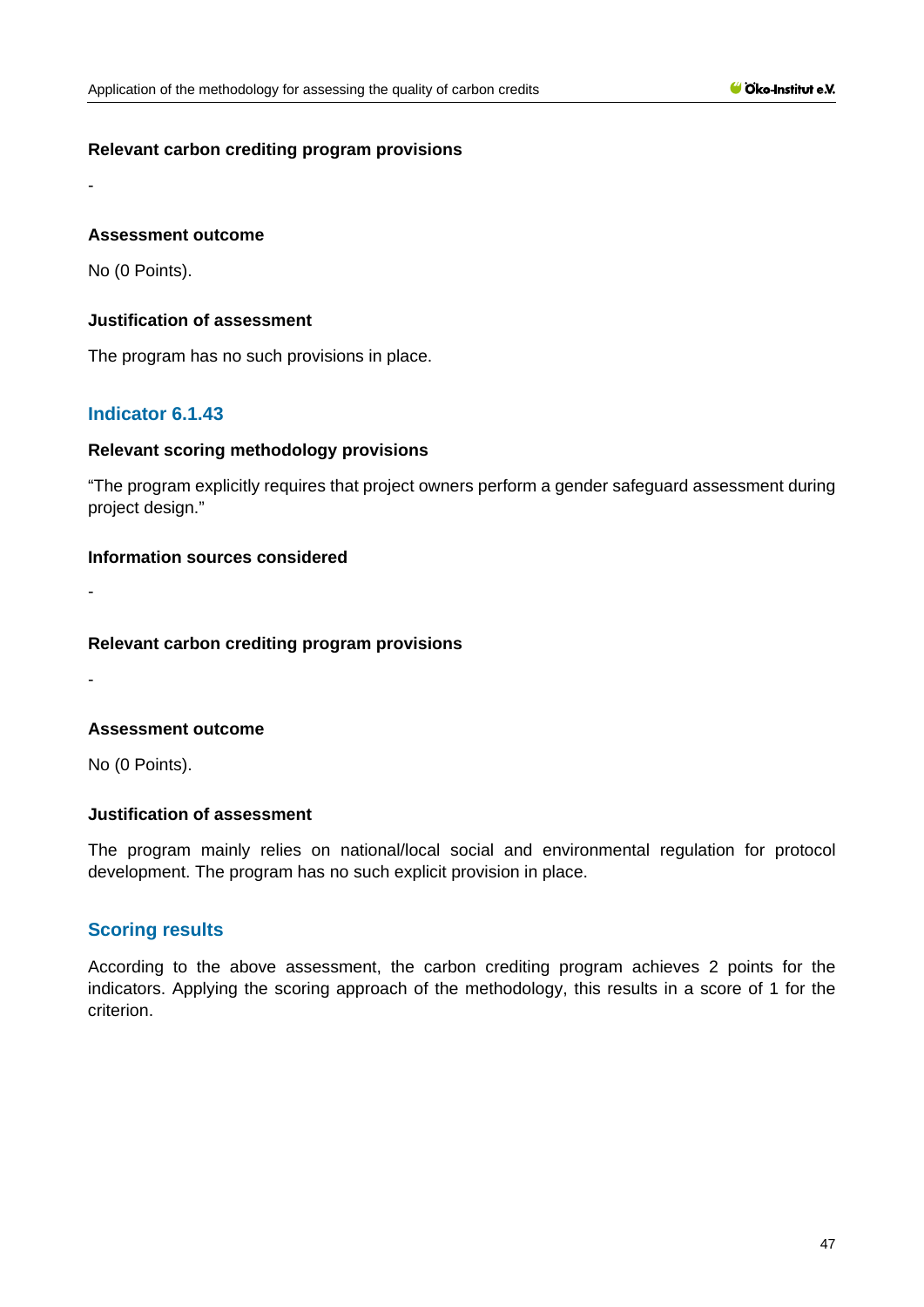#### Relevant carbon crediting program provisions

-

#### Assessment outcome

No (0 Points).

#### Justification of assessment

The program has no such provisions in place.

### Indicator 6.1.43

#### Relevant scoring methodology provisions

"The program explicitly requires that project owners perform a gender safeguard assessment during project design."

#### Information sources considered

-

#### Relevant carbon crediting program provisions

-

#### Assessment outcome

No (0 Points).

#### Justification of assessment

The program mainly relies on national/local social and environmental regulation for protocol development. The program has no such explicit provision in place.

### Scoring results

According to the above assessment, the carbon crediting program achieves 2 points for the indicators. Applying the scoring approach of the methodology, this results in a score of 1 for the criterion.